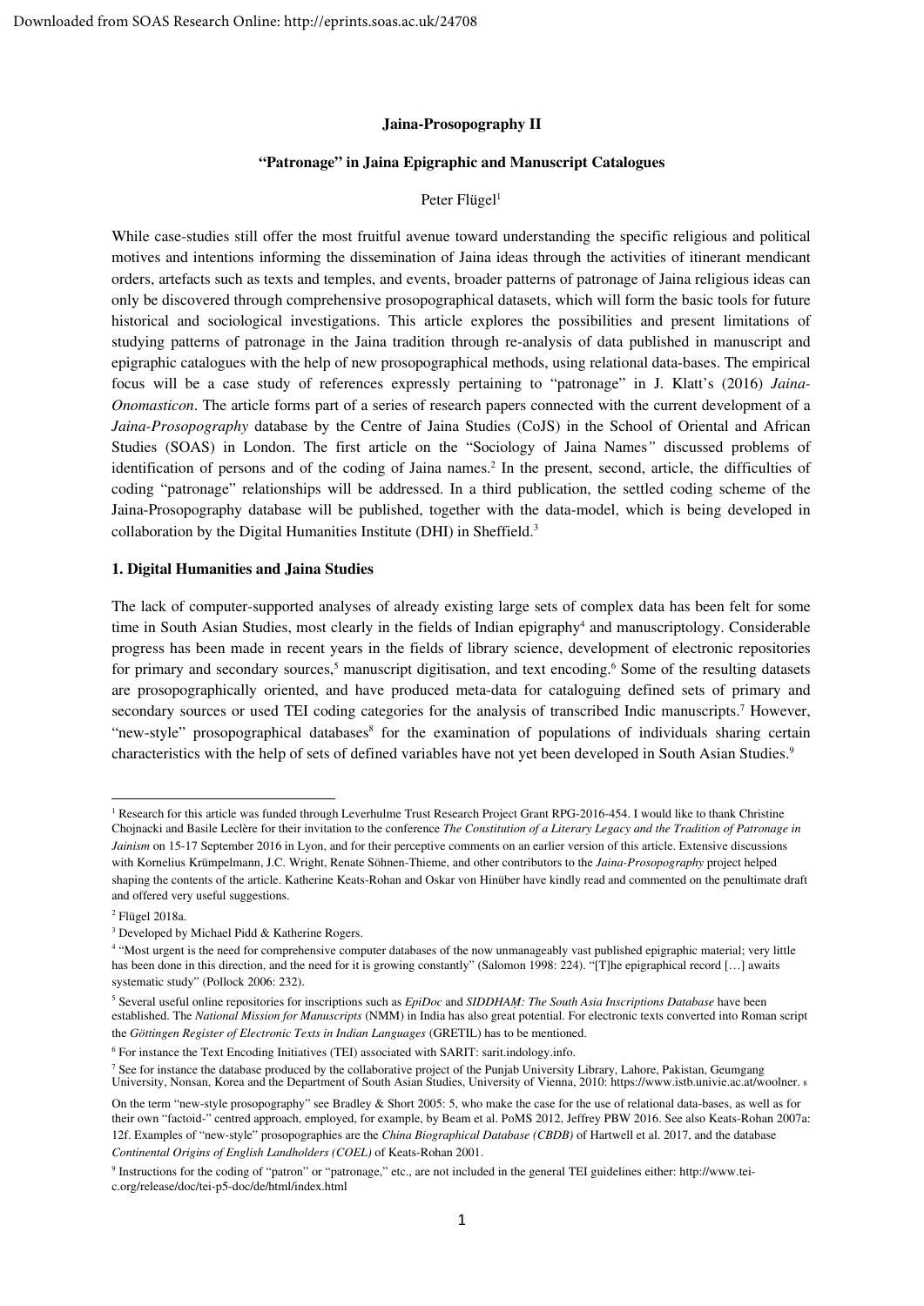Downloaded from SOAS Research Online: http://eprints.soas.ac.uk/24708

# Jaina-Prosopography II

## "Patronage" in Jaina Epigraphic and Manuscript Catalogues

Peter Flügel[1]

While case-studies still offer the most fruitful avenue toward understanding the specific religious and political motives and intentions informing the dissemination of Jaina ideas through the activities of itinerant mendicant orders, artefacts such as texts and temples, and events, broader patterns of patronage of Jaina religious ideas can only be discovered through comprehensive prosopographical datasets, which will form the basic tools for future historical and sociological investigations. This article explores the possibilities and present limitations of studying patterns of patronage in the Jaina tradition through re-analysis of data published in manuscript and epigraphic catalogues with the help of new prosopographical methods, using relational data-bases. The empirical focus will be a case study of references expressly pertaining to "patronage" in J. Klatt's (2016) *Jaina-Onomasticon*. The article forms part of a series of research papers connected with the current development of a *Jaina-Prosopography* database by the Centre of Jaina Studies (CoJS) in the School of Oriental and African Studies (SOAS) in London. The first article on the "Sociology of Jaina Names*"* discussed problems of identification of persons and of the coding of Jaina names.[2] In the present, second, article, the difficulties of coding "patronage" relationships will be addressed. In a third publication, the settled coding scheme of the Jaina-Prosopography database will be published, together with the data-model, which is being developed in collaboration by the Digital Humanities Institute (DHI) in Sheffield.[3]

### 1. Digital Humanities and Jaina Studies

The lack of computer-supported analyses of already existing large sets of complex data has been felt for some time in South Asian Studies, most clearly in the fields of Indian epigraphy[4] and manuscriptology. Considerable progress has been made in recent years in the fields of library science, development of electronic repositories for primary and secondary sources,[5] manuscript digitisation, and text encoding.[6] Some of the resulting datasets are prosopographically oriented, and have produced meta-data for cataloguing defined sets of primary and secondary sources or used TEI coding categories for the analysis of transcribed Indic manuscripts.[7] However, "new-style" prosopographical databases[8] for the examination of populations of individuals sharing certain characteristics with the help of sets of defined variables have not yet been developed in South Asian Studies.[9]

---

[1] Research for this article was funded through Leverhulme Trust Research Project Grant RPG-2016-454. I would like to thank Christine Chojnacki and Basile Leclère for their invitation to the conference *The Constitution of a Literary Legacy and the Tradition of Patronage in Jainism* on 15-17 September 2016 in Lyon, and for their perceptive comments on an earlier version of this article. Extensive discussions with Kornelius Krümpelmann, J.C. Wright, Renate Söhnen-Thieme, and other contributors to the *Jaina-Prosopography* project helped shaping the contents of the article. Katherine Keats-Rohan and Oskar von Hinüber have kindly read and commented on the penultimate draft and offered very useful suggestions.

[2] Flügel 2018a.

[3] Developed by Michael Pidd & Katherine Rogers.

[4] "Most urgent is the need for comprehensive computer databases of the now unmanageably vast published epigraphic material; very little has been done in this direction, and the need for it is growing constantly" (Salomon 1998: 224). "[T]he epigraphical record […] awaits systematic study" (Pollock 2006: 232).

[5] Several useful online repositories for inscriptions such as *EpiDoc* and *SIDDHAṂ: The South Asia Inscriptions Database* have been established. The *National Mission for Manuscripts* (NMM) in India has also great potential. For electronic texts converted into Roman script the *Göttingen Register of Electronic Texts in Indian Languages* (GRETIL) has to be mentioned.

[6] For instance the Text Encoding Initiatives (TEI) associated with SARIT: sarit.indology.info.

[7] See for instance the database produced by the collaborative project of the Punjab University Library, Lahore, Pakistan, Geumgang University, Nonsan, Korea and the Department of South Asian Studies, University of Vienna, 2010: https://www.istb.univie.ac.at/woolner.

[8] On the term "new-style prosopography" see Bradley & Short 2005: 5, who make the case for the use of relational data-bases, as well as for their own "factoid-" centred approach, employed, for example, by Beam et al. PoMS 2012, Jeffrey PBW 2016. See also Keats-Rohan 2007a: 12f. Examples of "new-style" prosopographies are the *China Biographical Database (CBDB)* of Hartwell et al. 2017, and the database *Continental Origins of English Landholders (COEL)* of Keats-Rohan 2001.

[9] Instructions for the coding of "patron" or "patronage," etc., are not included in the general TEI guidelines either: http://www.tei-c.org/release/doc/tei-p5-doc/de/html/index.html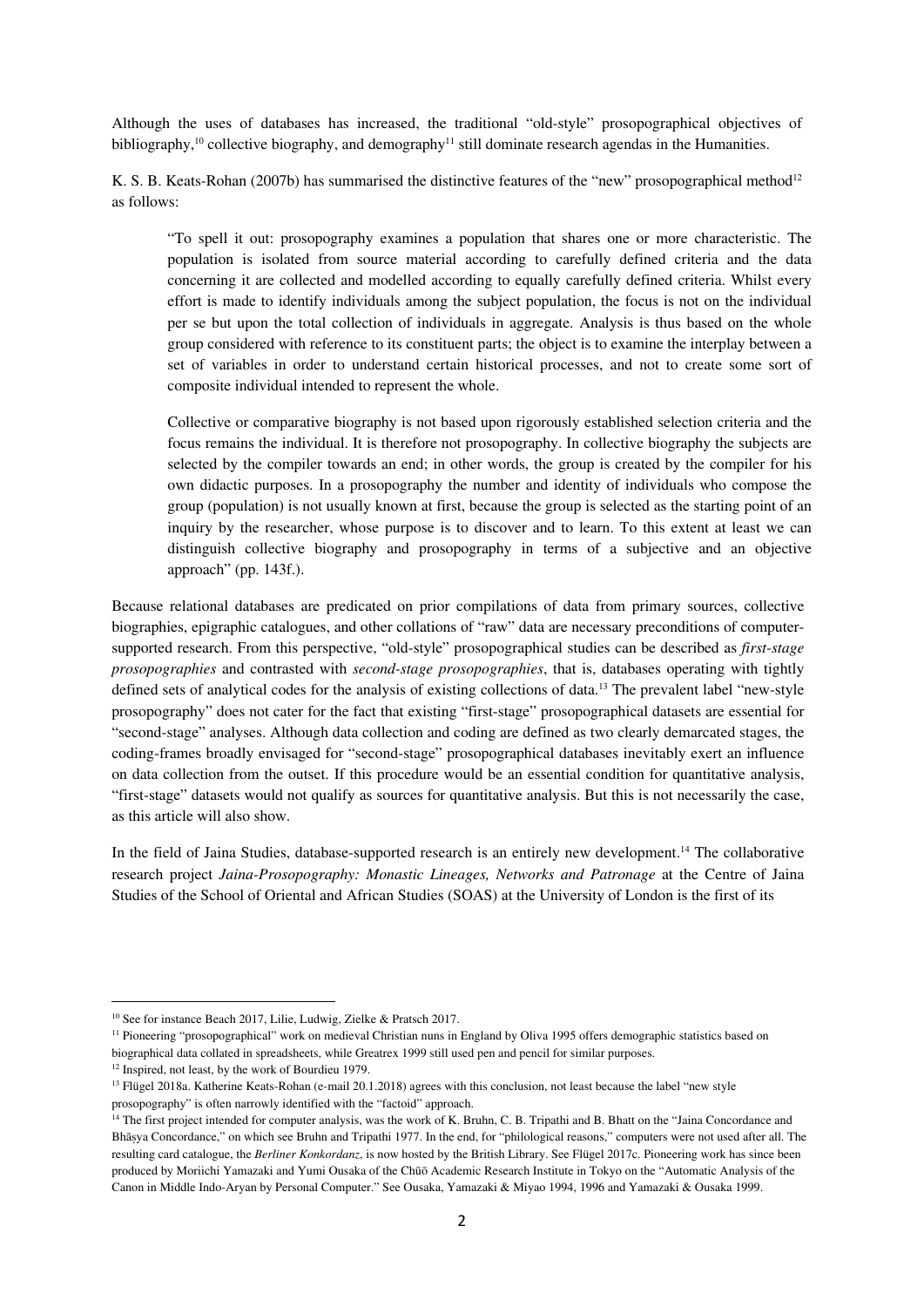Although the uses of databases has increased, the traditional "old-style" prosopographical objectives of bibliography,[10] collective biography, and demography[11] still dominate research agendas in the Humanities.

K. S. B. Keats-Rohan (2007b) has summarised the distinctive features of the "new" prosopographical method[12] as follows:

> "To spell it out: prosopography examines a population that shares one or more characteristic. The population is isolated from source material according to carefully defined criteria and the data concerning it are collected and modelled according to equally carefully defined criteria. Whilst every effort is made to identify individuals among the subject population, the focus is not on the individual per se but upon the total collection of individuals in aggregate. Analysis is thus based on the whole group considered with reference to its constituent parts; the object is to examine the interplay between a set of variables in order to understand certain historical processes, and not to create some sort of composite individual intended to represent the whole.
>
> Collective or comparative biography is not based upon rigorously established selection criteria and the focus remains the individual. It is therefore not prosopography. In collective biography the subjects are selected by the compiler towards an end; in other words, the group is created by the compiler for his own didactic purposes. In a prosopography the number and identity of individuals who compose the group (population) is not usually known at first, because the group is selected as the starting point of an inquiry by the researcher, whose purpose is to discover and to learn. To this extent at least we can distinguish collective biography and prosopography in terms of a subjective and an objective approach" (pp. 143f.).

Because relational databases are predicated on prior compilations of data from primary sources, collective biographies, epigraphic catalogues, and other collations of "raw" data are necessary preconditions of computer-supported research. From this perspective, "old-style" prosopographical studies can be described as *first-stage prosopographies* and contrasted with *second-stage prosopographies*, that is, databases operating with tightly defined sets of analytical codes for the analysis of existing collections of data.[13] The prevalent label "new-style prosopography" does not cater for the fact that existing "first-stage" prosopographical datasets are essential for "second-stage" analyses. Although data collection and coding are defined as two clearly demarcated stages, the coding-frames broadly envisaged for "second-stage" prosopographical databases inevitably exert an influence on data collection from the outset. If this procedure would be an essential condition for quantitative analysis, "first-stage" datasets would not qualify as sources for quantitative analysis. But this is not necessarily the case, as this article will also show.

In the field of Jaina Studies, database-supported research is an entirely new development.[14] The collaborative research project *Jaina-Prosopography: Monastic Lineages, Networks and Patronage* at the Centre of Jaina Studies of the School of Oriental and African Studies (SOAS) at the University of London is the first of its

---

[10] See for instance Beach 2017, Lilie, Ludwig, Zielke & Pratsch 2017.

[11] Pioneering "prosopographical" work on medieval Christian nuns in England by Oliva 1995 offers demographic statistics based on biographical data collated in spreadsheets, while Greatrex 1999 still used pen and pencil for similar purposes.

[12] Inspired, not least, by the work of Bourdieu 1979.

[13] Flügel 2018a. Katherine Keats-Rohan (e-mail 20.1.2018) agrees with this conclusion, not least because the label "new style prosopography" is often narrowly identified with the "factoid" approach.

[14] The first project intended for computer analysis, was the work of K. Bruhn, C. B. Tripathi and B. Bhatt on the "Jaina Concordance and Bhāṣya Concordance," on which see Bruhn and Tripathi 1977. In the end, for "philological reasons," computers were not used after all. The resulting card catalogue, the *Berliner Konkordanz*, is now hosted by the British Library. See Flügel 2017c. Pioneering work has since been produced by Moriichi Yamazaki and Yumi Ousaka of the Chūō Academic Research Institute in Tokyo on the "Automatic Analysis of the Canon in Middle Indo-Aryan by Personal Computer." See Ousaka, Yamazaki & Miyao 1994, 1996 and Yamazaki & Ousaka 1999.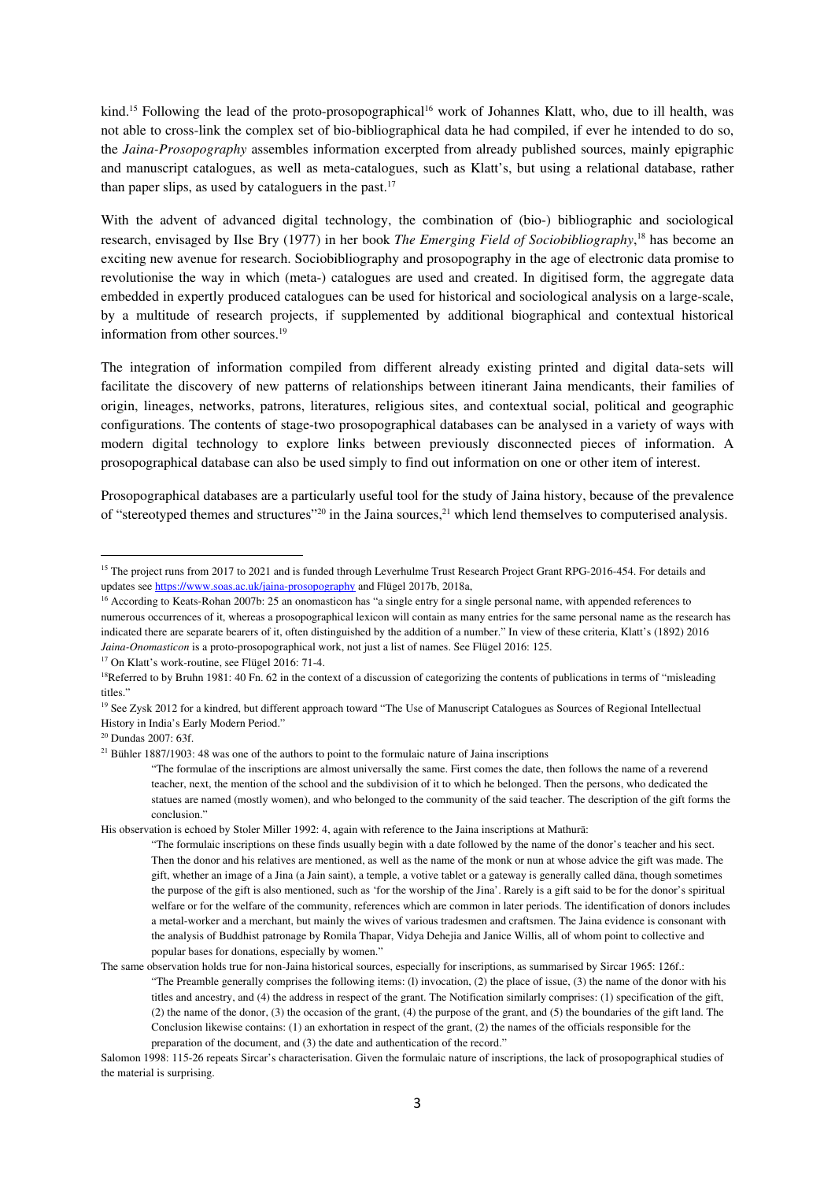kind.[15] Following the lead of the proto-prosopographical[16] work of Johannes Klatt, who, due to ill health, was not able to cross-link the complex set of bio-bibliographical data he had compiled, if ever he intended to do so, the *Jaina-Prosopography* assembles information excerpted from already published sources, mainly epigraphic and manuscript catalogues, as well as meta-catalogues, such as Klatt's, but using a relational database, rather than paper slips, as used by cataloguers in the past.[17]

With the advent of advanced digital technology, the combination of (bio-) bibliographic and sociological research, envisaged by Ilse Bry (1977) in her book *The Emerging Field of Sociobibliography*,[18] has become an exciting new avenue for research. Sociobibliography and prosopography in the age of electronic data promise to revolutionise the way in which (meta-) catalogues are used and created. In digitised form, the aggregate data embedded in expertly produced catalogues can be used for historical and sociological analysis on a large-scale, by a multitude of research projects, if supplemented by additional biographical and contextual historical information from other sources.[19]

The integration of information compiled from different already existing printed and digital data-sets will facilitate the discovery of new patterns of relationships between itinerant Jaina mendicants, their families of origin, lineages, networks, patrons, literatures, religious sites, and contextual social, political and geographic configurations. The contents of stage-two prosopographical databases can be analysed in a variety of ways with modern digital technology to explore links between previously disconnected pieces of information. A prosopographical database can also be used simply to find out information on one or other item of interest.

Prosopographical databases are a particularly useful tool for the study of Jaina history, because of the prevalence of "stereotyped themes and structures"[20] in the Jaina sources,[21] which lend themselves to computerised analysis.

---

[15] The project runs from 2017 to 2021 and is funded through Leverhulme Trust Research Project Grant RPG-2016-454. For details and updates see https://www.soas.ac.uk/jaina-prosopography and Flügel 2017b, 2018a,

[16] According to Keats-Rohan 2007b: 25 an onomasticon has "a single entry for a single personal name, with appended references to numerous occurrences of it, whereas a prosopographical lexicon will contain as many entries for the same personal name as the research has indicated there are separate bearers of it, often distinguished by the addition of a number." In view of these criteria, Klatt's (1892) 2016 *Jaina-Onomasticon* is a proto-prosopographical work, not just a list of names. See Flügel 2016: 125.

[17] On Klatt's work-routine, see Flügel 2016: 71-4.

[18] Referred to by Bruhn 1981: 40 Fn. 62 in the context of a discussion of categorizing the contents of publications in terms of "misleading titles."

[19] See Zysk 2012 for a kindred, but different approach toward "The Use of Manuscript Catalogues as Sources of Regional Intellectual History in India's Early Modern Period."

[20] Dundas 2007: 63f.

[21] Bühler 1887/1903: 48 was one of the authors to point to the formulaic nature of Jaina inscriptions

> "The formulae of the inscriptions are almost universally the same. First comes the date, then follows the name of a reverend teacher, next, the mention of the school and the subdivision of it to which he belonged. Then the persons, who dedicated the statues are named (mostly women), and who belonged to the community of the said teacher. The description of the gift forms the conclusion."

His observation is echoed by Stoler Miller 1992: 4, again with reference to the Jaina inscriptions at Mathurā:

> "The formulaic inscriptions on these finds usually begin with a date followed by the name of the donor's teacher and his sect. Then the donor and his relatives are mentioned, as well as the name of the monk or nun at whose advice the gift was made. The gift, whether an image of a Jina (a Jain saint), a temple, a votive tablet or a gateway is generally called dāna, though sometimes the purpose of the gift is also mentioned, such as 'for the worship of the Jina'. Rarely is a gift said to be for the donor's spiritual welfare or for the welfare of the community, references which are common in later periods. The identification of donors includes a metal-worker and a merchant, but mainly the wives of various tradesmen and craftsmen. The Jaina evidence is consonant with the analysis of Buddhist patronage by Romila Thapar, Vidya Dehejia and Janice Willis, all of whom point to collective and popular bases for donations, especially by women."

The same observation holds true for non-Jaina historical sources, especially for inscriptions, as summarised by Sircar 1965: 126f.:

> "The Preamble generally comprises the following items: (l) invocation, (2) the place of issue, (3) the name of the donor with his titles and ancestry, and (4) the address in respect of the grant. The Notification similarly comprises: (1) specification of the gift, (2) the name of the donor, (3) the occasion of the grant, (4) the purpose of the grant, and (5) the boundaries of the gift land. The Conclusion likewise contains: (1) an exhortation in respect of the grant, (2) the names of the officials responsible for the preparation of the document, and (3) the date and authentication of the record."

Salomon 1998: 115-26 repeats Sircar's characterisation. Given the formulaic nature of inscriptions, the lack of prosopographical studies of the material is surprising.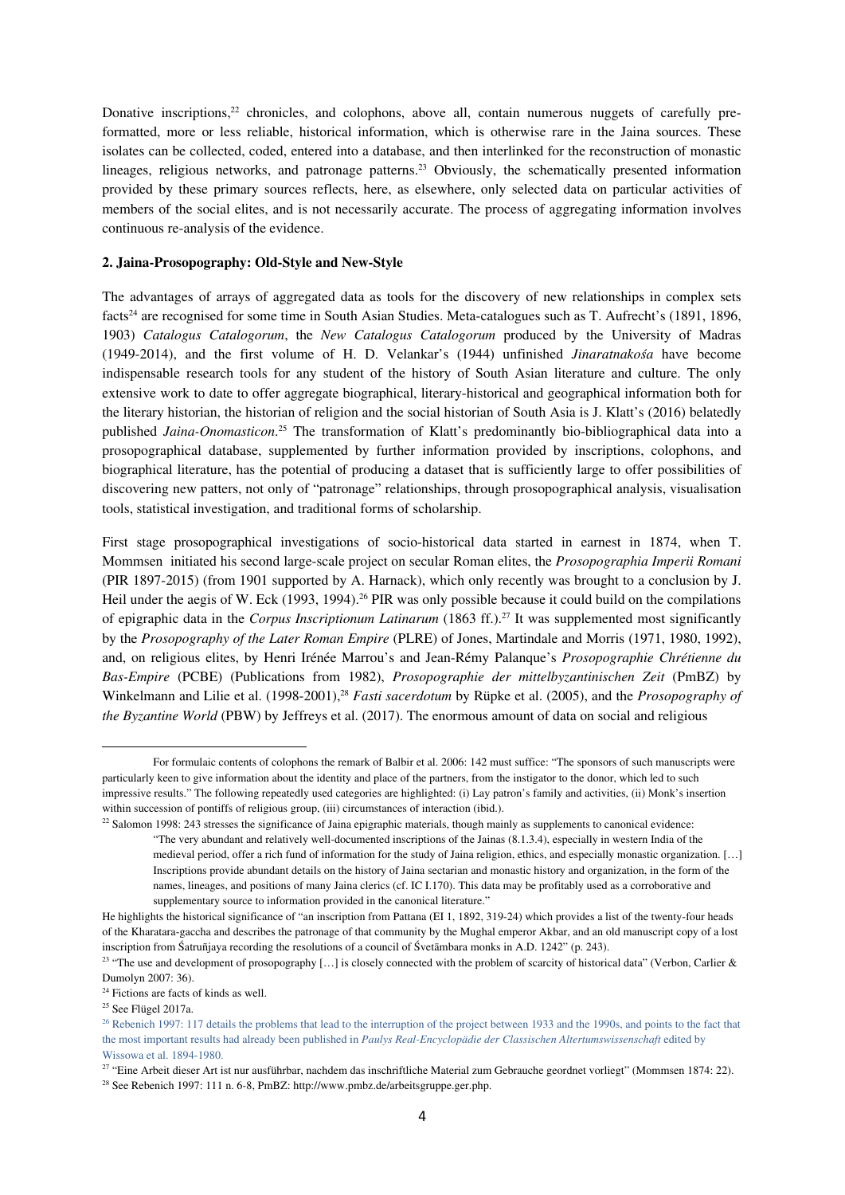Donative inscriptions,[22] chronicles, and colophons, above all, contain numerous nuggets of carefully pre-formatted, more or less reliable, historical information, which is otherwise rare in the Jaina sources. These isolates can be collected, coded, entered into a database, and then interlinked for the reconstruction of monastic lineages, religious networks, and patronage patterns.[23] Obviously, the schematically presented information provided by these primary sources reflects, here, as elsewhere, only selected data on particular activities of members of the social elites, and is not necessarily accurate. The process of aggregating information involves continuous re-analysis of the evidence.

**2. Jaina-Prosopography: Old-Style and New-Style**

The advantages of arrays of aggregated data as tools for the discovery of new relationships in complex sets facts[24] are recognised for some time in South Asian Studies. Meta-catalogues such as T. Aufrecht's (1891, 1896, 1903) *Catalogus Catalogorum*, the *New Catalogus Catalogorum* produced by the University of Madras (1949-2014), and the first volume of H. D. Velankar's (1944) unfinished *Jinaratnakośa* have become indispensable research tools for any student of the history of South Asian literature and culture. The only extensive work to date to offer aggregate biographical, literary-historical and geographical information both for the literary historian, the historian of religion and the social historian of South Asia is J. Klatt's (2016) belatedly published *Jaina-Onomasticon*.[25] The transformation of Klatt's predominantly bio-bibliographical data into a prosopographical database, supplemented by further information provided by inscriptions, colophons, and biographical literature, has the potential of producing a dataset that is sufficiently large to offer possibilities of discovering new patters, not only of "patronage" relationships, through prosopographical analysis, visualisation tools, statistical investigation, and traditional forms of scholarship.

First stage prosopographical investigations of socio-historical data started in earnest in 1874, when T. Mommsen initiated his second large-scale project on secular Roman elites, the *Prosopographia Imperii Romani* (PIR 1897-2015) (from 1901 supported by A. Harnack), which only recently was brought to a conclusion by J. Heil under the aegis of W. Eck (1993, 1994).[26] PIR was only possible because it could build on the compilations of epigraphic data in the *Corpus Inscriptionum Latinarum* (1863 ff.).[27] It was supplemented most significantly by the *Prosopography of the Later Roman Empire* (PLRE) of Jones, Martindale and Morris (1971, 1980, 1992), and, on religious elites, by Henri Irénée Marrou's and Jean-Rémy Palanque's *Prosopographie Chrétienne du Bas-Empire* (PCBE) (Publications from 1982), *Prosopographie der mittelbyzantinischen Zeit* (PmBZ) by Winkelmann and Lilie et al. (1998-2001),[28] *Fasti sacerdotum* by Rüpke et al. (2005), and the *Prosopography of the Byzantine World* (PBW) by Jeffreys et al. (2017). The enormous amount of data on social and religious

---

For formulaic contents of colophons the remark of Balbir et al. 2006: 142 must suffice: "The sponsors of such manuscripts were particularly keen to give information about the identity and place of the partners, from the instigator to the donor, which led to such impressive results." The following repeatedly used categories are highlighted: (i) Lay patron's family and activities, (ii) Monk's insertion within succession of pontiffs of religious group, (iii) circumstances of interaction (ibid.).

[22] Salomon 1998: 243 stresses the significance of Jaina epigraphic materials, though mainly as supplements to canonical evidence:

> "The very abundant and relatively well-documented inscriptions of the Jainas (8.1.3.4), especially in western India of the medieval period, offer a rich fund of information for the study of Jaina religion, ethics, and especially monastic organization. […] Inscriptions provide abundant details on the history of Jaina sectarian and monastic history and organization, in the form of the names, lineages, and positions of many Jaina clerics (cf. IC I.170). This data may be profitably used as a corroborative and supplementary source to information provided in the canonical literature."

He highlights the historical significance of "an inscription from Pattana (EI 1, 1892, 319-24) which provides a list of the twenty-four heads of the Kharatara-gaccha and describes the patronage of that community by the Mughal emperor Akbar, and an old manuscript copy of a lost inscription from Śatruñjaya recording the resolutions of a council of Śvetāmbara monks in A.D. 1242" (p. 243).

[23] "The use and development of prosopography […] is closely connected with the problem of scarcity of historical data" (Verbon, Carlier & Dumolyn 2007: 36).

[24] Fictions are facts of kinds as well.

[25] See Flügel 2017a.

[26] Rebenich 1997: 117 details the problems that lead to the interruption of the project between 1933 and the 1990s, and points to the fact that the most important results had already been published in *Paulys Real-Encyclopädie der Classischen Altertumswissenschaft* edited by Wissowa et al. 1894-1980.

[27] "Eine Arbeit dieser Art ist nur ausführbar, nachdem das inschriftliche Material zum Gebrauche geordnet vorliegt" (Mommsen 1874: 22).

[28] See Rebenich 1997: 111 n. 6-8, PmBZ: http://www.pmbz.de/arbeitsgruppe.ger.php.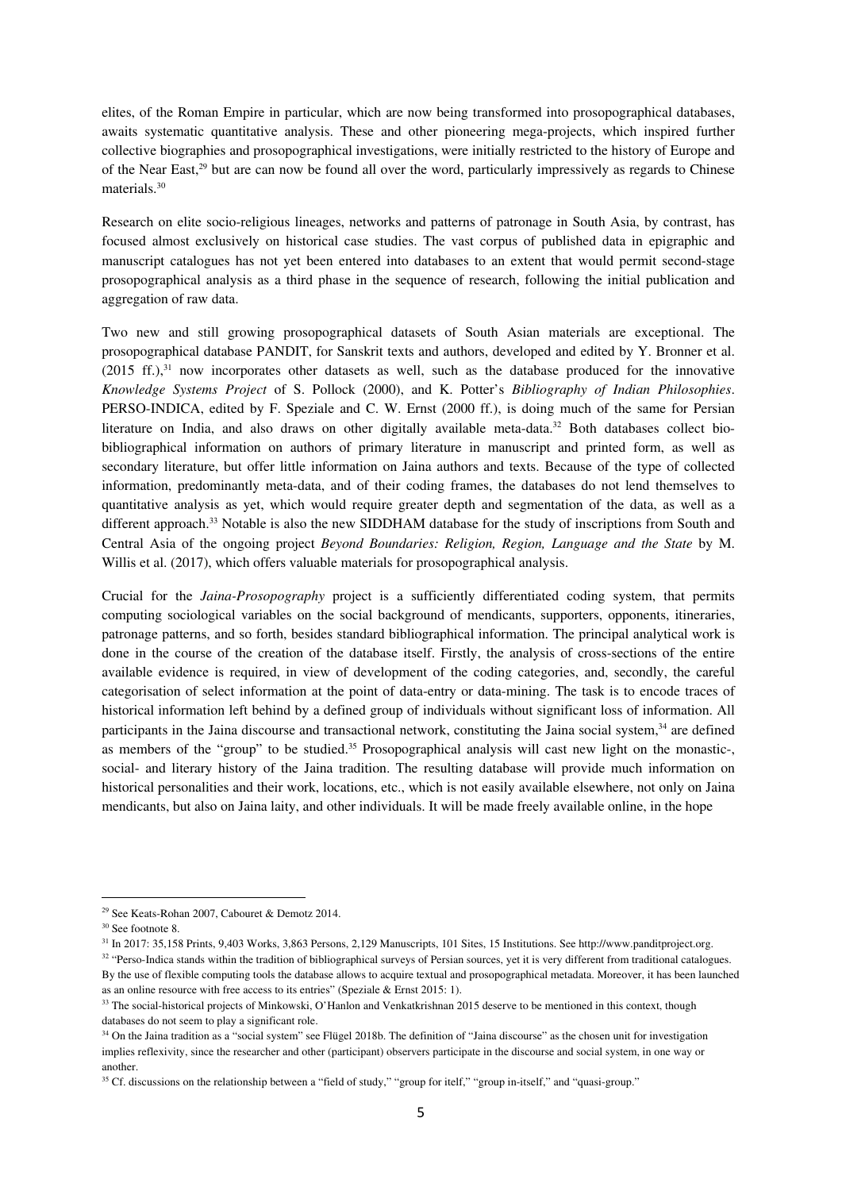elites, of the Roman Empire in particular, which are now being transformed into prosopographical databases, awaits systematic quantitative analysis. These and other pioneering mega-projects, which inspired further collective biographies and prosopographical investigations, were initially restricted to the history of Europe and of the Near East,[29] but are can now be found all over the word, particularly impressively as regards to Chinese materials.[30]

Research on elite socio-religious lineages, networks and patterns of patronage in South Asia, by contrast, has focused almost exclusively on historical case studies. The vast corpus of published data in epigraphic and manuscript catalogues has not yet been entered into databases to an extent that would permit second-stage prosopographical analysis as a third phase in the sequence of research, following the initial publication and aggregation of raw data.

Two new and still growing prosopographical datasets of South Asian materials are exceptional. The prosopographical database PANDIT, for Sanskrit texts and authors, developed and edited by Y. Bronner et al. (2015 ff.),[31] now incorporates other datasets as well, such as the database produced for the innovative *Knowledge Systems Project* of S. Pollock (2000), and K. Potter's *Bibliography of Indian Philosophies*. PERSO-INDICA, edited by F. Speziale and C. W. Ernst (2000 ff.), is doing much of the same for Persian literature on India, and also draws on other digitally available meta-data.[32] Both databases collect bio-bibliographical information on authors of primary literature in manuscript and printed form, as well as secondary literature, but offer little information on Jaina authors and texts. Because of the type of collected information, predominantly meta-data, and of their coding frames, the databases do not lend themselves to quantitative analysis as yet, which would require greater depth and segmentation of the data, as well as a different approach.[33] Notable is also the new SIDDHAM database for the study of inscriptions from South and Central Asia of the ongoing project *Beyond Boundaries: Religion, Region, Language and the State* by M. Willis et al. (2017), which offers valuable materials for prosopographical analysis.

Crucial for the *Jaina-Prosopography* project is a sufficiently differentiated coding system, that permits computing sociological variables on the social background of mendicants, supporters, opponents, itineraries, patronage patterns, and so forth, besides standard bibliographical information. The principal analytical work is done in the course of the creation of the database itself. Firstly, the analysis of cross-sections of the entire available evidence is required, in view of development of the coding categories, and, secondly, the careful categorisation of select information at the point of data-entry or data-mining. The task is to encode traces of historical information left behind by a defined group of individuals without significant loss of information. All participants in the Jaina discourse and transactional network, constituting the Jaina social system,[34] are defined as members of the "group" to be studied.[35] Prosopographical analysis will cast new light on the monastic-, social- and literary history of the Jaina tradition. The resulting database will provide much information on historical personalities and their work, locations, etc., which is not easily available elsewhere, not only on Jaina mendicants, but also on Jaina laity, and other individuals. It will be made freely available online, in the hope

---

[29] See Keats-Rohan 2007, Cabouret & Demotz 2014.

[30] See footnote 8.

[31] In 2017: 35,158 Prints, 9,403 Works, 3,863 Persons, 2,129 Manuscripts, 101 Sites, 15 Institutions. See http://www.panditproject.org.

[32] "Perso-Indica stands within the tradition of bibliographical surveys of Persian sources, yet it is very different from traditional catalogues. By the use of flexible computing tools the database allows to acquire textual and prosopographical metadata. Moreover, it has been launched as an online resource with free access to its entries" (Speziale & Ernst 2015: 1).

[33] The social-historical projects of Minkowski, O'Hanlon and Venkatkrishnan 2015 deserve to be mentioned in this context, though databases do not seem to play a significant role.

[34] On the Jaina tradition as a "social system" see Flügel 2018b. The definition of "Jaina discourse" as the chosen unit for investigation implies reflexivity, since the researcher and other (participant) observers participate in the discourse and social system, in one way or another.

[35] Cf. discussions on the relationship between a "field of study," "group for itelf," "group in-itself," and "quasi-group."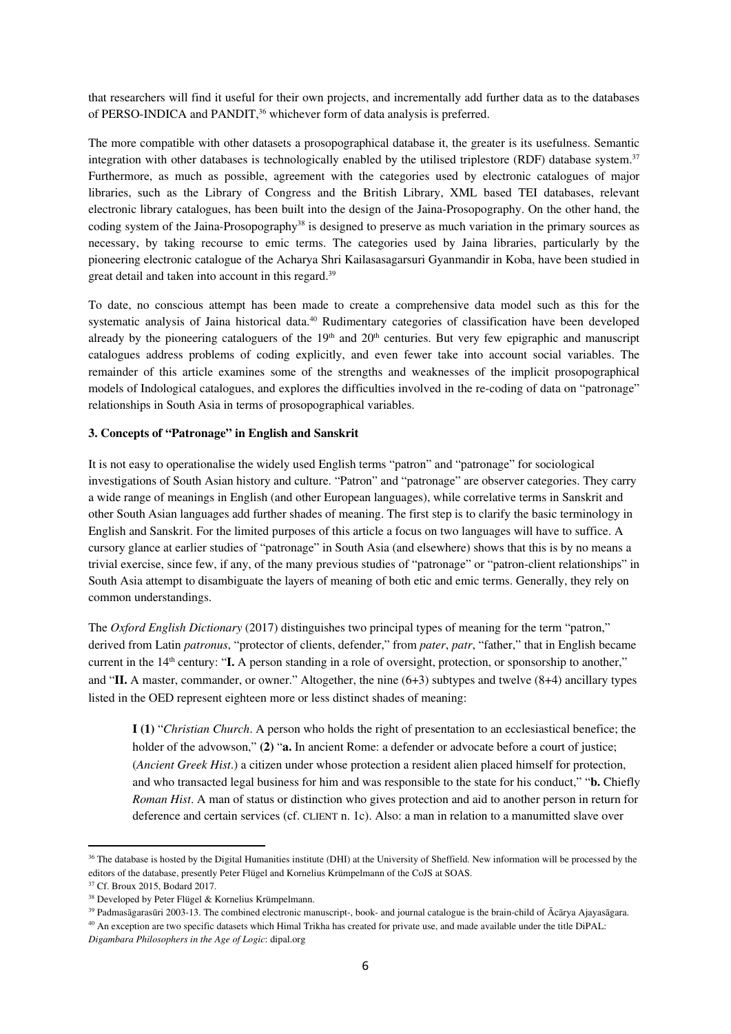that researchers will find it useful for their own projects, and incrementally add further data as to the databases of PERSO-INDICA and PANDIT,[36] whichever form of data analysis is preferred.

The more compatible with other datasets a prosopographical database it, the greater is its usefulness. Semantic integration with other databases is technologically enabled by the utilised triplestore (RDF) database system.[37] Furthermore, as much as possible, agreement with the categories used by electronic catalogues of major libraries, such as the Library of Congress and the British Library, XML based TEI databases, relevant electronic library catalogues, has been built into the design of the Jaina-Prosopography. On the other hand, the coding system of the Jaina-Prosopography[38] is designed to preserve as much variation in the primary sources as necessary, by taking recourse to emic terms. The categories used by Jaina libraries, particularly by the pioneering electronic catalogue of the Acharya Shri Kailasasagarsuri Gyanmandir in Koba, have been studied in great detail and taken into account in this regard.[39]

To date, no conscious attempt has been made to create a comprehensive data model such as this for the systematic analysis of Jaina historical data.[40] Rudimentary categories of classification have been developed already by the pioneering cataloguers of the 19th and 20th centuries. But very few epigraphic and manuscript catalogues address problems of coding explicitly, and even fewer take into account social variables. The remainder of this article examines some of the strengths and weaknesses of the implicit prosopographical models of Indological catalogues, and explores the difficulties involved in the re-coding of data on "patronage" relationships in South Asia in terms of prosopographical variables.

### 3. Concepts of "Patronage" in English and Sanskrit

It is not easy to operationalise the widely used English terms "patron" and "patronage" for sociological investigations of South Asian history and culture. "Patron" and "patronage" are observer categories. They carry a wide range of meanings in English (and other European languages), while correlative terms in Sanskrit and other South Asian languages add further shades of meaning. The first step is to clarify the basic terminology in English and Sanskrit. For the limited purposes of this article a focus on two languages will have to suffice. A cursory glance at earlier studies of "patronage" in South Asia (and elsewhere) shows that this is by no means a trivial exercise, since few, if any, of the many previous studies of "patronage" or "patron-client relationships" in South Asia attempt to disambiguate the layers of meaning of both etic and emic terms. Generally, they rely on common understandings.

The *Oxford English Dictionary* (2017) distinguishes two principal types of meaning for the term "patron," derived from Latin *patronus*, "protector of clients, defender," from *pater*, *patr*, "father," that in English became current in the 14th century: "**I.** A person standing in a role of oversight, protection, or sponsorship to another," and "**II.** A master, commander, or owner." Altogether, the nine (6+3) subtypes and twelve (8+4) ancillary types listed in the OED represent eighteen more or less distinct shades of meaning:

> **I (1)** "*Christian Church*. A person who holds the right of presentation to an ecclesiastical benefice; the holder of the advowson," **(2)** "**a.** In ancient Rome: a defender or advocate before a court of justice; (*Ancient Greek Hist*.) a citizen under whose protection a resident alien placed himself for protection, and who transacted legal business for him and was responsible to the state for his conduct," "**b.** Chiefly *Roman Hist*. A man of status or distinction who gives protection and aid to another person in return for deference and certain services (cf. CLIENT n. 1c). Also: a man in relation to a manumitted slave over

---

[36] The database is hosted by the Digital Humanities institute (DHI) at the University of Sheffield. New information will be processed by the editors of the database, presently Peter Flügel and Kornelius Krümpelmann of the CoJS at SOAS.

[37] Cf. Broux 2015, Bodard 2017.

[38] Developed by Peter Flügel & Kornelius Krümpelmann.

[39] Padmasāgarasūri 2003-13. The combined electronic manuscript-, book- and journal catalogue is the brain-child of Ācārya Ajayasāgara.

[40] An exception are two specific datasets which Himal Trikha has created for private use, and made available under the title DiPAL: *Digambara Philosophers in the Age of Logic*: dipal.org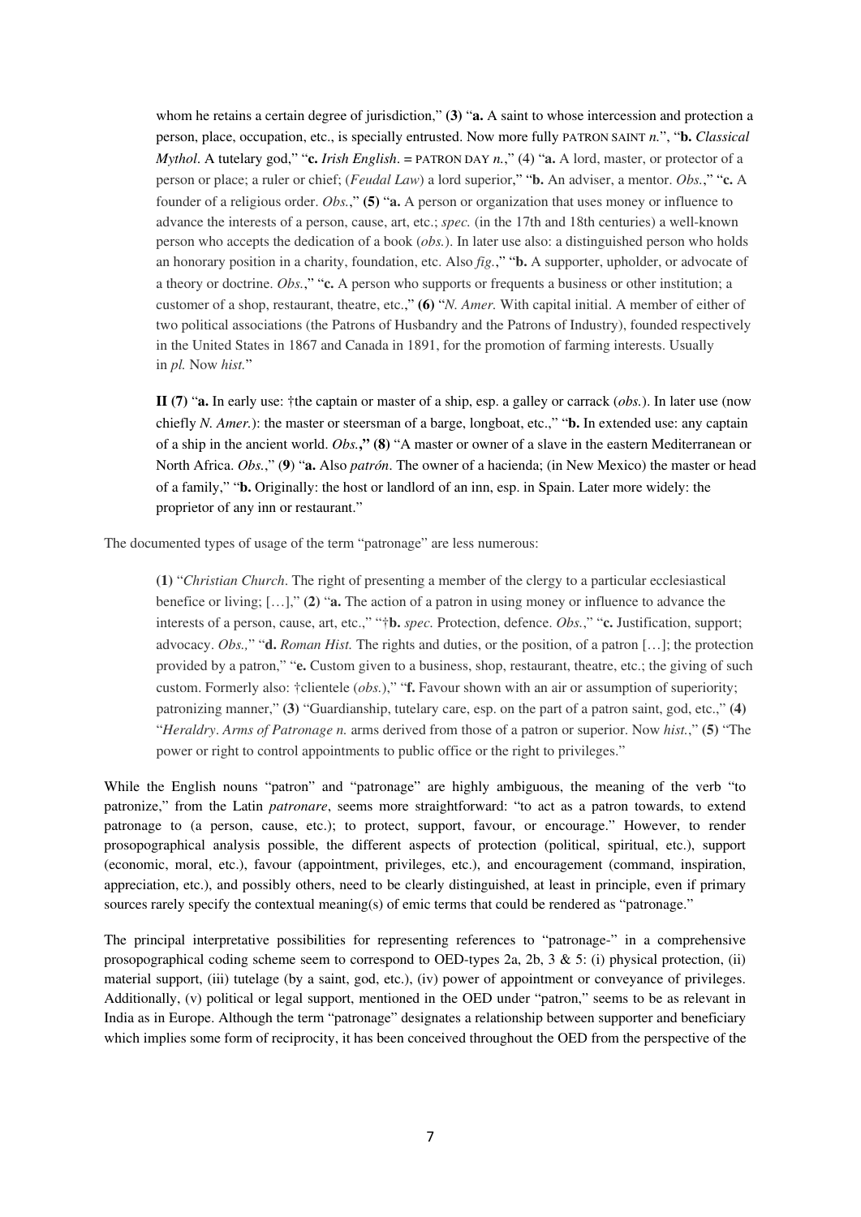> whom he retains a certain degree of jurisdiction," **(3)** "**a.** A saint to whose intercession and protection a person, place, occupation, etc., is specially entrusted. Now more fully PATRON SAINT *n.*", "**b.** *Classical Mythol*. A tutelary god," "**c.** *Irish English*. = PATRON DAY *n.*," (4) "**a.** A lord, master, or protector of a person or place; a ruler or chief; (*Feudal Law*) a lord superior," "**b.** An adviser, a mentor. *Obs.*," "**c.** A founder of a religious order. *Obs.*," **(5)** "**a.** A person or organization that uses money or influence to advance the interests of a person, cause, art, etc.; *spec.* (in the 17th and 18th centuries) a well-known person who accepts the dedication of a book (*obs.*). In later use also: a distinguished person who holds an honorary position in a charity, foundation, etc. Also *fig.*," "**b.** A supporter, upholder, or advocate of a theory or doctrine. *Obs.*," "**c.** A person who supports or frequents a business or other institution; a customer of a shop, restaurant, theatre, etc.," **(6)** "*N. Amer.* With capital initial. A member of either of two political associations (the Patrons of Husbandry and the Patrons of Industry), founded respectively in the United States in 1867 and Canada in 1891, for the promotion of farming interests. Usually in *pl.* Now *hist.*"

> **II (7)** "**a.** In early use: †the captain or master of a ship, esp. a galley or carrack (*obs.*). In later use (now chiefly *N. Amer.*): the master or steersman of a barge, longboat, etc.," "**b.** In extended use: any captain of a ship in the ancient world. *Obs.*," **(8)** "A master or owner of a slave in the eastern Mediterranean or North Africa. *Obs.*," (**9**) "**a.** Also *patrón*. The owner of a hacienda; (in New Mexico) the master or head of a family," "**b.** Originally: the host or landlord of an inn, esp. in Spain. Later more widely: the proprietor of any inn or restaurant."

The documented types of usage of the term "patronage" are less numerous:

> (**1**) "*Christian Church*. The right of presenting a member of the clergy to a particular ecclesiastical benefice or living; […]," (**2**) "**a.** The action of a patron in using money or influence to advance the interests of a person, cause, art, etc.," "†**b.** *spec.* Protection, defence. *Obs.*," "**c.** Justification, support; advocacy. *Obs.,*" "**d.** *Roman Hist.* The rights and duties, or the position, of a patron […]; the protection provided by a patron," "**e.** Custom given to a business, shop, restaurant, theatre, etc.; the giving of such custom. Formerly also: †clientele (*obs.*)," "**f.** Favour shown with an air or assumption of superiority; patronizing manner," (**3**) "Guardianship, tutelary care, esp. on the part of a patron saint, god, etc.," (**4**) "*Heraldry*. *Arms of Patronage n.* arms derived from those of a patron or superior. Now *hist.*," (**5**) "The power or right to control appointments to public office or the right to privileges."

While the English nouns "patron" and "patronage" are highly ambiguous, the meaning of the verb "to patronize," from the Latin *patronare*, seems more straightforward: "to act as a patron towards, to extend patronage to (a person, cause, etc.); to protect, support, favour, or encourage." However, to render prosopographical analysis possible, the different aspects of protection (political, spiritual, etc.), support (economic, moral, etc.), favour (appointment, privileges, etc.), and encouragement (command, inspiration, appreciation, etc.), and possibly others, need to be clearly distinguished, at least in principle, even if primary sources rarely specify the contextual meaning(s) of emic terms that could be rendered as "patronage."

The principal interpretative possibilities for representing references to "patronage-" in a comprehensive prosopographical coding scheme seem to correspond to OED-types 2a, 2b, 3 & 5: (i) physical protection, (ii) material support, (iii) tutelage (by a saint, god, etc.), (iv) power of appointment or conveyance of privileges. Additionally, (v) political or legal support, mentioned in the OED under "patron," seems to be as relevant in India as in Europe. Although the term "patronage" designates a relationship between supporter and beneficiary which implies some form of reciprocity, it has been conceived throughout the OED from the perspective of the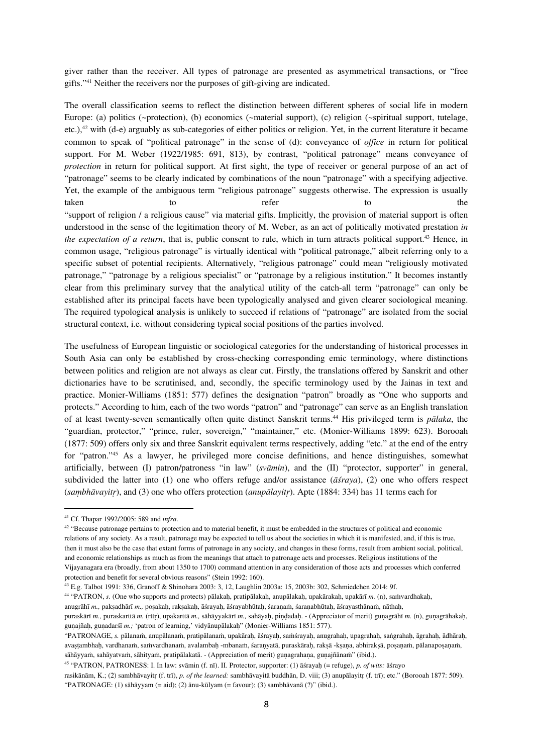giver rather than the receiver. All types of patronage are presented as asymmetrical transactions, or "free gifts."[41] Neither the receivers nor the purposes of gift-giving are indicated.

The overall classification seems to reflect the distinction between different spheres of social life in modern Europe: (a) politics (~protection), (b) economics (~material support), (c) religion (~spiritual support, tutelage, etc.),[42] with (d-e) arguably as sub-categories of either politics or religion. Yet, in the current literature it became common to speak of "political patronage" in the sense of (d): conveyance of *office* in return for political support. For M. Weber (1922/1985: 691, 813), by contrast, "political patronage" means conveyance of *protection* in return for political support. At first sight, the type of receiver or general purpose of an act of "patronage" seems to be clearly indicated by combinations of the noun "patronage" with a specifying adjective. Yet, the example of the ambiguous term "religious patronage" suggests otherwise. The expression is usually taken to refer to the "support of religion / a religious cause" via material gifts. Implicitly, the provision of material support is often understood in the sense of the legitimation theory of M. Weber, as an act of politically motivated prestation *in the expectation of a return*, that is, public consent to rule, which in turn attracts political support.[43] Hence, in common usage, "religious patronage" is virtually identical with "political patronage," albeit referring only to a specific subset of potential recipients. Alternatively, "religious patronage" could mean "religiously motivated patronage," "patronage by a religious specialist" or "patronage by a religious institution." It becomes instantly clear from this preliminary survey that the analytical utility of the catch-all term "patronage" can only be established after its principal facets have been typologically analysed and given clearer sociological meaning. The required typological analysis is unlikely to succeed if relations of "patronage" are isolated from the social structural context, i.e. without considering typical social positions of the parties involved.

The usefulness of European linguistic or sociological categories for the understanding of historical processes in South Asia can only be established by cross-checking corresponding emic terminology, where distinctions between politics and religion are not always as clear cut. Firstly, the translations offered by Sanskrit and other dictionaries have to be scrutinised, and, secondly, the specific terminology used by the Jainas in text and practice. Monier-Williams (1851: 577) defines the designation "patron" broadly as "One who supports and protects." According to him, each of the two words "patron" and "patronage" can serve as an English translation of at least twenty-seven semantically often quite distinct Sanskrit terms.[44] His privileged term is *pālaka*, the "guardian, protector," "prince, ruler, sovereign," "maintainer," etc. (Monier-Williams 1899: 623). Borooah (1877: 509) offers only six and three Sanskrit equivalent terms respectively, adding "etc." at the end of the entry for "patron."[45] As a lawyer, he privileged more concise definitions, and hence distinguishes, somewhat artificially, between (I) patron/patroness "in law" (*svāmin*), and the (II) "protector, supporter" in general, subdivided the latter into (1) one who offers refuge and/or assistance (*āśraya*), (2) one who offers respect (*saṃbhāvayitṛ*), and (3) one who offers protection (*anupālayitṛ*). Apte (1884: 334) has 11 terms each for

[41] Cf. Thapar 1992/2005: 589 and *infra*.

[42] "Because patronage pertains to protection and to material benefit, it must be embedded in the structures of political and economic relations of any society. As a result, patronage may be expected to tell us about the societies in which it is manifested, and, if this is true, then it must also be the case that extant forms of patronage in any society, and changes in these forms, result from ambient social, political, and economic relationships as much as from the meanings that attach to patronage acts and processes. Religious institutions of the Vijayanagara era (broadly, from about 1350 to 1700) command attention in any consideration of those acts and processes which conferred protection and benefit for several obvious reasons" (Stein 1992: 160).

[43] E.g. Talbot 1991: 336, Granoff & Shinohara 2003: 3, 12, Laughlin 2003a: 15, 2003b: 302, Schmiedchen 2014: 9f.

[44] "PATRON, *s.* (One who supports and protects) pālakaḥ, pratipālakaḥ, anupālakaḥ, upakārakaḥ, upakārī *m.* (n), saṁvardhakaḥ, anugrāhī *m.,* pakṣadhārī *m.,* poṣakaḥ, rakṣakaḥ, āśrayaḥ, āśrayabhūtaḥ, śaraṇam, śaraṇabhūtaḥ, āśrayasthānaṁ, nāthaḥ, puraskārī *m.,* puraskarttā *m.* (rttṛ), upakarttā *m.,* sāhāyyakārī *m.,* sahāyaḥ, piṇḍadaḥ. - (Appreciator of merit) guṇagrāhī *m.* (n), guṇagrāhakaḥ, guṇajñaḥ, guṇadarśī *m.;* 'patron of learning,' vidyānupālakaḥ" (Monier-Williams 1851: 577).

"PATRONAGE, *s.* pālanaṁ, anupālanaṁ, pratipālanaṁ, upakāraḥ, āśrayaḥ, saṁśrayaḥ, anugrahaḥ, upagrahaḥ, saṅgrahaḥ, āgrahaḥ, ādhāraḥ, avaṣṭambhaḥ, vardhanaṁ, saṁvardhanaṁ, avalambaḥ -mbanaṁ, śaraṇyatā, puraskāraḥ, rakṣā -kṣaṇa, abhirakṣā, poṣaṇaṁ, pālanapoṣaṇaṁ, sāhāyyaṁ, sahāyatvaṁ, sāhityaṁ, pratipālakatā. - (Appreciation of merit) guṇagrahaṇa, guṇajñānaṁ" (ibid.).

[45] "PATRON, PATRONESS: I. In law: svāmin (f. nī). II. Protector, supporter: (1) āśrayaḥ (= refuge), *p. of wits:* āśrayo rasikānām, K.; (2) sambhāvayitṛ (f. trī), *p. of the learned:* sambhāvayitā buddhān, D. viii; (3) anupālayitṛ (f. trī); etc." (Borooah 1877: 509). "PATRONAGE: (1) sāhāyyam (= aid); (2) ānu-kūlyam (= favour); (3) sambhāvanā (?)" (ibid.).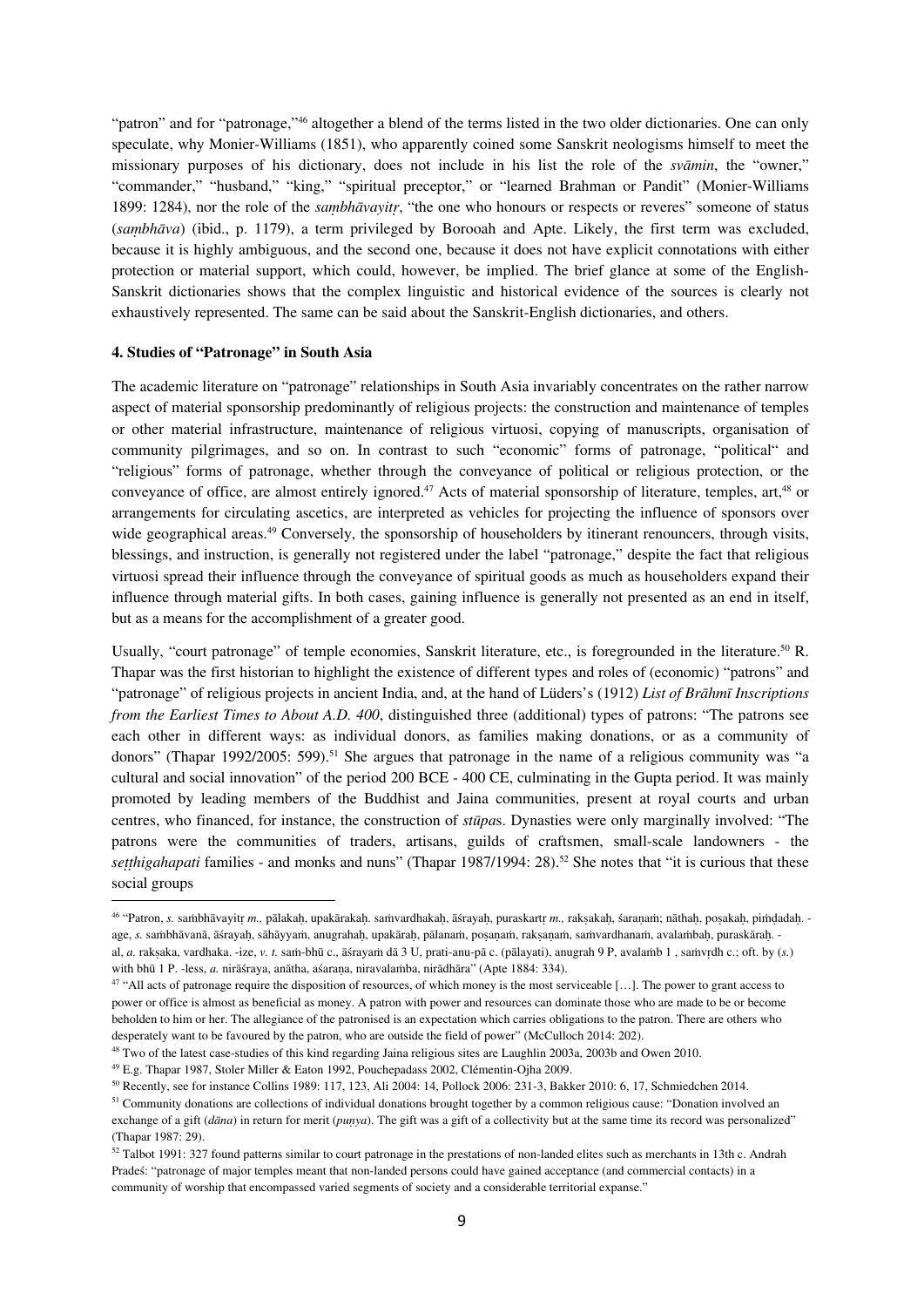"patron" and for "patronage,"[46] altogether a blend of the terms listed in the two older dictionaries. One can only speculate, why Monier-Williams (1851), who apparently coined some Sanskrit neologisms himself to meet the missionary purposes of his dictionary, does not include in his list the role of the *svāmin*, the "owner," "commander," "husband," "king," "spiritual preceptor," or "learned Brahman or Pandit" (Monier-Williams 1899: 1284), nor the role of the *saṃbhāvayitṛ*, "the one who honours or respects or reveres" someone of status (*saṃbhāva*) (ibid., p. 1179), a term privileged by Borooah and Apte. Likely, the first term was excluded, because it is highly ambiguous, and the second one, because it does not have explicit connotations with either protection or material support, which could, however, be implied. The brief glance at some of the English-Sanskrit dictionaries shows that the complex linguistic and historical evidence of the sources is clearly not exhaustively represented. The same can be said about the Sanskrit-English dictionaries, and others.

#### 4. Studies of "Patronage" in South Asia

The academic literature on "patronage" relationships in South Asia invariably concentrates on the rather narrow aspect of material sponsorship predominantly of religious projects: the construction and maintenance of temples or other material infrastructure, maintenance of religious virtuosi, copying of manuscripts, organisation of community pilgrimages, and so on. In contrast to such "economic" forms of patronage, "political" and "religious" forms of patronage, whether through the conveyance of political or religious protection, or the conveyance of office, are almost entirely ignored.[47] Acts of material sponsorship of literature, temples, art,[48] or arrangements for circulating ascetics, are interpreted as vehicles for projecting the influence of sponsors over wide geographical areas.[49] Conversely, the sponsorship of householders by itinerant renouncers, through visits, blessings, and instruction, is generally not registered under the label "patronage," despite the fact that religious virtuosi spread their influence through the conveyance of spiritual goods as much as householders expand their influence through material gifts. In both cases, gaining influence is generally not presented as an end in itself, but as a means for the accomplishment of a greater good.

Usually, "court patronage" of temple economies, Sanskrit literature, etc., is foregrounded in the literature.[50] R. Thapar was the first historian to highlight the existence of different types and roles of (economic) "patrons" and "patronage" of religious projects in ancient India, and, at the hand of Lüders's (1912) *List of Brāhmī Inscriptions from the Earliest Times to About A.D. 400*, distinguished three (additional) types of patrons: "The patrons see each other in different ways: as individual donors, as families making donations, or as a community of donors" (Thapar 1992/2005: 599).[51] She argues that patronage in the name of a religious community was "a cultural and social innovation" of the period 200 BCE - 400 CE, culminating in the Gupta period. It was mainly promoted by leading members of the Buddhist and Jaina communities, present at royal courts and urban centres, who financed, for instance, the construction of *stūpa*s. Dynasties were only marginally involved: "The patrons were the communities of traders, artisans, guilds of craftsmen, small-scale landowners - the *seṭṭhigahapati* families - and monks and nuns" (Thapar 1987/1994: 28).[52] She notes that "it is curious that these social groups

---

[46] "Patron, *s.* saṁbhāvayitṛ *m.,* pālakaḥ, upakārakaḥ. saṁvardhakaḥ, āśrayaḥ, puraskartṛ *m.,* rakṣakaḥ, śaraṇaṁ; nāthaḥ, poṣakaḥ, piṁḍadaḥ. -age, *s.* saṁbhāvanā, āśrayaḥ, sāhāyyaṁ, anugrahaḥ, upakāraḥ, pālanaṁ, poṣaṇaṁ, rakṣaṇaṁ, saṁvardhanaṁ, avalaṁbaḥ, puraskāraḥ. -al, *a.* rakṣaka, vardhaka. -ize, *v. t.* saṁ-bhū c., āśrayaṁ dā 3 U, prati-anu-pā c. (pālayati), anugrah 9 P, avalaṁb 1 , saṁvṛdh c.; oft. by (*s.*) with bhū 1 P. -less, *a.* nirāśraya, anātha, aśaraṇa, niravalaṁba, nirādhāra" (Apte 1884: 334).

[47] "All acts of patronage require the disposition of resources, of which money is the most serviceable […]. The power to grant access to power or office is almost as beneficial as money. A patron with power and resources can dominate those who are made to be or become beholden to him or her. The allegiance of the patronised is an expectation which carries obligations to the patron. There are others who desperately want to be favoured by the patron, who are outside the field of power" (McCulloch 2014: 202).

[48] Two of the latest case-studies of this kind regarding Jaina religious sites are Laughlin 2003a, 2003b and Owen 2010.

[49] E.g. Thapar 1987, Stoler Miller & Eaton 1992, Pouchepadass 2002, Clémentin-Ojha 2009.

[50] Recently, see for instance Collins 1989: 117, 123, Ali 2004: 14, Pollock 2006: 231-3, Bakker 2010: 6, 17, Schmiedchen 2014.

[51] Community donations are collections of individual donations brought together by a common religious cause: "Donation involved an exchange of a gift (*dāna*) in return for merit (*puṇya*). The gift was a gift of a collectivity but at the same time its record was personalized" (Thapar 1987: 29).

[52] Talbot 1991: 327 found patterns similar to court patronage in the prestations of non-landed elites such as merchants in 13th c. Andrah Pradeś: "patronage of major temples meant that non-landed persons could have gained acceptance (and commercial contacts) in a community of worship that encompassed varied segments of society and a considerable territorial expanse."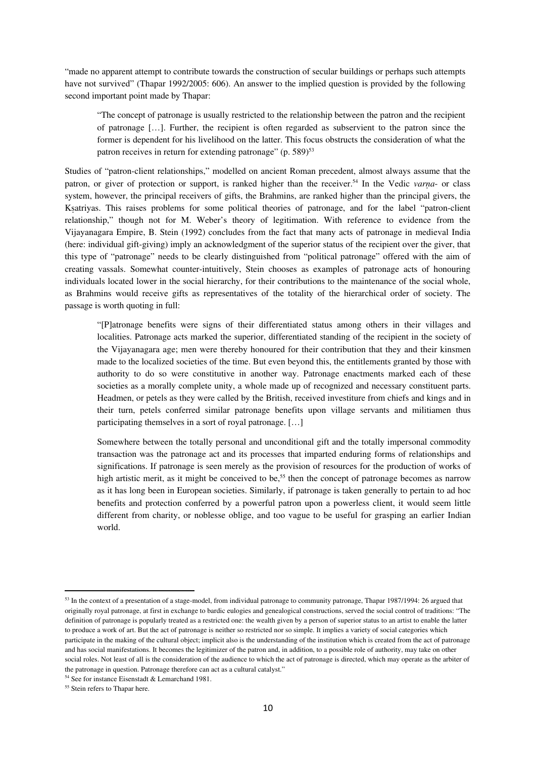"made no apparent attempt to contribute towards the construction of secular buildings or perhaps such attempts have not survived" (Thapar 1992/2005: 606). An answer to the implied question is provided by the following second important point made by Thapar:

> "The concept of patronage is usually restricted to the relationship between the patron and the recipient of patronage […]. Further, the recipient is often regarded as subservient to the patron since the former is dependent for his livelihood on the latter. This focus obstructs the consideration of what the patron receives in return for extending patronage" (p. 589)[53]

Studies of "patron-client relationships," modelled on ancient Roman precedent, almost always assume that the patron, or giver of protection or support, is ranked higher than the receiver.[54] In the Vedic *varṇa-* or class system, however, the principal receivers of gifts, the Brahmins, are ranked higher than the principal givers, the Kṣatriyas. This raises problems for some political theories of patronage, and for the label "patron-client relationship," though not for M. Weber's theory of legitimation. With reference to evidence from the Vijayanagara Empire, B. Stein (1992) concludes from the fact that many acts of patronage in medieval India (here: individual gift-giving) imply an acknowledgment of the superior status of the recipient over the giver, that this type of "patronage" needs to be clearly distinguished from "political patronage" offered with the aim of creating vassals. Somewhat counter-intuitively, Stein chooses as examples of patronage acts of honouring individuals located lower in the social hierarchy, for their contributions to the maintenance of the social whole, as Brahmins would receive gifts as representatives of the totality of the hierarchical order of society. The passage is worth quoting in full:

> "[P]atronage benefits were signs of their differentiated status among others in their villages and localities. Patronage acts marked the superior, differentiated standing of the recipient in the society of the Vijayanagara age; men were thereby honoured for their contribution that they and their kinsmen made to the localized societies of the time. But even beyond this, the entitlements granted by those with authority to do so were constitutive in another way. Patronage enactments marked each of these societies as a morally complete unity, a whole made up of recognized and necessary constituent parts. Headmen, or petels as they were called by the British, received investiture from chiefs and kings and in their turn, petels conferred similar patronage benefits upon village servants and militiamen thus participating themselves in a sort of royal patronage. […]
>
> Somewhere between the totally personal and unconditional gift and the totally impersonal commodity transaction was the patronage act and its processes that imparted enduring forms of relationships and significations. If patronage is seen merely as the provision of resources for the production of works of high artistic merit, as it might be conceived to be,[55] then the concept of patronage becomes as narrow as it has long been in European societies. Similarly, if patronage is taken generally to pertain to ad hoc benefits and protection conferred by a powerful patron upon a powerless client, it would seem little different from charity, or noblesse oblige, and too vague to be useful for grasping an earlier Indian world.

---

[53] In the context of a presentation of a stage-model, from individual patronage to community patronage, Thapar 1987/1994: 26 argued that originally royal patronage, at first in exchange to bardic eulogies and genealogical constructions, served the social control of traditions: "The definition of patronage is popularly treated as a restricted one: the wealth given by a person of superior status to an artist to enable the latter to produce a work of art. But the act of patronage is neither so restricted nor so simple. It implies a variety of social categories which participate in the making of the cultural object; implicit also is the understanding of the institution which is created from the act of patronage and has social manifestations. It becomes the legitimizer of the patron and, in addition, to a possible role of authority, may take on other social roles. Not least of all is the consideration of the audience to which the act of patronage is directed, which may operate as the arbiter of the patronage in question. Patronage therefore can act as a cultural catalyst."

[54] See for instance Eisenstadt & Lemarchand 1981.

[55] Stein refers to Thapar here.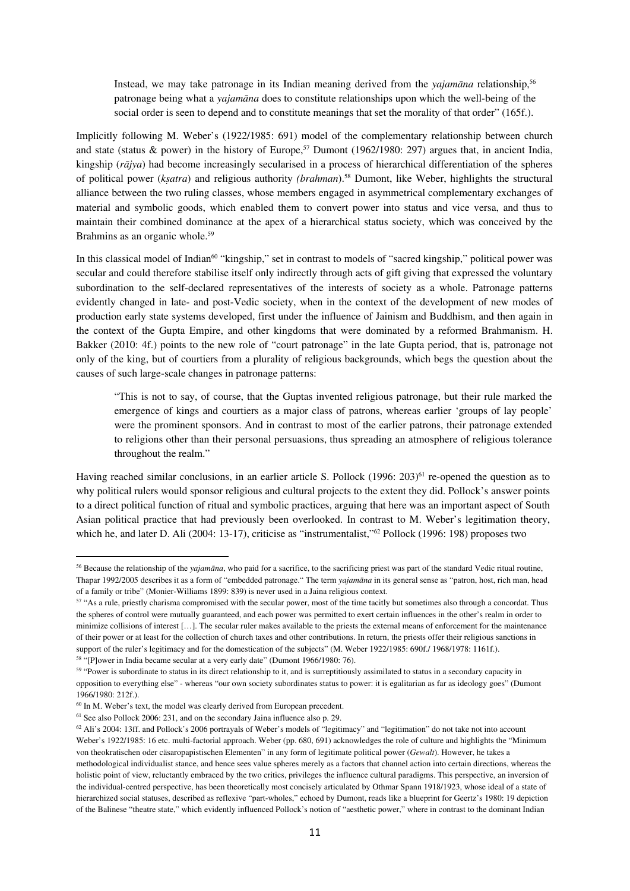> Instead, we may take patronage in its Indian meaning derived from the *yajamāna* relationship,[56] patronage being what a *yajamāna* does to constitute relationships upon which the well-being of the social order is seen to depend and to constitute meanings that set the morality of that order" (165f.).

Implicitly following M. Weber's (1922/1985: 691) model of the complementary relationship between church and state (status & power) in the history of Europe,[57] Dumont (1962/1980: 297) argues that, in ancient India, kingship (*rājya*) had become increasingly secularised in a process of hierarchical differentiation of the spheres of political power (*kṣatra*) and religious authority *(brahman*).[58] Dumont, like Weber, highlights the structural alliance between the two ruling classes, whose members engaged in asymmetrical complementary exchanges of material and symbolic goods, which enabled them to convert power into status and vice versa, and thus to maintain their combined dominance at the apex of a hierarchical status society, which was conceived by the Brahmins as an organic whole.[59]

In this classical model of Indian[60] "kingship," set in contrast to models of "sacred kingship," political power was secular and could therefore stabilise itself only indirectly through acts of gift giving that expressed the voluntary subordination to the self-declared representatives of the interests of society as a whole. Patronage patterns evidently changed in late- and post-Vedic society, when in the context of the development of new modes of production early state systems developed, first under the influence of Jainism and Buddhism, and then again in the context of the Gupta Empire, and other kingdoms that were dominated by a reformed Brahmanism. H. Bakker (2010: 4f.) points to the new role of "court patronage" in the late Gupta period, that is, patronage not only of the king, but of courtiers from a plurality of religious backgrounds, which begs the question about the causes of such large-scale changes in patronage patterns:

> "This is not to say, of course, that the Guptas invented religious patronage, but their rule marked the emergence of kings and courtiers as a major class of patrons, whereas earlier 'groups of lay people' were the prominent sponsors. And in contrast to most of the earlier patrons, their patronage extended to religions other than their personal persuasions, thus spreading an atmosphere of religious tolerance throughout the realm."

Having reached similar conclusions, in an earlier article S. Pollock (1996: 203)[61] re-opened the question as to why political rulers would sponsor religious and cultural projects to the extent they did. Pollock's answer points to a direct political function of ritual and symbolic practices, arguing that here was an important aspect of South Asian political practice that had previously been overlooked. In contrast to M. Weber's legitimation theory, which he, and later D. Ali (2004: 13-17), criticise as "instrumentalist,"[62] Pollock (1996: 198) proposes two

---

[56] Because the relationship of the *yajamāna*, who paid for a sacrifice, to the sacrificing priest was part of the standard Vedic ritual routine, Thapar 1992/2005 describes it as a form of "embedded patronage." The term *yajamāna* in its general sense as "patron, host, rich man, head of a family or tribe" (Monier-Williams 1899: 839) is never used in a Jaina religious context.

[57] "As a rule, priestly charisma compromised with the secular power, most of the time tacitly but sometimes also through a concordat. Thus the spheres of control were mutually guaranteed, and each power was permitted to exert certain influences in the other's realm in order to minimize collisions of interest […]. The secular ruler makes available to the priests the external means of enforcement for the maintenance of their power or at least for the collection of church taxes and other contributions. In return, the priests offer their religious sanctions in support of the ruler's legitimacy and for the domestication of the subjects" (M. Weber 1922/1985: 690f./ 1968/1978: 1161f.).

[58] "[P]ower in India became secular at a very early date" (Dumont 1966/1980: 76).

[59] "Power is subordinate to status in its direct relationship to it, and is surreptitiously assimilated to status in a secondary capacity in opposition to everything else" - whereas "our own society subordinates status to power: it is egalitarian as far as ideology goes" (Dumont 1966/1980: 212f.).

[60] In M. Weber's text, the model was clearly derived from European precedent.

[61] See also Pollock 2006: 231, and on the secondary Jaina influence also p. 29.

[62] Ali's 2004: 13ff. and Pollock's 2006 portrayals of Weber's models of "legitimacy" and "legitimation" do not take not into account Weber's 1922/1985: 16 etc. multi-factorial approach. Weber (pp. 680, 691) acknowledges the role of culture and highlights the "Minimum von theokratischen oder cäsaropapistischen Elementen" in any form of legitimate political power (*Gewalt*). However, he takes a methodological individualist stance, and hence sees value spheres merely as a factors that channel action into certain directions, whereas the holistic point of view, reluctantly embraced by the two critics, privileges the influence cultural paradigms. This perspective, an inversion of the individual-centred perspective, has been theoretically most concisely articulated by Othmar Spann 1918/1923, whose ideal of a state of hierarchized social statuses, described as reflexive "part-wholes," echoed by Dumont, reads like a blueprint for Geertz's 1980: 19 depiction of the Balinese "theatre state," which evidently influenced Pollock's notion of "aesthetic power," where in contrast to the dominant Indian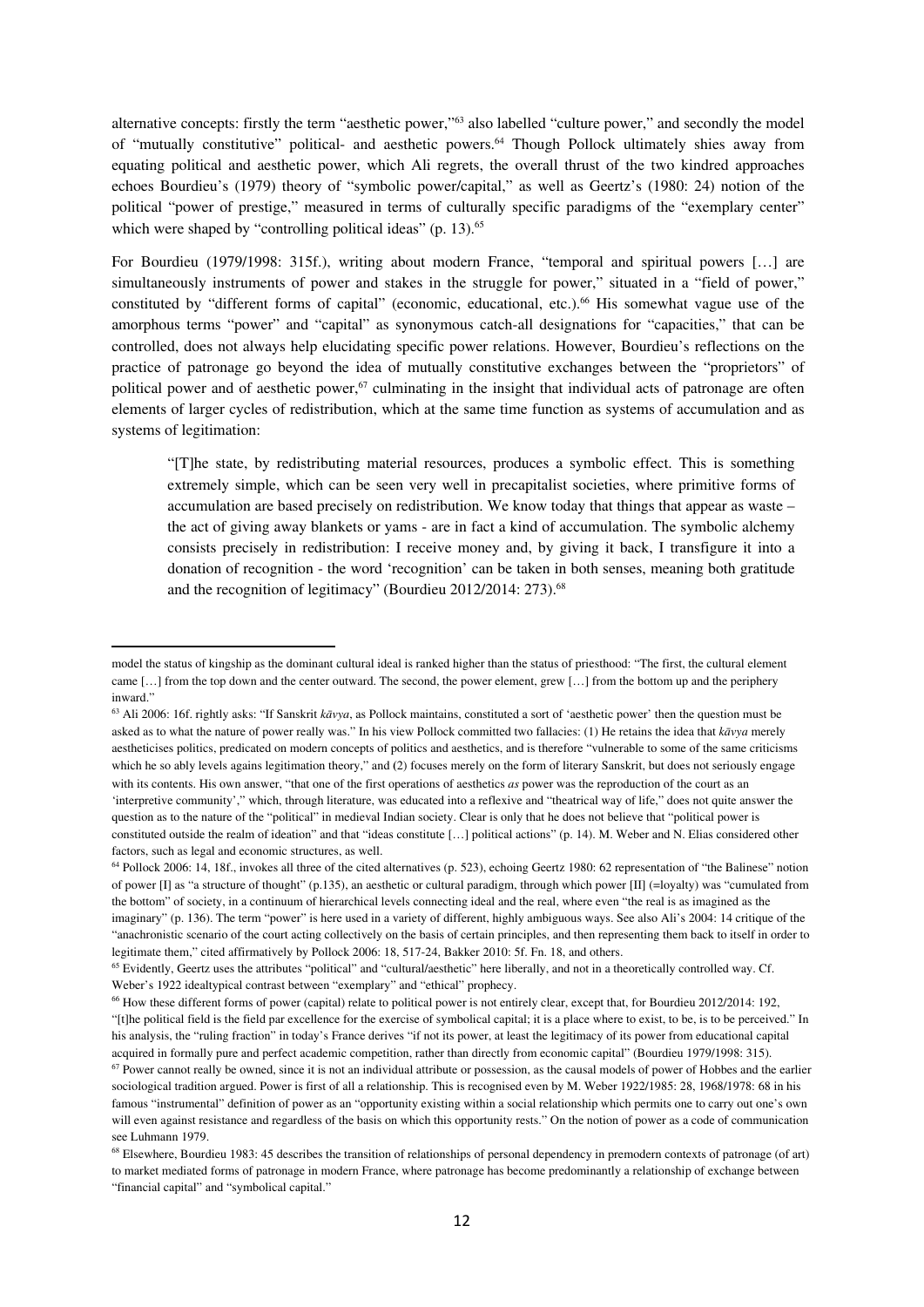alternative concepts: firstly the term "aesthetic power,"[63] also labelled "culture power," and secondly the model of "mutually constitutive" political- and aesthetic powers.[64] Though Pollock ultimately shies away from equating political and aesthetic power, which Ali regrets, the overall thrust of the two kindred approaches echoes Bourdieu's (1979) theory of "symbolic power/capital," as well as Geertz's (1980: 24) notion of the political "power of prestige," measured in terms of culturally specific paradigms of the "exemplary center" which were shaped by "controlling political ideas" (p. 13).[65]

For Bourdieu (1979/1998: 315f.), writing about modern France, "temporal and spiritual powers […] are simultaneously instruments of power and stakes in the struggle for power," situated in a "field of power," constituted by "different forms of capital" (economic, educational, etc.).[66] His somewhat vague use of the amorphous terms "power" and "capital" as synonymous catch-all designations for "capacities," that can be controlled, does not always help elucidating specific power relations. However, Bourdieu's reflections on the practice of patronage go beyond the idea of mutually constitutive exchanges between the "proprietors" of political power and of aesthetic power,[67] culminating in the insight that individual acts of patronage are often elements of larger cycles of redistribution, which at the same time function as systems of accumulation and as systems of legitimation:

> "[T]he state, by redistributing material resources, produces a symbolic effect. This is something extremely simple, which can be seen very well in precapitalist societies, where primitive forms of accumulation are based precisely on redistribution. We know today that things that appear as waste – the act of giving away blankets or yams - are in fact a kind of accumulation. The symbolic alchemy consists precisely in redistribution: I receive money and, by giving it back, I transfigure it into a donation of recognition - the word 'recognition' can be taken in both senses, meaning both gratitude and the recognition of legitimacy" (Bourdieu 2012/2014: 273).[68]

---

model the status of kingship as the dominant cultural ideal is ranked higher than the status of priesthood: "The first, the cultural element came […] from the top down and the center outward. The second, the power element, grew […] from the bottom up and the periphery inward."

[63] Ali 2006: 16f. rightly asks: "If Sanskrit *kāvya*, as Pollock maintains, constituted a sort of 'aesthetic power' then the question must be asked as to what the nature of power really was." In his view Pollock committed two fallacies: (1) He retains the idea that *kāvya* merely aestheticises politics, predicated on modern concepts of politics and aesthetics, and is therefore "vulnerable to some of the same criticisms which he so ably levels agains legitimation theory," and (2) focuses merely on the form of literary Sanskrit, but does not seriously engage with its contents. His own answer, "that one of the first operations of aesthetics *as* power was the reproduction of the court as an 'interpretive community'," which, through literature, was educated into a reflexive and "theatrical way of life," does not quite answer the question as to the nature of the "political" in medieval Indian society. Clear is only that he does not believe that "political power is constituted outside the realm of ideation" and that "ideas constitute […] political actions" (p. 14). M. Weber and N. Elias considered other factors, such as legal and economic structures, as well.

[64] Pollock 2006: 14, 18f., invokes all three of the cited alternatives (p. 523), echoing Geertz 1980: 62 representation of "the Balinese" notion of power [I] as "a structure of thought" (p.135), an aesthetic or cultural paradigm, through which power [II] (=loyalty) was "cumulated from the bottom" of society, in a continuum of hierarchical levels connecting ideal and the real, where even "the real is as imagined as the imaginary" (p. 136). The term "power" is here used in a variety of different, highly ambiguous ways. See also Ali's 2004: 14 critique of the "anachronistic scenario of the court acting collectively on the basis of certain principles, and then representing them back to itself in order to legitimate them," cited affirmatively by Pollock 2006: 18, 517-24, Bakker 2010: 5f. Fn. 18, and others.

[65] Evidently, Geertz uses the attributes "political" and "cultural/aesthetic" here liberally, and not in a theoretically controlled way. Cf. Weber's 1922 idealtypical contrast between "exemplary" and "ethical" prophecy.

[66] How these different forms of power (capital) relate to political power is not entirely clear, except that, for Bourdieu 2012/2014: 192, "[t]he political field is the field par excellence for the exercise of symbolical capital; it is a place where to exist, to be, is to be perceived." In his analysis, the "ruling fraction" in today's France derives "if not its power, at least the legitimacy of its power from educational capital acquired in formally pure and perfect academic competition, rather than directly from economic capital" (Bourdieu 1979/1998: 315).

[67] Power cannot really be owned, since it is not an individual attribute or possession, as the causal models of power of Hobbes and the earlier sociological tradition argued. Power is first of all a relationship. This is recognised even by M. Weber 1922/1985: 28, 1968/1978: 68 in his famous "instrumental" definition of power as an "opportunity existing within a social relationship which permits one to carry out one's own will even against resistance and regardless of the basis on which this opportunity rests." On the notion of power as a code of communication see Luhmann 1979.

[68] Elsewhere, Bourdieu 1983: 45 describes the transition of relationships of personal dependency in premodern contexts of patronage (of art) to market mediated forms of patronage in modern France, where patronage has become predominantly a relationship of exchange between "financial capital" and "symbolical capital."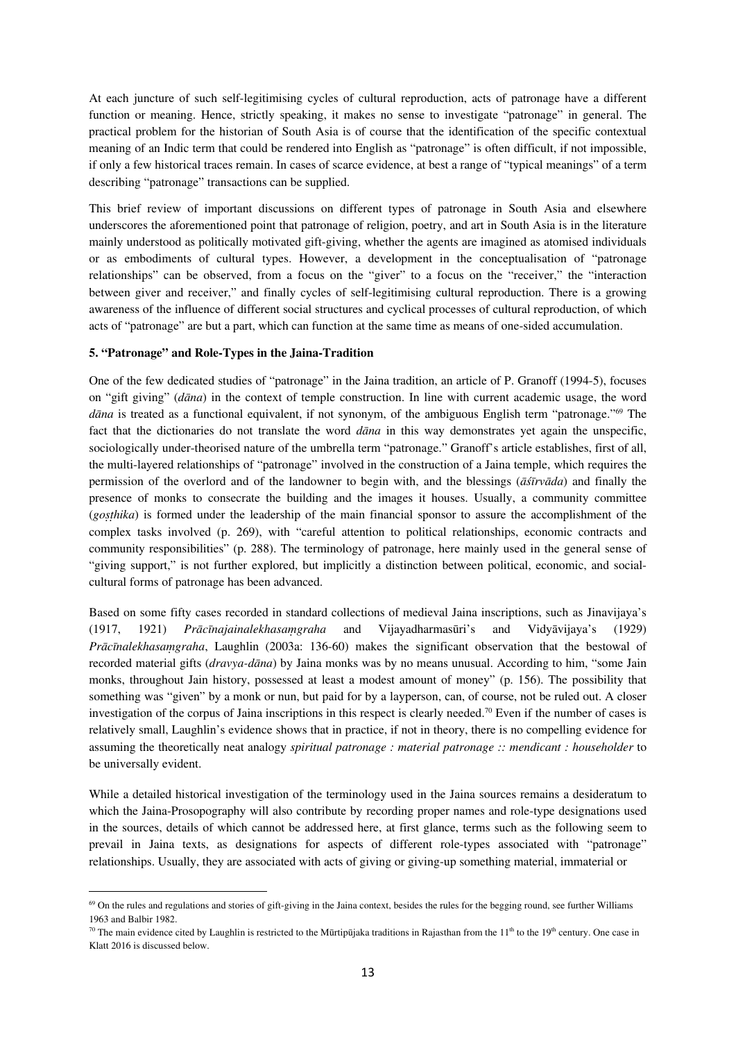At each juncture of such self-legitimising cycles of cultural reproduction, acts of patronage have a different function or meaning. Hence, strictly speaking, it makes no sense to investigate "patronage" in general. The practical problem for the historian of South Asia is of course that the identification of the specific contextual meaning of an Indic term that could be rendered into English as "patronage" is often difficult, if not impossible, if only a few historical traces remain. In cases of scarce evidence, at best a range of "typical meanings" of a term describing "patronage" transactions can be supplied.

This brief review of important discussions on different types of patronage in South Asia and elsewhere underscores the aforementioned point that patronage of religion, poetry, and art in South Asia is in the literature mainly understood as politically motivated gift-giving, whether the agents are imagined as atomised individuals or as embodiments of cultural types. However, a development in the conceptualisation of "patronage relationships" can be observed, from a focus on the "giver" to a focus on the "receiver," the "interaction between giver and receiver," and finally cycles of self-legitimising cultural reproduction. There is a growing awareness of the influence of different social structures and cyclical processes of cultural reproduction, of which acts of "patronage" are but a part, which can function at the same time as means of one-sided accumulation.

**5. "Patronage" and Role-Types in the Jaina-Tradition**

One of the few dedicated studies of "patronage" in the Jaina tradition, an article of P. Granoff (1994-5), focuses on "gift giving" (*dāna*) in the context of temple construction. In line with current academic usage, the word *dāna* is treated as a functional equivalent, if not synonym, of the ambiguous English term "patronage."[69] The fact that the dictionaries do not translate the word *dāna* in this way demonstrates yet again the unspecific, sociologically under-theorised nature of the umbrella term "patronage." Granoff's article establishes, first of all, the multi-layered relationships of "patronage" involved in the construction of a Jaina temple, which requires the permission of the overlord and of the landowner to begin with, and the blessings (*āśīrvāda*) and finally the presence of monks to consecrate the building and the images it houses. Usually, a community committee (*goṣṭhika*) is formed under the leadership of the main financial sponsor to assure the accomplishment of the complex tasks involved (p. 269), with "careful attention to political relationships, economic contracts and community responsibilities" (p. 288). The terminology of patronage, here mainly used in the general sense of "giving support," is not further explored, but implicitly a distinction between political, economic, and social-cultural forms of patronage has been advanced.

Based on some fifty cases recorded in standard collections of medieval Jaina inscriptions, such as Jinavijaya's (1917, 1921) *Prācīnajainalekhasaṃgraha* and Vijayadharmasūri's and Vidyāvijaya's (1929) *Prācīnalekhasaṃgraha*, Laughlin (2003a: 136-60) makes the significant observation that the bestowal of recorded material gifts (*dravya-dāna*) by Jaina monks was by no means unusual. According to him, "some Jain monks, throughout Jain history, possessed at least a modest amount of money" (p. 156). The possibility that something was "given" by a monk or nun, but paid for by a layperson, can, of course, not be ruled out. A closer investigation of the corpus of Jaina inscriptions in this respect is clearly needed.[70] Even if the number of cases is relatively small, Laughlin's evidence shows that in practice, if not in theory, there is no compelling evidence for assuming the theoretically neat analogy *spiritual patronage : material patronage :: mendicant : householder* to be universally evident.

While a detailed historical investigation of the terminology used in the Jaina sources remains a desideratum to which the Jaina-Prosopography will also contribute by recording proper names and role-type designations used in the sources, details of which cannot be addressed here, at first glance, terms such as the following seem to prevail in Jaina texts, as designations for aspects of different role-types associated with "patronage" relationships. Usually, they are associated with acts of giving or giving-up something material, immaterial or

---

[69] On the rules and regulations and stories of gift-giving in the Jaina context, besides the rules for the begging round, see further Williams 1963 and Balbir 1982.

[70] The main evidence cited by Laughlin is restricted to the Mūrtipūjaka traditions in Rajasthan from the 11th to the 19th century. One case in Klatt 2016 is discussed below.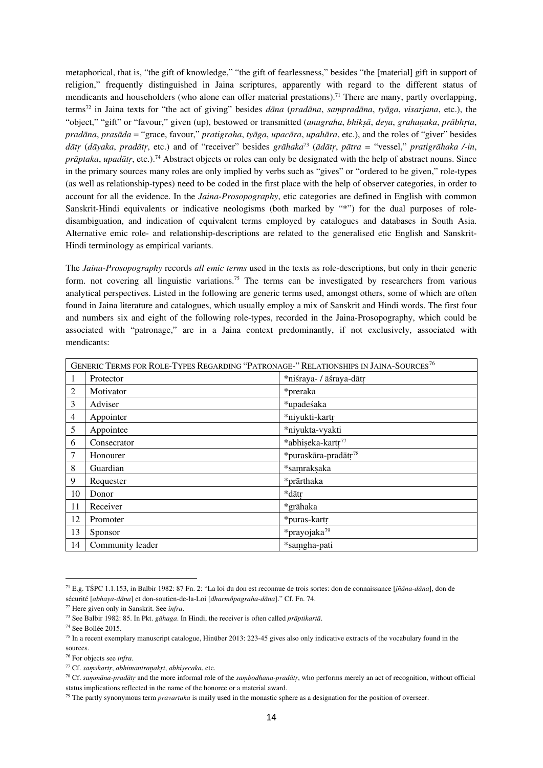metaphorical, that is, "the gift of knowledge," "the gift of fearlessness," besides "the [material] gift in support of religion," frequently distinguished in Jaina scriptures, apparently with regard to the different status of mendicants and householders (who alone can offer material prestations).[71] There are many, partly overlapping, terms[72] in Jaina texts for "the act of giving" besides *dāna* (*pradāna*, *saṃpradāna*, *tyāga*, *visarjana*, etc.), the "object," "gift" or "favour," given (up), bestowed or transmitted (*anugraha*, *bhikṣā*, *deya*, *grahaṇaka*, *prābhṛta*, *pradāna*, *prasāda* = "grace, favour," *pratigraha*, *tyāga*, *upacāra*, *upahāra*, etc.), and the roles of "giver" besides *dātṛ* (*dāyaka*, *pradātṛ*, etc.) and of "receiver" besides *grāhaka*[73] (*ādātṛ*, *pātra* = "vessel," *pratigrāhaka /-in*, *prāptaka*, *upadātṛ*, etc.).[74] Abstract objects or roles can only be designated with the help of abstract nouns. Since in the primary sources many roles are only implied by verbs such as "gives" or "ordered to be given," role-types (as well as relationship-types) need to be coded in the first place with the help of observer categories, in order to account for all the evidence. In the *Jaina-Prosopography*, etic categories are defined in English with common Sanskrit-Hindi equivalents or indicative neologisms (both marked by "*") for the dual purposes of role-disambiguation, and indication of equivalent terms employed by catalogues and databases in South Asia. Alternative emic role- and relationship-descriptions are related to the generalised etic English and Sanskrit-Hindi terminology as empirical variants.

The *Jaina-Prosopography* records *all emic terms* used in the texts as role-descriptions, but only in their generic form. not covering all linguistic variations.[75] The terms can be investigated by researchers from various analytical perspectives. Listed in the following are generic terms used, amongst others, some of which are often found in Jaina literature and catalogues, which usually employ a mix of Sanskrit and Hindi words. The first four and numbers six and eight of the following role-types, recorded in the Jaina-Prosopography, which could be associated with "patronage," are in a Jaina context predominantly, if not exclusively, associated with mendicants:

| GENERIC TERMS FOR ROLE-TYPES REGARDING "PATRONAGE-" RELATIONSHIPS IN JAINA-SOURCES[76] | | |
|---|---|---|
| 1 | Protector | *niśraya- / āśraya-dātṛ |
| 2 | Motivator | *preraka |
| 3 | Adviser | *upadeśaka |
| 4 | Appointer | *niyukti-kartṛ |
| 5 | Appointee | *niyukta-vyakti |
| 6 | Consecrator | *abhiṣeka-kartṛ[77] |
| 7 | Honourer | *puraskāra-pradātṛ[78] |
| 8 | Guardian | *saṃrakṣaka |
| 9 | Requester | *prārthaka |
| 10 | Donor | *dātṛ |
| 11 | Receiver | *grāhaka |
| 12 | Promoter | *puras-kartṛ |
| 13 | Sponsor | *prayojaka[79] |
| 14 | Community leader | *saṃgha-pati |

[71] E.g. TŚPC 1.1.153, in Balbir 1982: 87 Fn. 2: "La loi du don est reconnue de trois sortes: don de connaissance [*jñāna-dāna*], don de sécurité [*abhaya-dāna*] et don-soutien-de-la-Loi [*dharmôpagraha-dāna*]." Cf. Fn. 74.

[72] Here given only in Sanskrit. See *infra*.

[73] See Balbir 1982: 85. In Pkt. *gāhaga*. In Hindi, the receiver is often called *prāptikartā*.

[74] See Bollée 2015.

[75] In a recent exemplary manuscript catalogue, Hinüber 2013: 223-45 gives also only indicative extracts of the vocabulary found in the sources.

[76] For objects see *infra*.

[77] Cf. *saṃskartṛ*, *abhimantraṇakṛt*, *abhiṣecaka*, etc.

[78] Cf. *saṃmāna-pradātṛ* and the more informal role of the *saṃbodhana-pradātṛ*, who performs merely an act of recognition, without official status implications reflected in the name of the honoree or a material award.

[79] The partly synonymous term *pravartaka* is maily used in the monastic sphere as a designation for the position of overseer.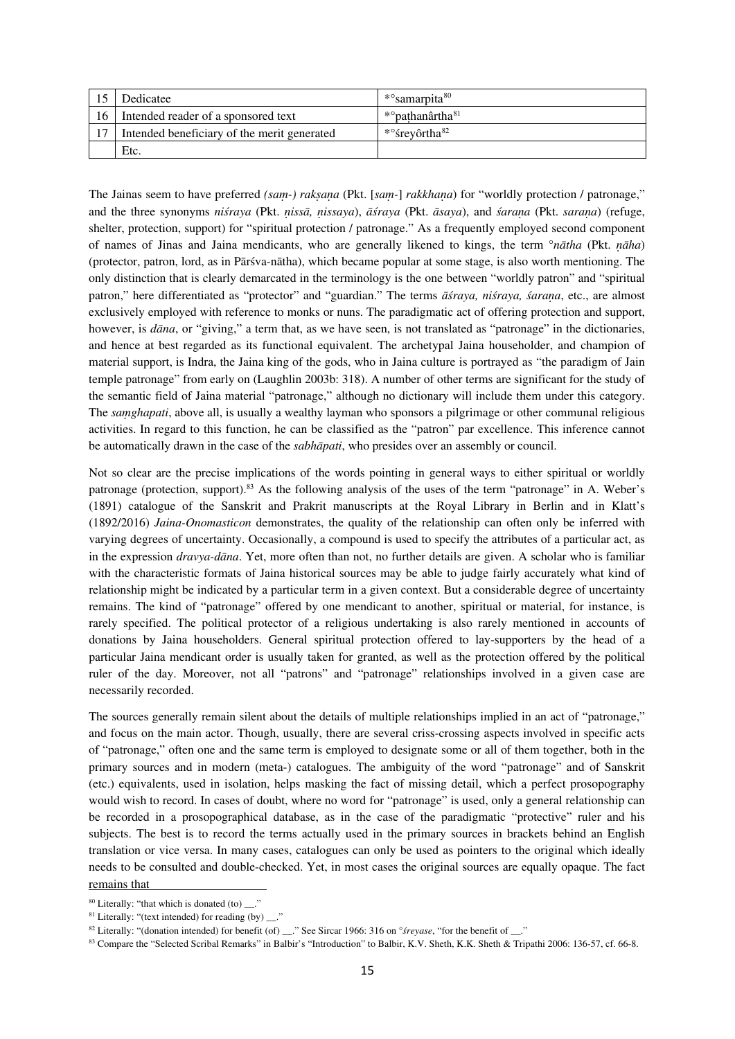| | | |
|---|---|---|
| 15 | Dedicatee | *°samarpita[80] |
| 16 | Intended reader of a sponsored text | *°paṭhanârtha[81] |
| 17 | Intended beneficiary of the merit generated | *°śreyôrtha[82] |
| | Etc. | |

The Jainas seem to have preferred *(saṃ-) rakṣaṇa* (Pkt. [*saṃ*-] *rakkhaṇa*) for "worldly protection / patronage," and the three synonyms *niśraya* (Pkt. *ṇissā, ṇissaya*), *āśraya* (Pkt. *āsaya*), and *śaraṇa* (Pkt. *saraṇa*) (refuge, shelter, protection, support) for "spiritual protection / patronage." As a frequently employed second component of names of Jinas and Jaina mendicants, who are generally likened to kings, the term °*nātha* (Pkt. *ṇāha*) (protector, patron, lord, as in Pārśva-nātha), which became popular at some stage, is also worth mentioning. The only distinction that is clearly demarcated in the terminology is the one between "worldly patron" and "spiritual patron," here differentiated as "protector" and "guardian." The terms *āśraya, niśraya, śaraṇa*, etc., are almost exclusively employed with reference to monks or nuns. The paradigmatic act of offering protection and support, however, is *dāna*, or "giving," a term that, as we have seen, is not translated as "patronage" in the dictionaries, and hence at best regarded as its functional equivalent. The archetypal Jaina householder, and champion of material support, is Indra, the Jaina king of the gods, who in Jaina culture is portrayed as "the paradigm of Jain temple patronage" from early on (Laughlin 2003b: 318). A number of other terms are significant for the study of the semantic field of Jaina material "patronage," although no dictionary will include them under this category. The *saṃghapati*, above all, is usually a wealthy layman who sponsors a pilgrimage or other communal religious activities. In regard to this function, he can be classified as the "patron" par excellence. This inference cannot be automatically drawn in the case of the *sabhāpati*, who presides over an assembly or council.

Not so clear are the precise implications of the words pointing in general ways to either spiritual or worldly patronage (protection, support).[83] As the following analysis of the uses of the term "patronage" in A. Weber's (1891) catalogue of the Sanskrit and Prakrit manuscripts at the Royal Library in Berlin and in Klatt's (1892/2016) *Jaina-Onomasticon* demonstrates, the quality of the relationship can often only be inferred with varying degrees of uncertainty. Occasionally, a compound is used to specify the attributes of a particular act, as in the expression *dravya-dāna*. Yet, more often than not, no further details are given. A scholar who is familiar with the characteristic formats of Jaina historical sources may be able to judge fairly accurately what kind of relationship might be indicated by a particular term in a given context. But a considerable degree of uncertainty remains. The kind of "patronage" offered by one mendicant to another, spiritual or material, for instance, is rarely specified. The political protector of a religious undertaking is also rarely mentioned in accounts of donations by Jaina householders. General spiritual protection offered to lay-supporters by the head of a particular Jaina mendicant order is usually taken for granted, as well as the protection offered by the political ruler of the day. Moreover, not all "patrons" and "patronage" relationships involved in a given case are necessarily recorded.

The sources generally remain silent about the details of multiple relationships implied in an act of "patronage," and focus on the main actor. Though, usually, there are several criss-crossing aspects involved in specific acts of "patronage," often one and the same term is employed to designate some or all of them together, both in the primary sources and in modern (meta-) catalogues. The ambiguity of the word "patronage" and of Sanskrit (etc.) equivalents, used in isolation, helps masking the fact of missing detail, which a perfect prosopography would wish to record. In cases of doubt, where no word for "patronage" is used, only a general relationship can be recorded in a prosopographical database, as in the case of the paradigmatic "protective" ruler and his subjects. The best is to record the terms actually used in the primary sources in brackets behind an English translation or vice versa. In many cases, catalogues can only be used as pointers to the original which ideally needs to be consulted and double-checked. Yet, in most cases the original sources are equally opaque. The fact remains that

[80] Literally: "that which is donated (to) __."

[81] Literally: "(text intended) for reading (by) __."

[82] Literally: "(donation intended) for benefit (of) __." See Sircar 1966: 316 on °*śreyase*, "for the benefit of __."

[83] Compare the "Selected Scribal Remarks" in Balbir's "Introduction" to Balbir, K.V. Sheth, K.K. Sheth & Tripathi 2006: 136-57, cf. 66-8.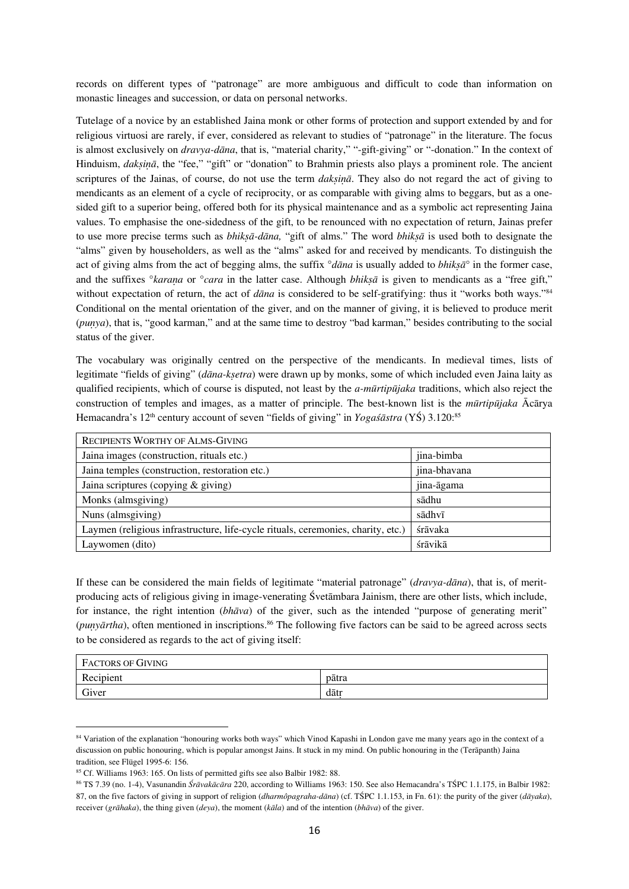records on different types of "patronage" are more ambiguous and difficult to code than information on monastic lineages and succession, or data on personal networks.

Tutelage of a novice by an established Jaina monk or other forms of protection and support extended by and for religious virtuosi are rarely, if ever, considered as relevant to studies of "patronage" in the literature. The focus is almost exclusively on *dravya-dāna*, that is, "material charity," "-gift-giving" or "-donation." In the context of Hinduism, *dakṣiṇā*, the "fee," "gift" or "donation" to Brahmin priests also plays a prominent role. The ancient scriptures of the Jainas, of course, do not use the term *dakṣiṇā*. They also do not regard the act of giving to mendicants as an element of a cycle of reciprocity, or as comparable with giving alms to beggars, but as a one-sided gift to a superior being, offered both for its physical maintenance and as a symbolic act representing Jaina values. To emphasise the one-sidedness of the gift, to be renounced with no expectation of return, Jainas prefer to use more precise terms such as *bhikṣā-dāna,* "gift of alms." The word *bhikṣā* is used both to designate the "alms" given by householders, as well as the "alms" asked for and received by mendicants. To distinguish the act of giving alms from the act of begging alms, the suffix *°dāna* is usually added to *bhikṣā°* in the former case, and the suffixes *°karaṇa* or *°cara* in the latter case. Although *bhikṣā* is given to mendicants as a "free gift," without expectation of return, the act of *dāna* is considered to be self-gratifying: thus it "works both ways."[84] Conditional on the mental orientation of the giver, and on the manner of giving, it is believed to produce merit (*puṇya*), that is, "good karman," and at the same time to destroy "bad karman," besides contributing to the social status of the giver.

The vocabulary was originally centred on the perspective of the mendicants. In medieval times, lists of legitimate "fields of giving" (*dāna-kṣetra*) were drawn up by monks, some of which included even Jaina laity as qualified recipients, which of course is disputed, not least by the *a-mūrtipūjaka* traditions, which also reject the construction of temples and images, as a matter of principle. The best-known list is the *mūrtipūjaka* Ācārya Hemacandra's 12th century account of seven "fields of giving" in *Yogaśāstra* (YŚ) 3.120:[85]

| RECIPIENTS WORTHY OF ALMS-GIVING | |
|---|---|
| Jaina images (construction, rituals etc.) | jina-bimba |
| Jaina temples (construction, restoration etc.) | jina-bhavana |
| Jaina scriptures (copying & giving) | jina-āgama |
| Monks (almsgiving) | sādhu |
| Nuns (almsgiving) | sādhvī |
| Laymen (religious infrastructure, life-cycle rituals, ceremonies, charity, etc.) | śrāvaka |
| Laywomen (dito) | śrāvikā |

If these can be considered the main fields of legitimate "material patronage" (*dravya-dāna*), that is, of merit-producing acts of religious giving in image-venerating Śvetāmbara Jainism, there are other lists, which include, for instance, the right intention (*bhāva*) of the giver, such as the intended "purpose of generating merit" (*puṇyārtha*), often mentioned in inscriptions.[86] The following five factors can be said to be agreed across sects to be considered as regards to the act of giving itself:

| FACTORS OF GIVING | |
|---|---|
| Recipient | pātra |
| Giver | dātṛ |

---

[84] Variation of the explanation "honouring works both ways" which Vinod Kapashi in London gave me many years ago in the context of a discussion on public honouring, which is popular amongst Jains. It stuck in my mind. On public honouring in the (Terāpanth) Jaina tradition, see Flügel 1995-6: 156.

[85] Cf. Williams 1963: 165. On lists of permitted gifts see also Balbir 1982: 88.

[86] TS 7.39 (no. 1-4), Vasunandin *Śrāvakācāra* 220, according to Williams 1963: 150. See also Hemacandra's TŚPC 1.1.175, in Balbir 1982: 87, on the five factors of giving in support of religion (*dharmôpagraha-dāna*) (cf. TŚPC 1.1.153, in Fn. 61): the purity of the giver (*dāyaka*), receiver (*grāhaka*), the thing given (*deya*), the moment (*kāla*) and of the intention (*bhāva*) of the giver.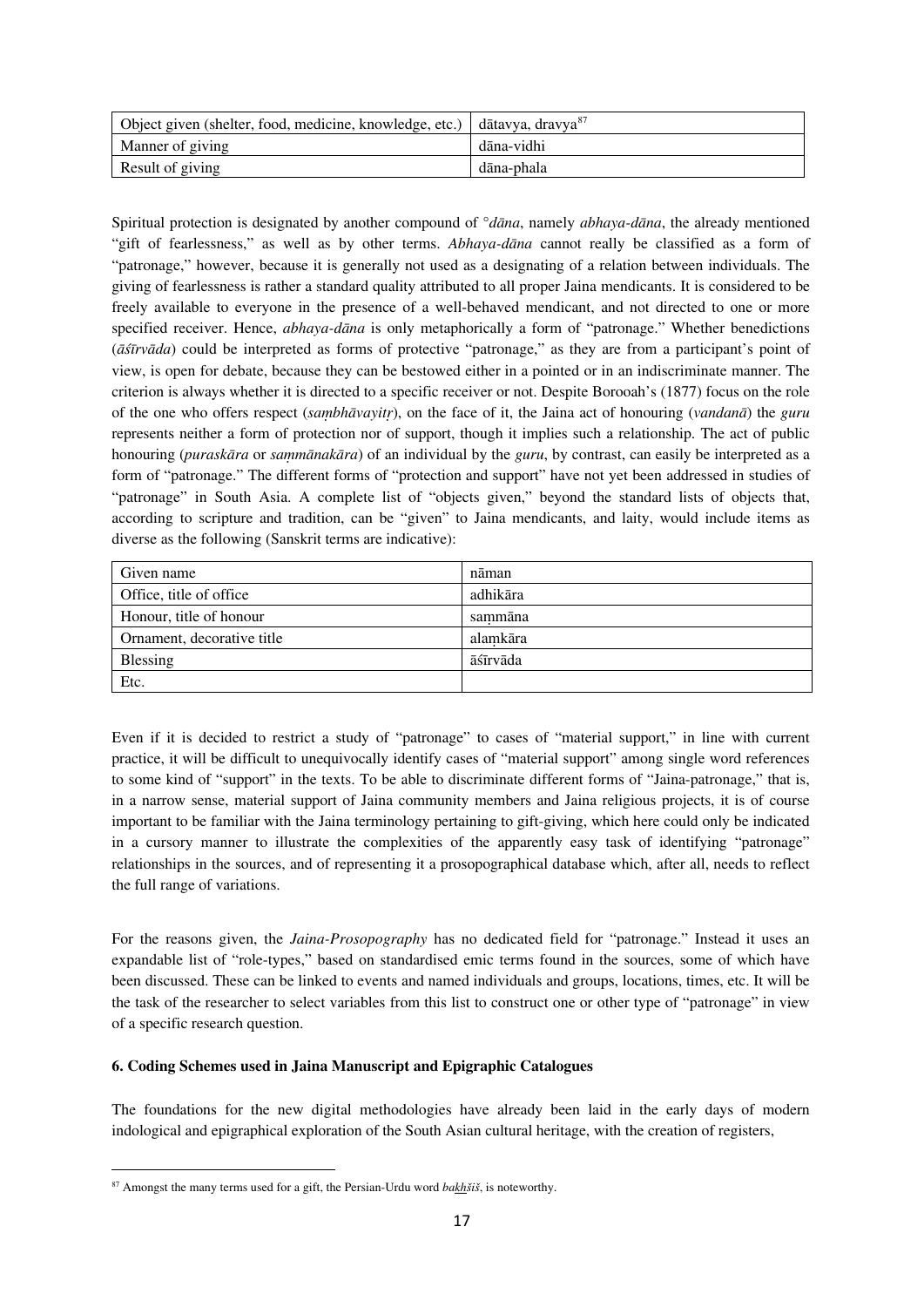| | |
|---|---|
| Object given (shelter, food, medicine, knowledge, etc.) | dātavya, dravya[87] |
| Manner of giving | dāna-vidhi |
| Result of giving | dāna-phala |

Spiritual protection is designated by another compound of *°dāna*, namely *abhaya-dāna*, the already mentioned "gift of fearlessness," as well as by other terms. *Abhaya-dāna* cannot really be classified as a form of "patronage," however, because it is generally not used as a designating of a relation between individuals. The giving of fearlessness is rather a standard quality attributed to all proper Jaina mendicants. It is considered to be freely available to everyone in the presence of a well-behaved mendicant, and not directed to one or more specified receiver. Hence, *abhaya-dāna* is only metaphorically a form of "patronage." Whether benedictions (*āśīrvāda*) could be interpreted as forms of protective "patronage," as they are from a participant's point of view, is open for debate, because they can be bestowed either in a pointed or in an indiscriminate manner. The criterion is always whether it is directed to a specific receiver or not. Despite Borooah's (1877) focus on the role of the one who offers respect (*saṃbhāvayitṛ*), on the face of it, the Jaina act of honouring (*vandanā*) the *guru* represents neither a form of protection nor of support, though it implies such a relationship. The act of public honouring (*puraskāra* or *saṃmānakāra*) of an individual by the *guru*, by contrast, can easily be interpreted as a form of "patronage." The different forms of "protection and support" have not yet been addressed in studies of "patronage" in South Asia. A complete list of "objects given," beyond the standard lists of objects that, according to scripture and tradition, can be "given" to Jaina mendicants, and laity, would include items as diverse as the following (Sanskrit terms are indicative):

| | |
|---|---|
| Given name | nāman |
| Office, title of office | adhikāra |
| Honour, title of honour | saṃmāna |
| Ornament, decorative title | alaṃkāra |
| Blessing | āśīrvāda |
| Etc. | |

Even if it is decided to restrict a study of "patronage" to cases of "material support," in line with current practice, it will be difficult to unequivocally identify cases of "material support" among single word references to some kind of "support" in the texts. To be able to discriminate different forms of "Jaina-patronage," that is, in a narrow sense, material support of Jaina community members and Jaina religious projects, it is of course important to be familiar with the Jaina terminology pertaining to gift-giving, which here could only be indicated in a cursory manner to illustrate the complexities of the apparently easy task of identifying "patronage" relationships in the sources, and of representing it a prosopographical database which, after all, needs to reflect the full range of variations.

For the reasons given, the *Jaina-Prosopography* has no dedicated field for "patronage." Instead it uses an expandable list of "role-types," based on standardised emic terms found in the sources, some of which have been discussed. These can be linked to events and named individuals and groups, locations, times, etc. It will be the task of the researcher to select variables from this list to construct one or other type of "patronage" in view of a specific research question.

**6. Coding Schemes used in Jaina Manuscript and Epigraphic Catalogues**

The foundations for the new digital methodologies have already been laid in the early days of modern indological and epigraphical exploration of the South Asian cultural heritage, with the creation of registers,

[87] Amongst the many terms used for a gift, the Persian-Urdu word *bak͟hšiš*, is noteworthy.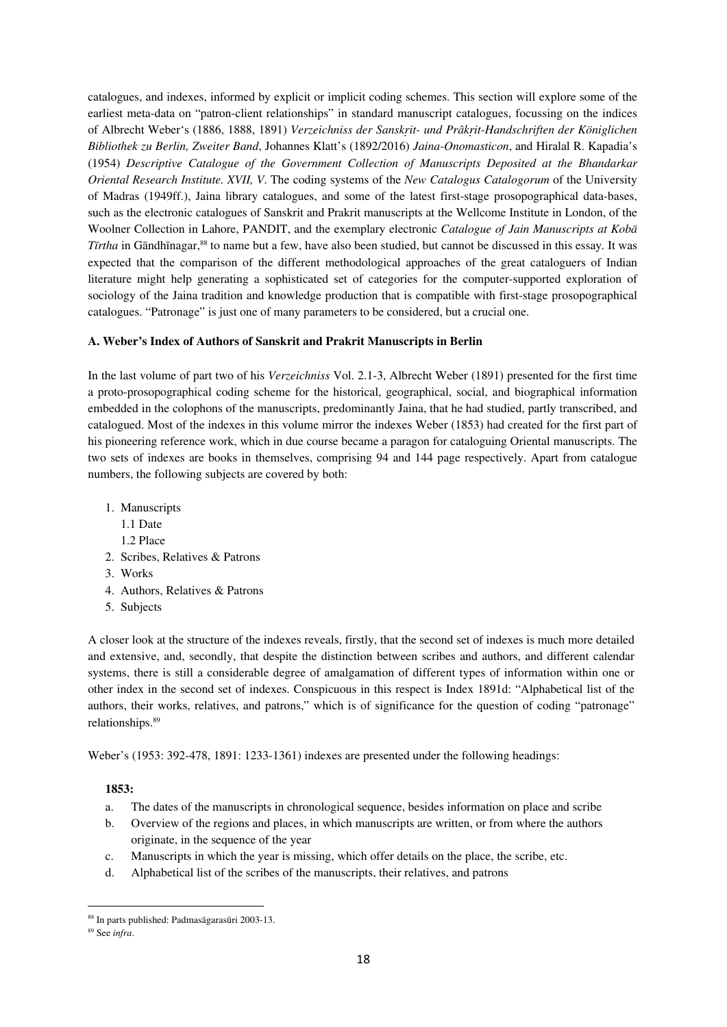catalogues, and indexes, informed by explicit or implicit coding schemes. This section will explore some of the earliest meta-data on "patron-client relationships" in standard manuscript catalogues, focussing on the indices of Albrecht Weber's (1886, 1888, 1891) *Verzeichniss der Sanskṛit- und Prâkṛit-Handschriften der Königlichen Bibliothek zu Berlin, Zweiter Band*, Johannes Klatt's (1892/2016) *Jaina-Onomasticon*, and Hiralal R. Kapadia's (1954) *Descriptive Catalogue of the Government Collection of Manuscripts Deposited at the Bhandarkar Oriental Research Institute. XVII, V*. The coding systems of the *New Catalogus Catalogorum* of the University of Madras (1949ff.), Jaina library catalogues, and some of the latest first-stage prosopographical data-bases, such as the electronic catalogues of Sanskrit and Prakrit manuscripts at the Wellcome Institute in London, of the Woolner Collection in Lahore, PANDIT, and the exemplary electronic *Catalogue of Jain Manuscripts at Kobā Tīrtha* in Gāndhīnagar,[88] to name but a few, have also been studied, but cannot be discussed in this essay. It was expected that the comparison of the different methodological approaches of the great cataloguers of Indian literature might help generating a sophisticated set of categories for the computer-supported exploration of sociology of the Jaina tradition and knowledge production that is compatible with first-stage prosopographical catalogues. "Patronage" is just one of many parameters to be considered, but a crucial one.

**A. Weber's Index of Authors of Sanskrit and Prakrit Manuscripts in Berlin**

In the last volume of part two of his *Verzeichniss* Vol. 2.1-3, Albrecht Weber (1891) presented for the first time a proto-prosopographical coding scheme for the historical, geographical, social, and biographical information embedded in the colophons of the manuscripts, predominantly Jaina, that he had studied, partly transcribed, and catalogued. Most of the indexes in this volume mirror the indexes Weber (1853) had created for the first part of his pioneering reference work, which in due course became a paragon for cataloguing Oriental manuscripts. The two sets of indexes are books in themselves, comprising 94 and 144 page respectively. Apart from catalogue numbers, the following subjects are covered by both:

1. Manuscripts
   1.1 Date
   1.2 Place
2. Scribes, Relatives & Patrons
3. Works
4. Authors, Relatives & Patrons
5. Subjects

A closer look at the structure of the indexes reveals, firstly, that the second set of indexes is much more detailed and extensive, and, secondly, that despite the distinction between scribes and authors, and different calendar systems, there is still a considerable degree of amalgamation of different types of information within one or other index in the second set of indexes. Conspicuous in this respect is Index 1891d: "Alphabetical list of the authors, their works, relatives, and patrons," which is of significance for the question of coding "patronage" relationships.[89]

Weber's (1953: 392-478, 1891: 1233-1361) indexes are presented under the following headings:

**1853:**

a. The dates of the manuscripts in chronological sequence, besides information on place and scribe
b. Overview of the regions and places, in which manuscripts are written, or from where the authors originate, in the sequence of the year
c. Manuscripts in which the year is missing, which offer details on the place, the scribe, etc.
d. Alphabetical list of the scribes of the manuscripts, their relatives, and patrons

---

[88] In parts published: Padmasāgarasūri 2003-13.

[89] See *infra*.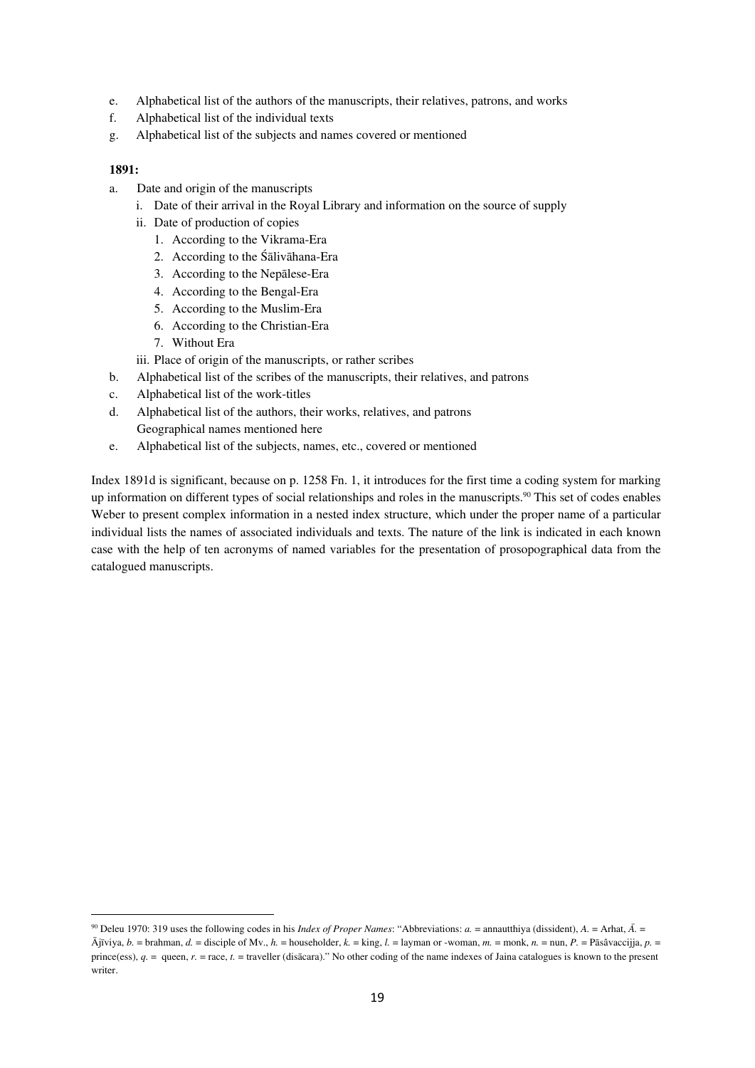e. Alphabetical list of the authors of the manuscripts, their relatives, patrons, and works
f. Alphabetical list of the individual texts
g. Alphabetical list of the subjects and names covered or mentioned

**1891:**

a. Date and origin of the manuscripts
   i. Date of their arrival in the Royal Library and information on the source of supply
   ii. Date of production of copies
      1. According to the Vikrama-Era
      2. According to the Śālivāhana-Era
      3. According to the Nepālese-Era
      4. According to the Bengal-Era
      5. According to the Muslim-Era
      6. According to the Christian-Era
      7. Without Era
   iii. Place of origin of the manuscripts, or rather scribes
b. Alphabetical list of the scribes of the manuscripts, their relatives, and patrons
c. Alphabetical list of the work-titles
d. Alphabetical list of the authors, their works, relatives, and patrons
   Geographical names mentioned here
e. Alphabetical list of the subjects, names, etc., covered or mentioned

Index 1891d is significant, because on p. 1258 Fn. 1, it introduces for the first time a coding system for marking up information on different types of social relationships and roles in the manuscripts.[90] This set of codes enables Weber to present complex information in a nested index structure, which under the proper name of a particular individual lists the names of associated individuals and texts. The nature of the link is indicated in each known case with the help of ten acronyms of named variables for the presentation of prosopographical data from the catalogued manuscripts.

---

[90] Deleu 1970: 319 uses the following codes in his *Index of Proper Names*: "Abbreviations: *a.* = annautthiya (dissident), *A.* = Arhat, *Ā.* = Ājīviya, *b.* = brahman, *d.* = disciple of Mv., *h.* = householder, *k.* = king, *l.* = layman or -woman, *m.* = monk, *n.* = nun, *P.* = Pāsâvaccijja, *p.* = prince(ess), *q.* = queen, *r.* = race, *t.* = traveller (disācara)." No other coding of the name indexes of Jaina catalogues is known to the present writer.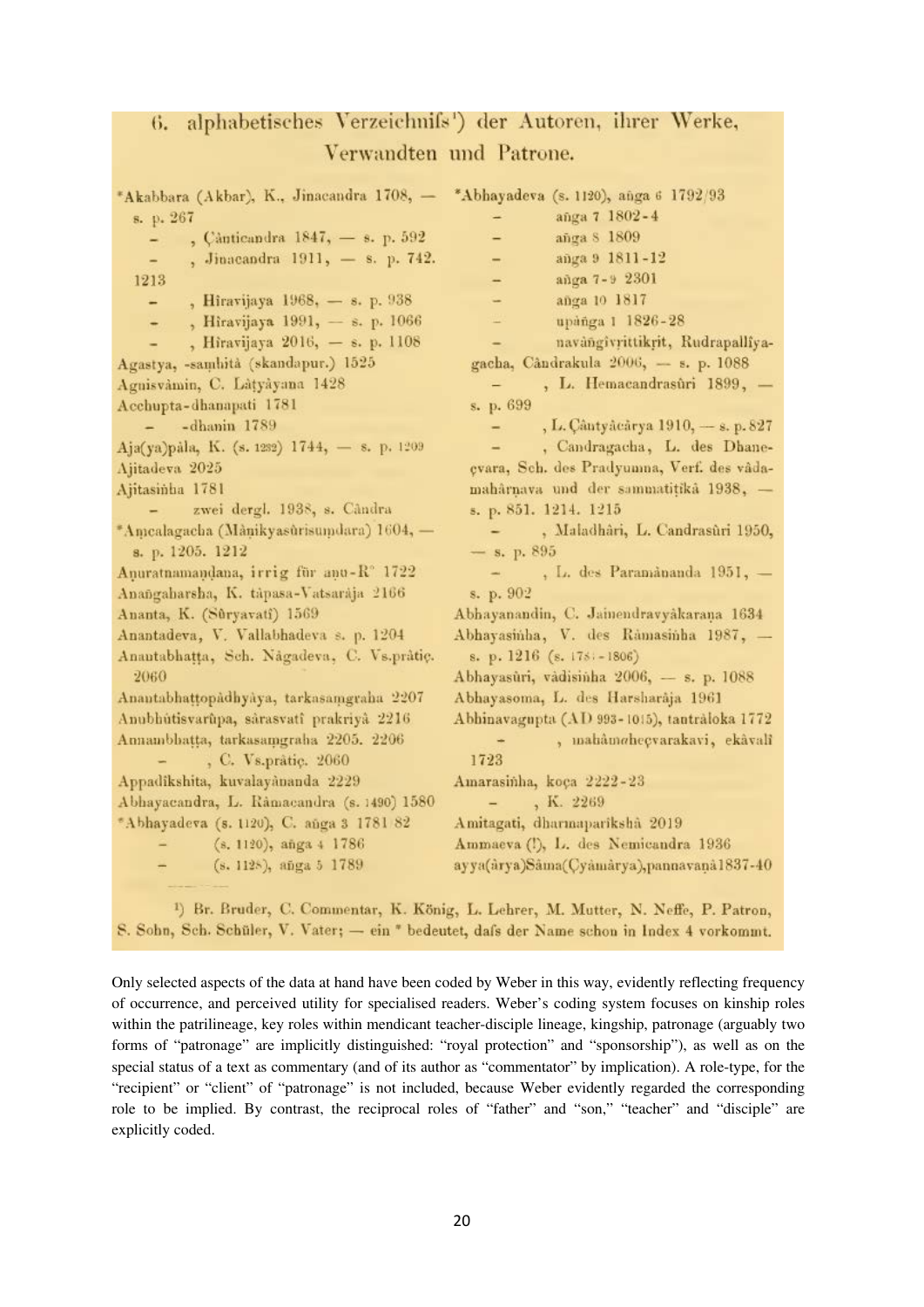## 6. alphabetisches Verzeichnifs[1]) der Autoren, ihrer Werke, Verwandten und Patrone.

*Akabbara (Akbar), K., Jinacandra 1708, — s. p. 267
— , Çânticandra 1847, — s. p. 592
— , Jinacandra 1911, — s. p. 742. 1213
— , Hîravijaya 1968, — s. p. 938
— , Hîravijaya 1991, — s. p. 1066
— , Hîravijaya 2016, — s. p. 1108
Agastya, -saṃhitâ (skandapur.) 1525
Agnisvâmin, C. Lâṭyâyana 1428
Acchupta-dhanapati 1781
— -dhanin 1789
Aja(ya)pâla, K. (s. 1232) 1744, — s. p. 1209
Ajitadeva 2025
Ajitasiṅha 1781
— zwei dergl. 1938, s. Cândra
*Aṃcalagacha (Mâṇikyasûrisuṃdara) 1604, — s. p. 1205. 1212
Aṇuratnamaṇḍana, irrig für aṇu-R° 1722
Anaṅgaharsha, K. tâpasa-Vatsarâja 2166
Ananta, K. (Sûryavatî) 1569
Anantadeva, V. Vallabhadeva s. p. 1204
Anantabhaṭṭa, Sch. Nâgadeva, C. Vs.prâtiç. 2060
Anantabhaṭṭopâdhyâya, tarkasaṃgraha 2207
Anubhûtisvarûpa, sârasvatî prakriyâ 2216
Annambhaṭṭa, tarkasaṃgraha 2205. 2206
— , C. Vs.prâtiç. 2060
Appadîkshita, kuvalayânanda 2229
Abhayacandra, L. Râmacandra (s. 1490) 1580
*Abhayadeva (s. 1120), C. aṅga 3 1781/82
— (s. 1120), aṅga 4 1786
— (s. 1128), aṅga 5 1789

*Abhayadeva (s. 1120), aṅga 6 1792/93
— aṅga 7 1802-4
— aṅga 8 1809
— aṅga 9 1811-12
— aṅga 7-9 2301
— aṅga 10 1817
— upâṅga 1 1826-28
— navâṅgîvṛittikṛit, Rudrapallîyagacha, Cândrakula 2006, — s. p. 1088
— , L. Hemacandrasûri 1899, — s. p. 699
— , L. Çântyâcârya 1910, — s. p. 827
— , Candragacha, L. des Dhaneçvara, Sch. des Pradyumna, Verf. des vâdamahârṇava und der saṃmatiṭîkâ 1938, — s. p. 851. 1214. 1215
— , Maladhâri, L. Candrasûri 1950, — s. p. 895
— , L. des Paramânanda 1951, — s. p. 902
Abhayanandin, C. Jainendravyâkaraṇa 1634
Abhayasiṅha, V. des Râmasiṅha 1987, — s. p. 1216 (s. 1781-1806)
Abhayasûri, vâdisiṅha 2006, — s. p. 1088
Abhayasoma, L. des Harsharâja 1961
Abhinavagupta (AD 993-1015), tantrâloka 1772
— , mahâmaheçvarakavi, ekâvalî 1723
Amarasiṅha, koça 2222-23
— , K. 2269
Amitagati, dharmaparikshâ 2019
Ammaeva (!), L. des Nemicandra 1936
ayya(ârya)Sâma(Çyâmârya), pannavaṇâ 1837-40

[1]) Br. Bruder, C. Commentar, K. König, L. Lehrer, M. Mutter, N. Neffe, P. Patron, S. Sohn, Sch. Schüler, V. Vater; — ein * bedeutet, dafs der Name schon in Index 4 vorkommt.

Only selected aspects of the data at hand have been coded by Weber in this way, evidently reflecting frequency of occurrence, and perceived utility for specialised readers. Weber's coding system focuses on kinship roles within the patrilineage, key roles within mendicant teacher-disciple lineage, kingship, patronage (arguably two forms of "patronage" are implicitly distinguished: "royal protection" and "sponsorship"), as well as on the special status of a text as commentary (and of its author as "commentator" by implication). A role-type, for the "recipient" or "client" of "patronage" is not included, because Weber evidently regarded the corresponding role to be implied. By contrast, the reciprocal roles of "father" and "son," "teacher" and "disciple" are explicitly coded.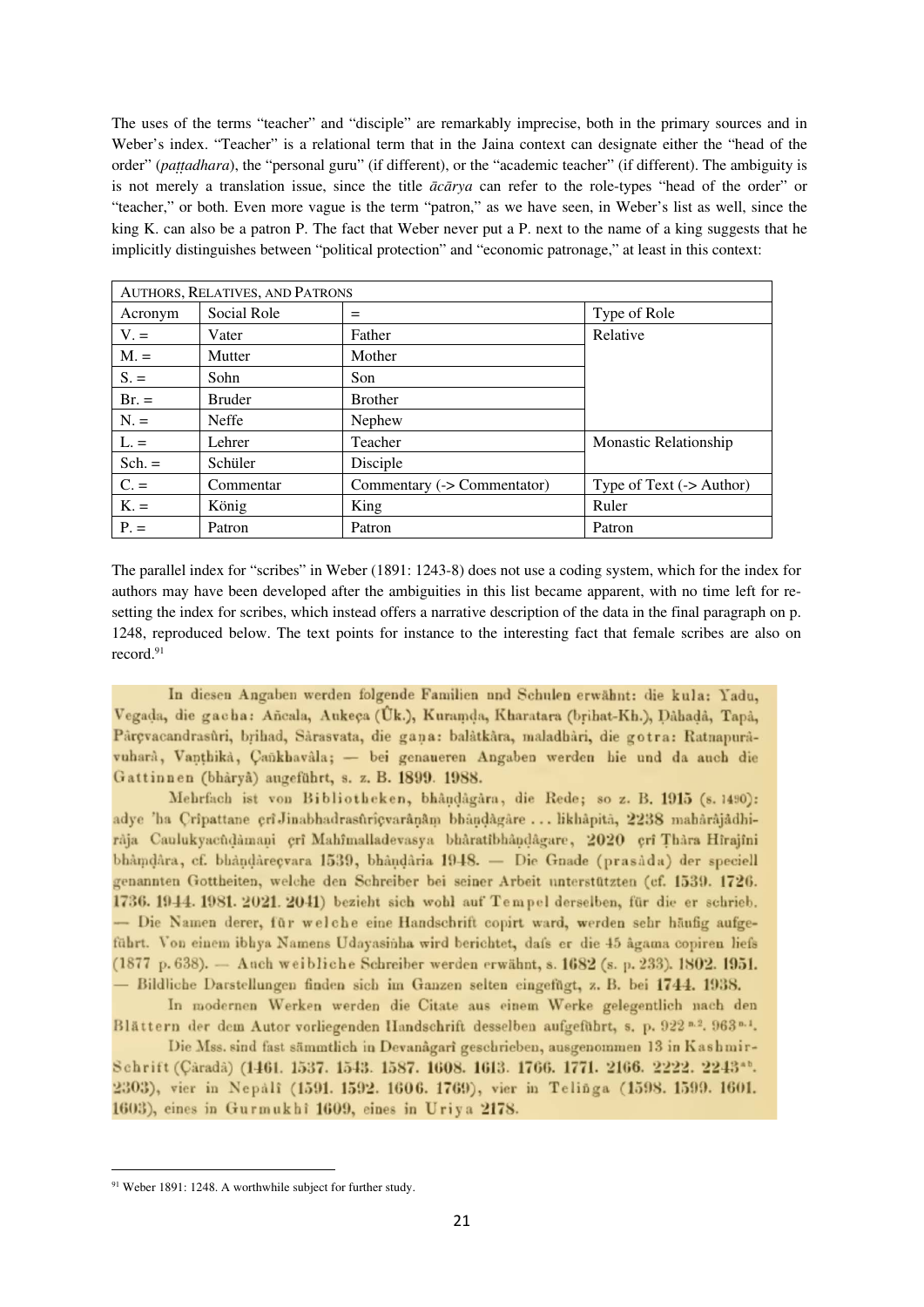The uses of the terms "teacher" and "disciple" are remarkably imprecise, both in the primary sources and in Weber's index. "Teacher" is a relational term that in the Jaina context can designate either the "head of the order" (*paṭṭadhara*), the "personal guru" (if different), or the "academic teacher" (if different). The ambiguity is is not merely a translation issue, since the title *ācārya* can refer to the role-types "head of the order" or "teacher," or both. Even more vague is the term "patron," as we have seen, in Weber's list as well, since the king K. can also be a patron P. The fact that Weber never put a P. next to the name of a king suggests that he implicitly distinguishes between "political protection" and "economic patronage," at least in this context:

| AUTHORS, RELATIVES, AND PATRONS | | | |
|---|---|---|---|
| Acronym | Social Role | = | Type of Role |
| V. = | Vater | Father | Relative |
| M. = | Mutter | Mother | |
| S. = | Sohn | Son | |
| Br. = | Bruder | Brother | |
| N. = | Neffe | Nephew | |
| L. = | Lehrer | Teacher | Monastic Relationship |
| Sch. = | Schüler | Disciple | |
| C. = | Commentar | Commentary (-> Commentator) | Type of Text (-> Author) |
| K. = | König | King | Ruler |
| P. = | Patron | Patron | Patron |

The parallel index for "scribes" in Weber (1891: 1243-8) does not use a coding system, which for the index for authors may have been developed after the ambiguities in this list became apparent, with no time left for re-setting the index for scribes, which instead offers a narrative description of the data in the final paragraph on p. 1248, reproduced below. The text points for instance to the interesting fact that female scribes are also on record.[91]

In diesen Angaben werden folgende Familien und Schulen erwähnt: die kula: Yadu, Vegaḍa, die gacha: Añcala, Aukeça (Ûk.), Kuramḍa, Kharatara (bṛihat-Kh.), Ḍâhaḍâ, Tapâ, Pârçvacandrasûri, bṛihad, Sârasvata, die gaṇa: balâtkâra, maladhâri, die gotra: Ratnapurâvuharâ, Vaṇṭhikâ, Çaṅkhavâla; — bei genaueren Angaben werden hie und da auch die Gattinnen (bhâryâ) angeführt, s. z. B. 1899. 1988.

Mehrfach ist von Bibliotheken, bhâṇḍâgâra, die Rede; so z. B. 1915 (s. 1490): adye 'ha Çrîpattane çrîJinabhadrasûriçvarâṇâm bhâṇḍâgâre ... likhâpitâ, 2238 mahârâjâdhirâja Caulukyacûḍâmaṇi çrî Mahîmalladevasya bhâratîbhâṇḍâgare, 2020 çrî Thâra Hîrajîni bhâmḍâra, cf. bhâṇḍâreçvara 1539, bhâṇḍâria 1948. — Die Gnade (prasâda) der speciell genannten Gottheiten, welche den Schreiber bei seiner Arbeit unterstützten (cf. 1539. 1726. 1736. 1944. 1981. 2021. 2041) bezieht sich wohl auf Tempel derselben, für die er schrieb. — Die Namen derer, für welche eine Handschrift copirt ward, werden sehr häufig aufgeführt. Von einem ibhya Namens Udayasiṅha wird berichtet, dafs er die 45 âgama copiren liefs (1877 p. 638). — Auch weibliche Schreiber werden erwähnt, s. 1682 (s. p. 233). 1802. 1951. — Bildliche Darstellungen finden sich im Ganzen selten eingefügt, z. B. bei 1744. 1938.

In modernen Werken werden die Citate aus einem Werke gelegentlich nach den Blättern der dem Autor vorliegenden Handschrift desselben aufgeführt, s. p. 922 n.2. 963 n.1.

Die Mss. sind fast sämmtlich in Devanâgarî geschrieben, ausgenommen 13 in Kashmir-Schrift (Çâradâ) (1461. 1537. 1543. 1587. 1608. 1613. 1766. 1771. 2166. 2222. 2243ab. 2303), vier in Nepâlî (1591. 1592. 1606. 1769), vier in Teliṅga (1598. 1599. 1601. 1603), eines in Gurmukhî 1609, eines in Uriya 2178.

[91] Weber 1891: 1248. A worthwhile subject for further study.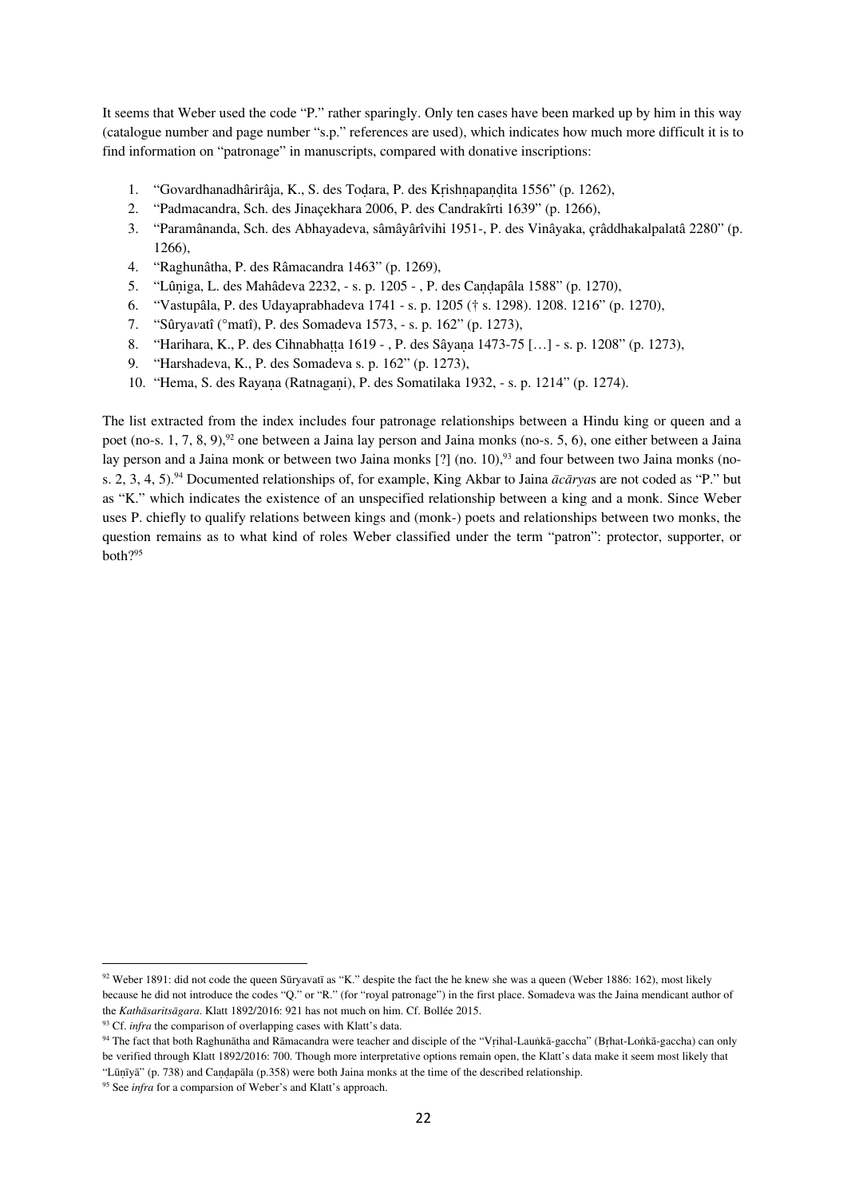It seems that Weber used the code "P." rather sparingly. Only ten cases have been marked up by him in this way (catalogue number and page number "s.p." references are used), which indicates how much more difficult it is to find information on "patronage" in manuscripts, compared with donative inscriptions:

1. "Govardhanadhârirâja, K., S. des Toḍara, P. des Kṛishṇapaṇḍita 1556" (p. 1262),
2. "Padmacandra, Sch. des Jinaçekhara 2006, P. des Candrakîrti 1639" (p. 1266),
3. "Paramânanda, Sch. des Abhayadeva, sâmâyârîvihi 1951-, P. des Vinâyaka, çrâddhakalpalatâ 2280" (p. 1266),
4. "Raghunâtha, P. des Râmacandra 1463" (p. 1269),
5. "Lûṇiga, L. des Mahâdeva 2232, - s. p. 1205 - , P. des Caṇḍapâla 1588" (p. 1270),
6. "Vastupâla, P. des Udayaprabhadeva 1741 - s. p. 1205 († s. 1298). 1208. 1216" (p. 1270),
7. "Sûrya*v*atî (°matî), P. des Somadeva 1573, - s. p. 162" (p. 1273),
8. "Harihara, K., P. des Cihnabhaṭṭa 1619 - , P. des Sâyaṇa 1473-75 […] - s. p. 1208" (p. 1273),
9. "Harshadeva, K., P. des Somadeva s. p. 162" (p. 1273),
10. "Hema, S. des Rayaṇa (Ratnagaṇi), P. des Somatilaka 1932, - s. p. 1214" (p. 1274).

The list extracted from the index includes four patronage relationships between a Hindu king or queen and a poet (no-s. 1, 7, 8, 9),[92] one between a Jaina lay person and Jaina monks (no-s. 5, 6), one either between a Jaina lay person and a Jaina monk or between two Jaina monks [?] (no. 10),[93] and four between two Jaina monks (no-s. 2, 3, 4, 5).[94] Documented relationships of, for example, King Akbar to Jaina *ācārya*s are not coded as "P." but as "K." which indicates the existence of an unspecified relationship between a king and a monk. Since Weber uses P. chiefly to qualify relations between kings and (monk-) poets and relationships between two monks, the question remains as to what kind of roles Weber classified under the term "patron": protector, supporter, or both?[95]

---

[92] Weber 1891: did not code the queen Sūryavatī as "K." despite the fact the he knew she was a queen (Weber 1886: 162), most likely because he did not introduce the codes "Q." or "R." (for "royal patronage") in the first place. Somadeva was the Jaina mendicant author of the *Kathāsaritsāgara*. Klatt 1892/2016: 921 has not much on him. Cf. Bollée 2015.

[93] Cf. *infra* the comparison of overlapping cases with Klatt's data.

[94] The fact that both Raghunātha and Rāmacandra were teacher and disciple of the "Vṛihal-Lauṅkā-gaccha" (Bṛhat-Loṅkā-gaccha) can only be verified through Klatt 1892/2016: 700. Though more interpretative options remain open, the Klatt's data make it seem most likely that "Lūṇīyā" (p. 738) and Caṇḍapāla (p.358) were both Jaina monks at the time of the described relationship.

[95] See *infra* for a comparsion of Weber's and Klatt's approach.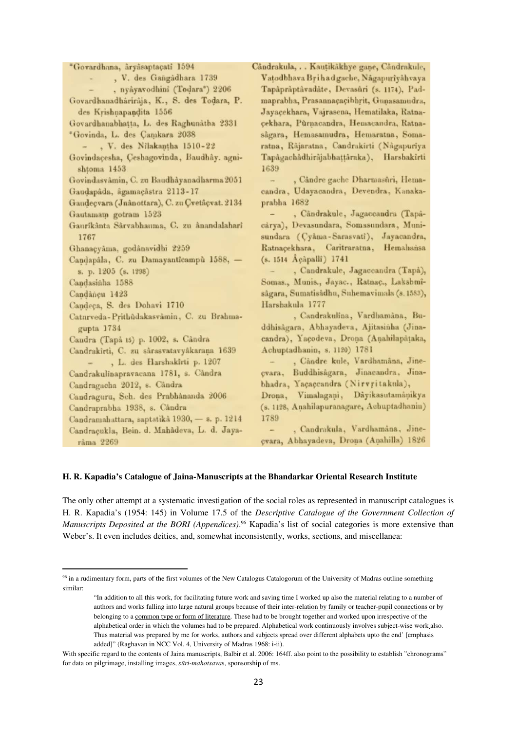*Govardhana, âryâsaptaçatî 1594

– , V. des Gaṅgâdhara 1739

– , nyâyavodhinî (Toḍara*) 2206

Govardhanadhârirâja, K., S. des Toḍara, P. des Krishṇapaṇḍita 1556

Govardhanabhaṭṭa, L. des Raghunâtha 2331

*Govinda, L. des Çaṃkara 2038

– , V. des Nîlakaṇṭha 1510-22

Govindaçesha, Çeshagovinda, Baudhây. agnishṭoma 1453

Govindasvâmin, C. zu Baudhâyanadharma 2051

Gauḍapâda, âgamaçâstra 2113-17

Gauḍeçvara (Jnânottara), C. zu Çvetâçvat. 2134

Gautamam gotram 1523

Gaurîkânta Sârvabhauma, C. zu ânandalahari 1767

Ghanaçyâma, godânavidhi 2259

Caṇḍapâla, C. zu Damayantîcampû 1588, — s. p. 1205 (s. 1298)

Caṇḍasiṅha 1588

Caṇḍâṅçu 1423

Caṇḍeça, S. des Dohavi 1710

Caturveda-Prithûdakasvâmin, C. zu Brahmagupta 1734

Candra (Tapâ 15) p. 1002, s. Cândra

Candrakîrti, C. zu sârasvatavyâkaraṇa 1639

– , L. des Harshakîrti p. 1207

Candrakulinapravacana 1781, s. Cândra

Candragacha 2012, s. Cândra

Candraguru, Sch. des Prabhânanda 2006

Candraprabha 1938, s. Cândra

Candramahattara, saptatikâ 1930, — s. p. 1214

Candraçukla, Bein. d. Mahâdeva, L. d. Jayarâma 2269

Cândrakula, . . Kauṭikâkhye gaṇe, Cândrakule, Vaṭodbhava Bṛihadgache, Nâgapurîyâhvaya Tapâprâptâvadâte, Devasûri (s. 1174), Padmaprabha, Prasannaçaçibhṛit, Guṇasamudra, Jayaçekhara, Vajrasena, Hematilaka, Ratnaçekhara, Pûrṇacandra, Hemacandra, Ratnasâgara, Hemasamudra, Hemaratna, Somaratna, Râjaratna, Candrakîrti (Nâgapurîya Tapâgachâdhirâjabhaṭṭâraka), Harshakîrti 1639

– , Cândre gache Dharmasûri, Hemacandra, Udayacandra, Devendra, Kanakaprabha 1682

– , Cândrakule, Jagaccandra (Tapâcârya), Devasundara, Somasundara, Munisundara (Çyâma-Sarasvatî), Jayacandra, Ratnaçekhara, Caritraratna, Hemahaṅsa (s. 1514 Âçâpalli) 1741

– , Candrakule, Jagaccandra (Tapâ), Somas., Munis., Jayac., Ratnaç., Lakshmîsâgara, Sumatisâdhu, Suhemavimala (s. 1583), Harshakula 1777

– , Candrakulîna, Vardhamâna, Buddhisâgara, Abhayadeva, Ajitasiṅha (Jinacandra), Yaçodeva, Droṇa (Aṇahilapâṭaka, Achuptadhanin, s. 1120) 1781

– , Cândre kule, Vardhamâna, Jineçvara, Buddhisâgara, Jinacandra, Jinabhadra, Yaçaçcandra (Nirvṛitakula), Droṇa, Vimalagaṇi, Dâyikasutamâṇikya (s. 1128, Aṇahilapuranagare, Achuptadhanin) 1789

– , Candrakula, Vardhamâna, Jineçvara, Abhayadeva, Droṇa (Aṇahilla) 1826

**H. R. Kapadia's Catalogue of Jaina-Manuscripts at the Bhandarkar Oriental Research Institute**

The only other attempt at a systematic investigation of the social roles as represented in manuscript catalogues is H. R. Kapadia's (1954: 145) in Volume 17.5 of the *Descriptive Catalogue of the Government Collection of Manuscripts Deposited at the BORI (Appendices)*.[96] Kapadia's list of social categories is more extensive than Weber's. It even includes deities, and, somewhat inconsistently, works, sections, and miscellanea:

---

[96] in a rudimentary form, parts of the first volumes of the New Catalogus Catalogorum of the University of Madras outline something similar:

> "In addition to all this work, for facilitating future work and saving time I worked up also the material relating to a number of authors and works falling into large natural groups because of their inter-relation by family or teacher-pupil connections or by belonging to a common type or form of literature. These had to be brought together and worked upon irrespective of the alphabetical order in which the volumes had to be prepared. Alphabetical work continuously involves subject-wise work also. Thus material was prepared by me for works, authors and subjects spread over different alphabets upto the end' [emphasis added]" (Raghavan in NCC Vol. 4, University of Madras 1968: i-ii).

With specific regard to the contents of Jaina manuscripts, Balbir et al. 2006: 164ff. also point to the possibility to establish "chronograms" for data on pilgrimage, installing images, *sūri-mahotsava*s, sponsorship of ms.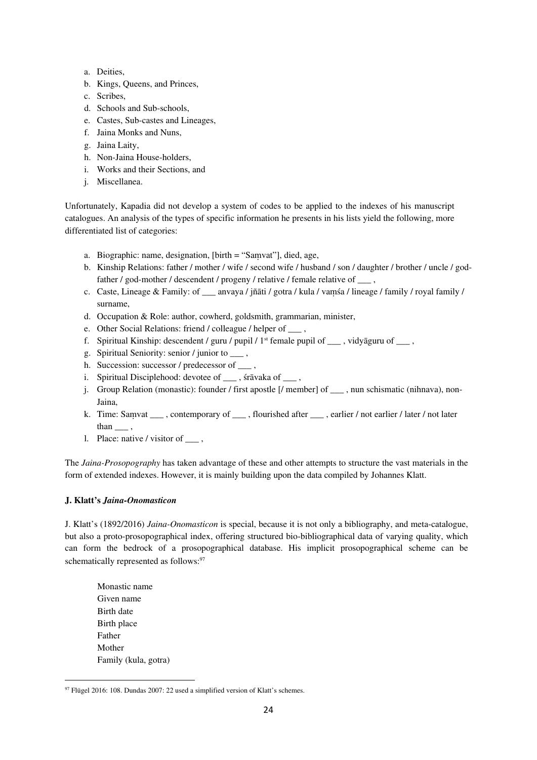a. Deities,
b. Kings, Queens, and Princes,
c. Scribes,
d. Schools and Sub-schools,
e. Castes, Sub-castes and Lineages,
f. Jaina Monks and Nuns,
g. Jaina Laity,
h. Non-Jaina House-holders,
i. Works and their Sections, and
j. Miscellanea.

Unfortunately, Kapadia did not develop a system of codes to be applied to the indexes of his manuscript catalogues. An analysis of the types of specific information he presents in his lists yield the following, more differentiated list of categories:

a. Biographic: name, designation, [birth = "Saṃvat"], died, age,
b. Kinship Relations: father / mother / wife / second wife / husband / son / daughter / brother / uncle / god-father / god-mother / descendent / progeny / relative / female relative of ___ ,
c. Caste, Lineage & Family: of ___ anvaya / jñāti / gotra / kula / vaṃśa / lineage / family / royal family / surname,
d. Occupation & Role: author, cowherd, goldsmith, grammarian, minister,
e. Other Social Relations: friend / colleague / helper of ___ ,
f. Spiritual Kinship: descendent / guru / pupil / 1st female pupil of ___ , vidyāguru of ___ ,
g. Spiritual Seniority: senior / junior to ___ ,
h. Succession: successor / predecessor of ___ ,
i. Spiritual Disciplehood: devotee of ___ , śrāvaka of ___ ,
j. Group Relation (monastic): founder / first apostle [/ member] of ___ , nun schismatic (nihnava), non-Jaina,
k. Time: Saṃvat ___ , contemporary of ___ , flourished after ___ , earlier / not earlier / later / not later than ___ ,
l. Place: native / visitor of ___ ,

The *Jaina-Prosopography* has taken advantage of these and other attempts to structure the vast materials in the form of extended indexes. However, it is mainly building upon the data compiled by Johannes Klatt.

### J. Klatt's *Jaina-Onomasticon*

J. Klatt's (1892/2016) *Jaina-Onomasticon* is special, because it is not only a bibliography, and meta-catalogue, but also a proto-prosopographical index, offering structured bio-bibliographical data of varying quality, which can form the bedrock of a prosopographical database. His implicit prosopographical scheme can be schematically represented as follows:[97]

Monastic name
Given name
Birth date
Birth place
Father
Mother
Family (kula, gotra)

[97] Flügel 2016: 108. Dundas 2007: 22 used a simplified version of Klatt's schemes.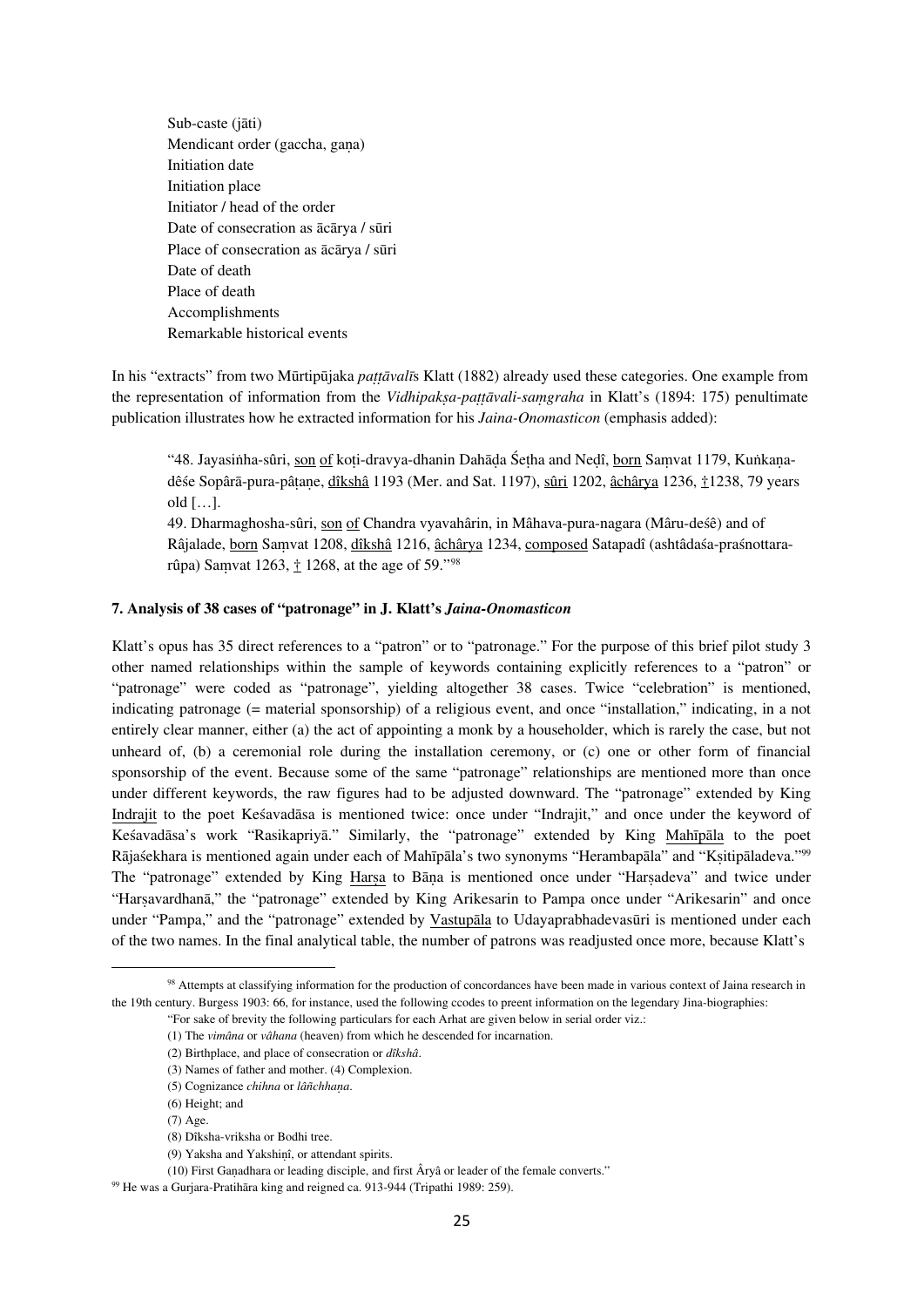Sub-caste (jāti)
Mendicant order (gaccha, gaṇa)
Initiation date
Initiation place
Initiator / head of the order
Date of consecration as ācārya / sūri
Place of consecration as ācārya / sūri
Date of death
Place of death
Accomplishments
Remarkable historical events

In his "extracts" from two Mūrtipūjaka *paṭṭāvalī*s Klatt (1882) already used these categories. One example from the representation of information from the *Vidhipakṣa-paṭṭāvali-saṃgraha* in Klatt's (1894: 175) penultimate publication illustrates how he extracted information for his *Jaina-Onomasticon* (emphasis added):

> "48. Jayasiṅha-sûri, son of koṭi-dravya-dhanin Dahāḍa Śeṭha and Neḍî, born Saṃvat 1179, Kuṅkaṇa-dêśe Sopârā-pura-pâṭaṇe, dîkshâ 1193 (Mer. and Sat. 1197), sûri 1202, âchârya 1236, †1238, 79 years old […].
> 49. Dharmaghosha-sûri, son of Chandra vyavahârin, in Mâhava-pura-nagara (Mâru-deśê) and of Râjalade, born Saṃvat 1208, dîkshâ 1216, âchârya 1234, composed Satapadî (ashtâdaśa-praśnottara-rûpa) Saṃvat 1263, † 1268, at the age of 59."[98]

### 7. Analysis of 38 cases of "patronage" in J. Klatt's *Jaina-Onomasticon*

Klatt's opus has 35 direct references to a "patron" or to "patronage." For the purpose of this brief pilot study 3 other named relationships within the sample of keywords containing explicitly references to a "patron" or "patronage" were coded as "patronage", yielding altogether 38 cases. Twice "celebration" is mentioned, indicating patronage (= material sponsorship) of a religious event, and once "installation," indicating, in a not entirely clear manner, either (a) the act of appointing a monk by a householder, which is rarely the case, but not unheard of, (b) a ceremonial role during the installation ceremony, or (c) one or other form of financial sponsorship of the event. Because some of the same "patronage" relationships are mentioned more than once under different keywords, the raw figures had to be adjusted downward. The "patronage" extended by King Indrajit to the poet Keśavadāsa is mentioned twice: once under "Indrajit," and once under the keyword of Keśavadāsa's work "Rasikapriyā." Similarly, the "patronage" extended by King Mahīpāla to the poet Rājaśekhara is mentioned again under each of Mahīpāla's two synonyms "Herambapāla" and "Kṣitipāladeva."[99] The "patronage" extended by King Harṣa to Bāṇa is mentioned once under "Harṣadeva" and twice under "Harṣavardhanā," the "patronage" extended by King Arikesarin to Pampa once under "Arikesarin" and once under "Pampa," and the "patronage" extended by Vastupāla to Udayaprabhadevasūri is mentioned under each of the two names. In the final analytical table, the number of patrons was readjusted once more, because Klatt's

---

[98] Attempts at classifying information for the production of concordances have been made in various context of Jaina research in the 19th century. Burgess 1903: 66, for instance, used the following ccodes to preent information on the legendary Jina-biographies:
"For sake of brevity the following particulars for each Arhat are given below in serial order viz.:
(1) The *vimâna* or *vâhana* (heaven) from which he descended for incarnation.
(2) Birthplace, and place of consecration or *dîkshâ*.
(3) Names of father and mother. (4) Complexion.
(5) Cognizance *chihna* or *lâñchhaṇa*.
(6) Height; and
(7) Age.
(8) Dîksha-vriksha or Bodhi tree.
(9) Yaksha and Yakshiṇî, or attendant spirits.
(10) First Gaṇadhara or leading disciple, and first Âryâ or leader of the female converts."

[99] He was a Gurjara-Pratihāra king and reigned ca. 913-944 (Tripathi 1989: 259).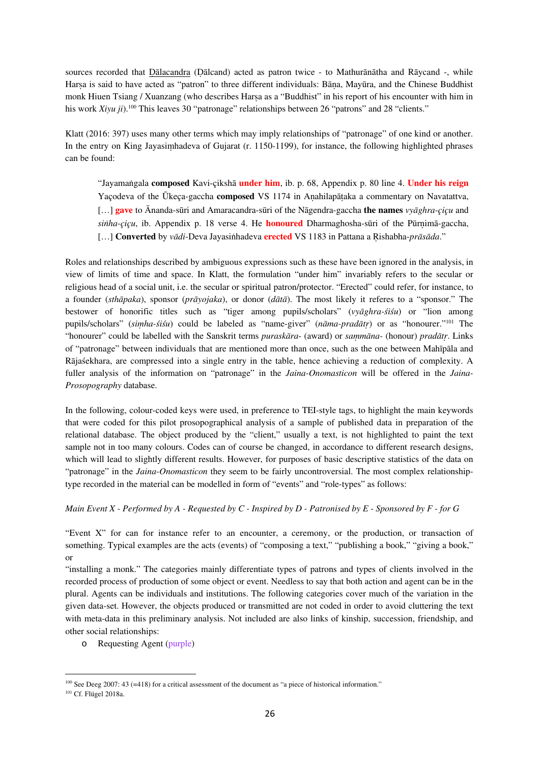sources recorded that Ḍālacandra (Ḍālcand) acted as patron twice - to Mathurānātha and Rāycand -, while Harṣa is said to have acted as "patron" to three different individuals: Bāṇa, Mayūra, and the Chinese Buddhist monk Hiuen Tsiang / Xuanzang (who describes Harṣa as a "Buddhist" in his report of his encounter with him in his work *Xiyu ji*).[100] This leaves 30 "patronage" relationships between 26 "patrons" and 28 "clients."

Klatt (2016: 397) uses many other terms which may imply relationships of "patronage" of one kind or another. In the entry on King Jayasiṃhadeva of Gujarat (r. 1150-1199), for instance, the following highlighted phrases can be found:

> "Jayamaṅgala **composed** Kavi-çikshā **under him**, ib. p. 68, Appendix p. 80 line 4. **Under his reign** Yaçodeva of the Ūkeça-gaccha **composed** VS 1174 in Aṇahilapāṭaka a commentary on Navatattva, […] **gave** to Ānanda-sūri and Amaracandra-sūri of the Nāgendra-gaccha **the names** *vyāghra-çiçu* and *siṅha-çiçu*, ib. Appendix p. 18 verse 4. He **honoured** Dharmaghosha-sūri of the Pūrṇimā-gaccha, […] **Converted** by *vādi*-Deva Jayasiṅhadeva **erected** VS 1183 in Pattana a Ṛishabha-*prāsāda*."

Roles and relationships described by ambiguous expressions such as these have been ignored in the analysis, in view of limits of time and space. In Klatt, the formulation "under him" invariably refers to the secular or religious head of a social unit, i.e. the secular or spiritual patron/protector. "Erected" could refer, for instance, to a founder (*sthāpaka*), sponsor (*prāyojaka*), or donor (*dātā*). The most likely it referes to a "sponsor." The bestower of honorific titles such as "tiger among pupils/scholars" (*vyāghra-śiśu*) or "lion among pupils/scholars" (*siṃha-śiśu*) could be labeled as "name-giver" (*nāma-pradātṛ*) or as "honourer."[101] The "honourer" could be labelled with the Sanskrit terms *puraskāra-* (award) or *sammāna-* (honour) *pradātṛ*. Links of "patronage" between individuals that are mentioned more than once, such as the one between Mahīpāla and Rājaśekhara, are compressed into a single entry in the table, hence achieving a reduction of complexity. A fuller analysis of the information on "patronage" in the *Jaina-Onomasticon* will be offered in the *Jaina-Prosopography* database.

In the following, colour-coded keys were used, in preference to TEI-style tags, to highlight the main keywords that were coded for this pilot prosopographical analysis of a sample of published data in preparation of the relational database. The object produced by the "client," usually a text, is not highlighted to paint the text sample not in too many colours. Codes can of course be changed, in accordance to different research designs, which will lead to slightly different results. However, for purposes of basic descriptive statistics of the data on "patronage" in the *Jaina-Onomasticon* they seem to be fairly uncontroversial. The most complex relationship-type recorded in the material can be modelled in form of "events" and "role-types" as follows:

*Main Event X - Performed by A - Requested by C - Inspired by D - Patronised by E - Sponsored by F - for G*

"Event X" for can for instance refer to an encounter, a ceremony, or the production, or transaction of something. Typical examples are the acts (events) of "composing a text," "publishing a book," "giving a book," or
"installing a monk." The categories mainly differentiate types of patrons and types of clients involved in the recorded process of production of some object or event. Needless to say that both action and agent can be in the plural. Agents can be individuals and institutions. The following categories cover much of the variation in the given data-set. However, the objects produced or transmitted are not coded in order to avoid cluttering the text with meta-data in this preliminary analysis. Not included are also links of kinship, succession, friendship, and other social relationships:

- Requesting Agent (purple)

[100] See Deeg 2007: 43 (=418) for a critical assessment of the document as "a piece of historical information."

[101] Cf. Flügel 2018a.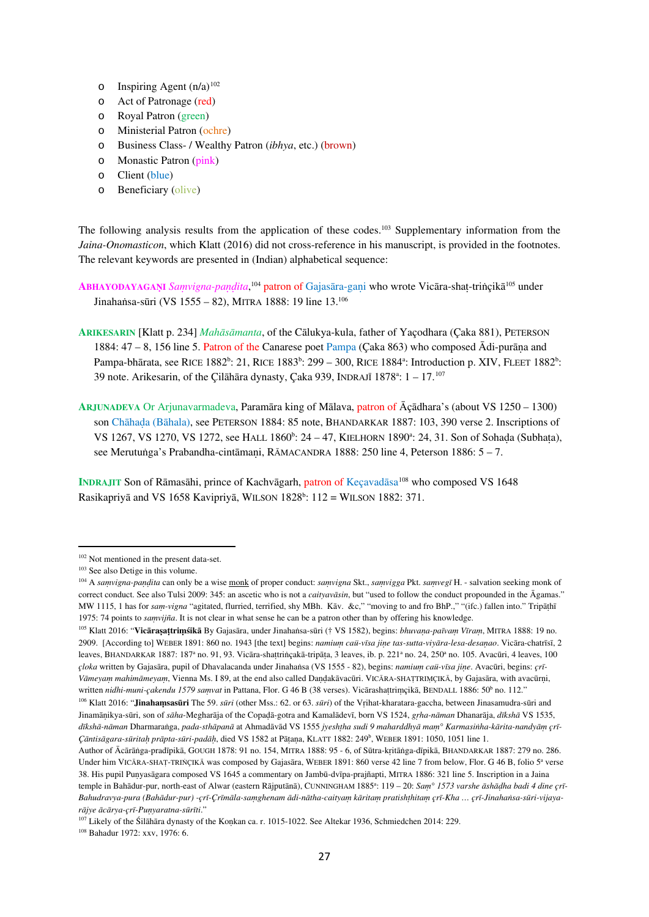- Inspiring Agent (n/a)[102]
- Act of Patronage (red)
- Royal Patron (green)
- Ministerial Patron (ochre)
- Business Class- / Wealthy Patron (*ibhya*, etc.) (brown)
- Monastic Patron (pink)
- Client (blue)
- Beneficiary (olive)

The following analysis results from the application of these codes.[103] Supplementary information from the *Jaina-Onomasticon*, which Klatt (2016) did not cross-reference in his manuscript, is provided in the footnotes. The relevant keywords are presented in (Indian) alphabetical sequence:

**ABHAYODAYAGAṆI** *Saṃvigna-paṇḍita*,[104] patron of Gajasāra-gaṇi who wrote Vicāra-shaṭ-triṅçikā[105] under Jinahaṅsa-sūri (VS 1555 – 82), MITRA 1888: 19 line 13.[106]

**ARIKESARIN** [Klatt p. 234] *Mahāsāmanta*, of the Cālukya-kula, father of Yaçodhara (Çaka 881), PETERSON 1884: 47 – 8, 156 line 5. Patron of the Canarese poet Pampa (Çaka 863) who composed Ādi-purāṇa and Pampa-bhārata, see RICE 1882[b]: 21, RICE 1883[b]: 299 – 300, RICE 1884[a]: Introduction p. XIV, FLEET 1882[b]: 39 note. Arikesarin, of the Çilāhāra dynasty, Çaka 939, INDRAJĪ 1878[a]: 1 – 17.[107]

**ARJUNADEVA** Or Arjunavarmadeva, Paramāra king of Mālava, patron of Āçādhara's (about VS 1250 – 1300) son Chāhaḍa (Bāhala), see PETERSON 1884: 85 note, BHANDARKAR 1887: 103, 390 verse 2. Inscriptions of VS 1267, VS 1270, VS 1272, see HALL 1860[b]: 24 – 47, KIELHORN 1890[a]: 24, 31. Son of Sohaḍa (Subhaṭa), see Merutuṅga's Prabandha-cintāmaṇi, RĀMACANDRA 1888: 250 line 4, Peterson 1886: 5 – 7.

**INDRAJIT** Son of Rāmasāhi, prince of Kachvāgarh, patron of Keçavadāsa[108] who composed VS 1648 Rasikapriyā and VS 1658 Kavipriyā, WILSON 1828[b]: 112 = WILSON 1882: 371.

---

[102] Not mentioned in the present data-set.

[103] See also Detige in this volume.

[104] A *saṃvigna-paṇḍita* can only be a wise monk of proper conduct: *saṃvigna* Skt., *saṃvigga* Pkt. *saṃvegī* H. - salvation seeking monk of correct conduct. See also Tulsi 2009: 345: an ascetic who is not a *caityavāsin*, but "used to follow the conduct propounded in the Āgamas." MW 1115, 1 has for *saṃ-vigna* "agitated, flurried, terrified, shy MBh. Kāv. &c," "moving to and fro BhP.," "(ifc.) fallen into." Tripāṭhī 1975: 74 points to *saṃvijña*. It is not clear in what sense he can be a patron other than by offering his knowledge.

[105] Klatt 2016: "**Vicāraṣaṭtriṃśikā** By Gajasāra, under Jinahaṅsa-sūri († VS 1582), begins: *bhuvaṇa-paīvaṃ Vīraṃ*, MITRA 1888: 19 no. 2909. [According to] WEBER 1891: 860 no. 1943 [the text] begins: *namiuṃ caü-vīsa jiṇe tas-sutta-viyāra-lesa-desaṇao*. Vicāra-chatrīsī, 2 leaves, BHANDARKAR 1887: 187[a] no. 91, 93. Vicāra-shaṭtriṅçakā-tripāṭa, 3 leaves, ib. p. 221[a] no. 24, 250[a] no. 105. Avacūri, 4 leaves, 100 *çloka* written by Gajasāra, pupil of Dhavalacanda under Jinahaṅsa (VS 1555 - 82), begins: *namiuṃ caü-vīsa jiṇe*. Avacūri, begins: *çrī-Vāmeyaṃ mahimāmeyaṃ*, Vienna Ms. I 89, at the end also called Daṇḍakāvacūri. VICĀRA-SHAṬTRIṂÇIKĀ, by Gajasāra, with avacūrṇi, written *nidhi-muni-çakendu 1579 saṃvat* in Pattana, Flor. G 46 B (38 verses). Vicārashaṭtriṃçikā, BENDALL 1886: 50[b] no. 112."

[106] Klatt 2016: "**Jinahaṃsasūri** The 59. *sūri* (other Mss.: 62. or 63. *sūri*) of the Vṛihat-kharatara-gaccha, between Jinasamudra-sūri and Jinamāṇikya-sūri, son of *sāha*-Megharāja of the Copaḍā-gotra and Kamalādevī, born VS 1524, *gṛha-nāman* Dhanarāja, *dīkshā* VS 1535, *dīkshā-nāman* Dharmaraṅga, *pada-sthāpanā* at Ahmadāvād VS 1555 *jyeshṭha sudi 9 maharddhyā maṃ° Karmasiṅha-kārita-nandyāṃ çrī-Çāntisāgara-sūritaḥ prāpta-sūri-padāḥ*, died VS 1582 at Pāṭaṇa, KLATT 1882: 249[b], WEBER 1891: 1050, 1051 line 1.
Author of Ācārāṅga-pradīpikā, GOUGH 1878: 91 no. 154, MITRA 1888: 95 - 6, of Sūtra-kṛitāṅga-dīpikā, BHANDARKAR 1887: 279 no. 286. Under him VICĀRA-SHAṬ-TRIṄÇIKĀ was composed by Gajasāra, WEBER 1891: 860 verse 42 line 7 from below, Flor. G 46 B, folio 5[a] verse 38. His pupil Puṇyasāgara composed VS 1645 a commentary on Jambū-dvīpa-prajñapti, MITRA 1886: 321 line 5. Inscription in a Jaina temple in Bahādur-pur, north-east of Alwar (eastern Rājputānā), CUNNINGHAM 1885[a]: 119 – 20: *Saṃ° 1573 varshe āshāḍha badi 4 dine çrī-Bahudravya-pura (Bahādur-pur) -çrī-Çrīmāla-saṃghenam ādi-nātha-caityaṃ kāritaṃ pratishṭhitaṃ çrī-Kha … çrī-Jinahaṅsa-sūri-vijaya-rājye ācārya-çrī-Puṇyaratna-sūrīti*."

[107] Likely of the Śilāhāra dynasty of the Koṇkan ca. r. 1015-1022. See Altekar 1936, Schmiedchen 2014: 229.

[108] Bahadur 1972: xxv, 1976: 6.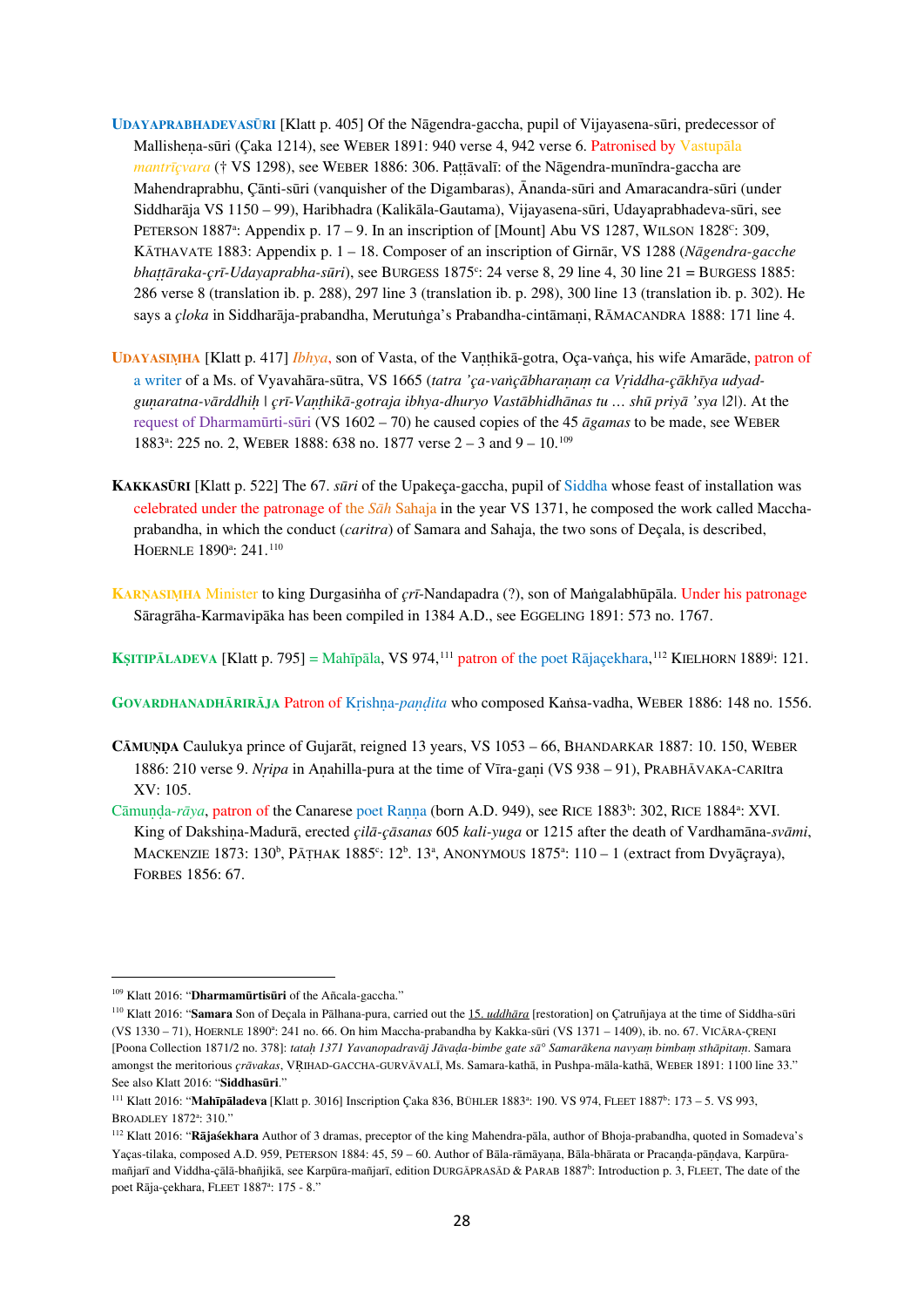**UDAYAPRABHADEVASŪRI** [Klatt p. 405] Of the Nāgendra-gaccha, pupil of Vijayasena-sūri, predecessor of Mallisheṇa-sūri (Çaka 1214), see WEBER 1891: 940 verse 4, 942 verse 6. Patronised by Vastupāla *mantrīçvara* († VS 1298), see WEBER 1886: 306. Paṭṭāvalī: of the Nāgendra-munīndra-gaccha are Mahendraprabhu, Çānti-sūri (vanquisher of the Digambaras), Ānanda-sūri and Amaracandra-sūri (under Siddharāja VS 1150 – 99), Haribhadra (Kalikāla-Gautama), Vijayasena-sūri, Udayaprabhadeva-sūri, see PETERSON 1887[a]: Appendix p. 17 – 9. In an inscription of [Mount] Abu VS 1287, WILSON 1828[c]: 309, KĀTHAVATE 1883: Appendix p. 1 – 18. Composer of an inscription of Girnār, VS 1288 (*Nāgendra-gacche bhaṭṭāraka-çrī-Udayaprabha-sūri*), see BURGESS 1875[c]: 24 verse 8, 29 line 4, 30 line 21 = BURGESS 1885: 286 verse 8 (translation ib. p. 288), 297 line 3 (translation ib. p. 298), 300 line 13 (translation ib. p. 302). He says a *çloka* in Siddharāja-prabandha, Merutuṅga's Prabandha-cintāmaṇi, RĀMACANDRA 1888: 171 line 4.

**UDAYASIṂHA** [Klatt p. 417] *Ibhya*, son of Vasta, of the Vaṇṭhikā-gotra, Oça-vaṅça, his wife Amarāde, patron of a writer of a Ms. of Vyavahāra-sūtra, VS 1665 (*tatra 'ça-vaṅçābharaṇaṃ ca Vṛiddha-çākhīya udyad-guṇaratna-vārddhiḥ | çrī-Vaṇṭhikā-gotraja ibhya-dhuryo Vastābhidhānas tu … shū priyā 'sya |2|*). At the request of Dharmamūrti-sūri (VS 1602 – 70) he caused copies of the 45 *āgamas* to be made, see WEBER 1883[a]: 225 no. 2, WEBER 1888: 638 no. 1877 verse 2 – 3 and 9 – 10.[109]

**KAKKASŪRI** [Klatt p. 522] The 67. *sūri* of the Upakeça-gaccha, pupil of Siddha whose feast of installation was celebrated under the patronage of the *Sāh* Sahaja in the year VS 1371, he composed the work called Maccha-prabandha, in which the conduct (*caritra*) of Samara and Sahaja, the two sons of Deçala, is described, HOERNLE 1890[a]: 241.[110]

**KARṆASIṂHA** Minister to king Durgasiṅha of *çrī*-Nandapadra (?), son of Maṅgalabhūpāla. Under his patronage Sāragrāha-Karmavipāka has been compiled in 1384 A.D., see EGGELING 1891: 573 no. 1767.

**KṢITIPĀLADEVA** [Klatt p. 795] = Mahīpāla, VS 974,[111] patron of the poet Rājaçekhara,[112] KIELHORN 1889[j]: 121.

**GOVARDHANADHĀRIRĀJA** Patron of Kṛishṇa-*paṇḍita* who composed Kaṅsa-vadha, WEBER 1886: 148 no. 1556.

**CĀMUṆḌA** Caulukya prince of Gujarāt, reigned 13 years, VS 1053 – 66, BHANDARKAR 1887: 10. 150, WEBER 1886: 210 verse 9. *Nṛipa* in Aṇahilla-pura at the time of Vīra-gaṇi (VS 938 – 91), PRABHĀVAKA-CARItra XV: 105.

Cāmuṇḍa-*rāya*, patron of the Canarese poet Raṇṇa (born A.D. 949), see RICE 1883[b]: 302, RICE 1884[a]: XVI. King of Dakshiṇa-Madurā, erected *çilā-çāsanas* 605 *kali-yuga* or 1215 after the death of Vardhamāna-*svāmi*, MACKENZIE 1873: 130[b], PĀṬHAK 1885[c]: 12[b]. 13[a], ANONYMOUS 1875[a]: 110 – 1 (extract from Dvyāçraya), FORBES 1856: 67.

---

[109] Klatt 2016: "**Dharmamūrtisūri** of the Añcala-gaccha."

[110] Klatt 2016: "**Samara** Son of Deçala in Pālhana-pura, carried out the 15. *uddhāra* [restoration] on Çatruñjaya at the time of Siddha-sūri (VS 1330 – 71), HOERNLE 1890[a]: 241 no. 66. On him Maccha-prabandha by Kakka-sūri (VS 1371 – 1409), ib. no. 67. VICĀRA-ÇRENI [Poona Collection 1871/2 no. 378]: *tataḥ 1371 Yavanopadravāj Jāvaḍa-bimbe gate sā° Samarākena navyaṃ bimbaṃ sthāpitaṃ*. Samara amongst the meritorious *çrāvakas*, VṚIHAD-GACCHA-GURVĀVALĪ, Ms. Samara-kathā, in Pushpa-māla-kathā, WEBER 1891: 1100 line 33." See also Klatt 2016: "**Siddhasūri**."

[111] Klatt 2016: "**Mahīpāladeva** [Klatt p. 3016] Inscription Çaka 836, BÜHLER 1883[a]: 190. VS 974, FLEET 1887[b]: 173 – 5. VS 993, BROADLEY 1872[a]: 310."

[112] Klatt 2016: "**Rājaśekhara** Author of 3 dramas, preceptor of the king Mahendra-pāla, author of Bhoja-prabandha, quoted in Somadeva's Yaças-tilaka, composed A.D. 959, PETERSON 1884: 45, 59 – 60. Author of Bāla-rāmāyaṇa, Bāla-bhārata or Pracaṇḍa-pāṇḍava, Karpūra-mañjarī and Viddha-çālā-bhañjikā, see Karpūra-mañjarī, edition DURGĀPRASĀD & PARAB 1887[b]: Introduction p. 3, FLEET, The date of the poet Rāja-çekhara, FLEET 1887[a]: 175 - 8."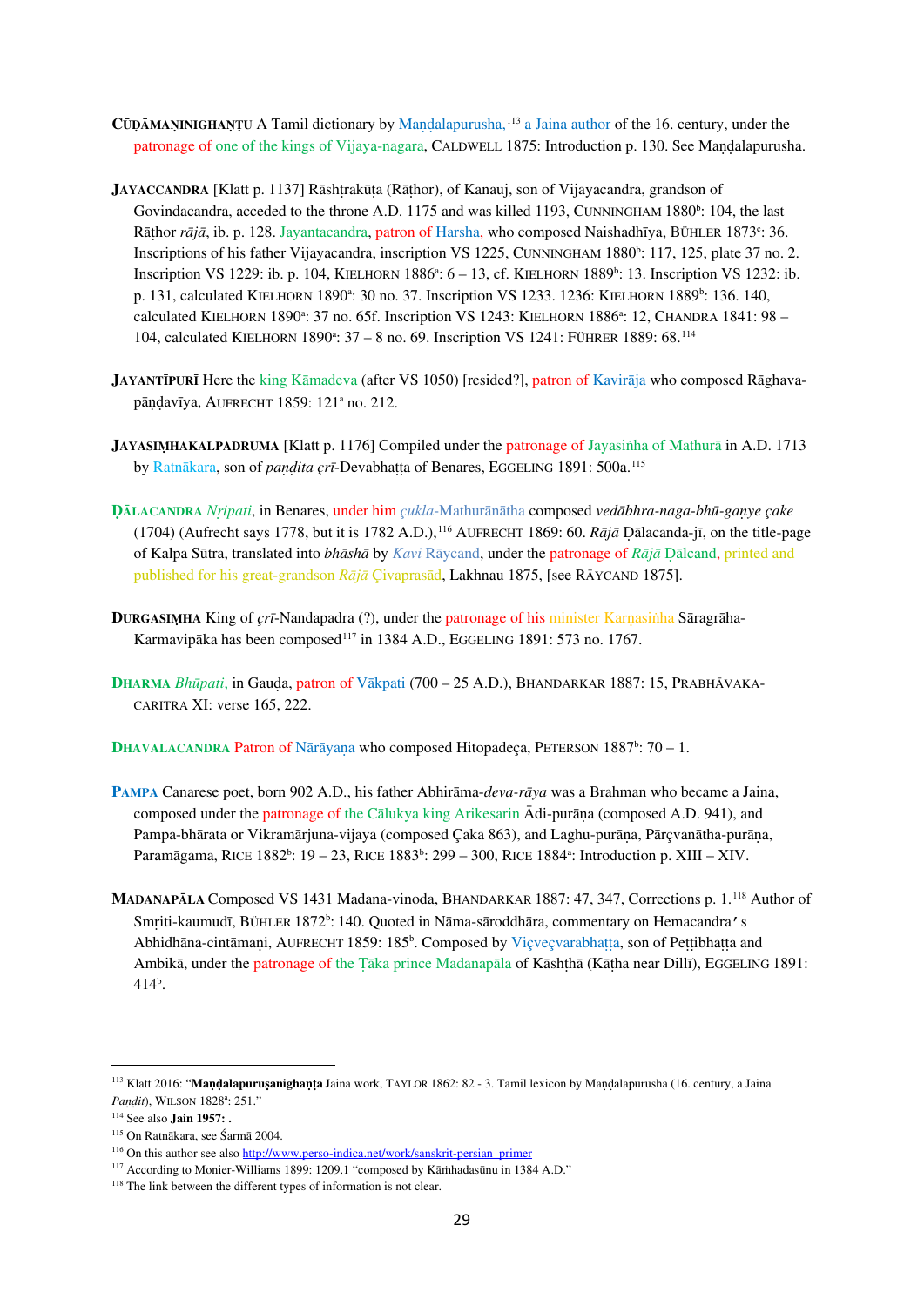**CŪḌĀMAṆINIGHAṆṬU** A Tamil dictionary by Maṇḍalapurusha,[113] a Jaina author of the 16. century, under the patronage of one of the kings of Vijaya-nagara, CALDWELL 1875: Introduction p. 130. See Maṇḍalapurusha.

**JAYACCANDRA** [Klatt p. 1137] Rāshṭrakūṭa (Rāṭhor), of Kanauj, son of Vijayacandra, grandson of Govindacandra, acceded to the throne A.D. 1175 and was killed 1193, CUNNINGHAM 1880[b]: 104, the last Rāṭhor *rājā*, ib. p. 128. Jayantacandra, patron of Harsha, who composed Naishadhīya, BÜHLER 1873[c]: 36. Inscriptions of his father Vijayacandra, inscription VS 1225, CUNNINGHAM 1880[b]: 117, 125, plate 37 no. 2. Inscription VS 1229: ib. p. 104, KIELHORN 1886[a]: 6 – 13, cf. KIELHORN 1889[b]: 13. Inscription VS 1232: ib. p. 131, calculated KIELHORN 1890[a]: 30 no. 37. Inscription VS 1233. 1236: KIELHORN 1889[b]: 136. 140, calculated KIELHORN 1890[a]: 37 no. 65f. Inscription VS 1243: KIELHORN 1886[a]: 12, CHANDRA 1841: 98 – 104, calculated KIELHORN 1890[a]: 37 – 8 no. 69. Inscription VS 1241: FÜHRER 1889: 68.[114]

**JAYANTĪPURĪ** Here the king Kāmadeva (after VS 1050) [resided?], patron of Kavirāja who composed Rāghava-pāṇḍavīya, AUFRECHT 1859: 121[a] no. 212.

**JAYASIṂHAKALPADRUMA** [Klatt p. 1176] Compiled under the patronage of Jayasiṅha of Mathurā in A.D. 1713 by Ratnākara, son of *paṇḍita çrī*-Devabhaṭṭa of Benares, EGGELING 1891: 500a.[115]

**ḌĀLACANDRA** *Nṛipati*, in Benares, under him *çukla*-Mathurānātha composed *vedābhra-naga-bhū-gaṇye çake* (1704) (Aufrecht says 1778, but it is 1782 A.D.),[116] AUFRECHT 1869: 60. *Rājā* Ḍālacanda-jī, on the title-page of Kalpa Sūtra, translated into *bhāshā* by *Kavi* Rāycand, under the patronage of *Rājā* Ḍālcand, printed and published for his great-grandson *Rājā* Çivaprasād, Lakhnau 1875, [see RĀYCAND 1875].

**DURGASIṂHA** King of *çrī*-Nandapadra (?), under the patronage of his minister Karṇasiṅha Sāragrāha-Karmavipāka has been composed[117] in 1384 A.D., EGGELING 1891: 573 no. 1767.

**DHARMA** *Bhūpati*, in Gauḍa, patron of Vākpati (700 – 25 A.D.), BHANDARKAR 1887: 15, PRABHĀVAKA-CARITRA XI: verse 165, 222.

**DHAVALACANDRA** Patron of Nārāyaṇa who composed Hitopadeça, PETERSON 1887[b]: 70 – 1.

**PAMPA** Canarese poet, born 902 A.D., his father Abhirāma-*deva-rāya* was a Brahman who became a Jaina, composed under the patronage of the Cālukya king Arikesarin Ādi-purāṇa (composed A.D. 941), and Pampa-bhārata or Vikramārjuna-vijaya (composed Çaka 863), and Laghu-purāṇa, Pārçvanātha-purāṇa, Paramāgama, RICE 1882[b]: 19 – 23, RICE 1883[b]: 299 – 300, RICE 1884[a]: Introduction p. XIII – XIV.

**MADANAPĀLA** Composed VS 1431 Madana-vinoda, BHANDARKAR 1887: 47, 347, Corrections p. 1.[118] Author of Smṛiti-kaumudī, BÜHLER 1872[b]: 140. Quoted in Nāma-sāroddhāra, commentary on Hemacandra's Abhidhāna-cintāmaṇi, AUFRECHT 1859: 185[b]. Composed by Viçveçvarabhaṭṭa, son of Peṭṭibhaṭṭa and Ambikā, under the patronage of the Ṭāka prince Madanapāla of Kāshṭhā (Kāṭha near Dillī), EGGELING 1891: 414[b].

---

[113] Klatt 2016: "**Maṇḍalapurushanighaṇṭa** Jaina work, TAYLOR 1862: 82 - 3. Tamil lexicon by Maṇḍalapurusha (16. century, a Jaina *Paṇḍit*), WILSON 1828[a]: 251."

[114] See also **Jain 1957: .**

[115] On Ratnākara, see Śarmā 2004.

[116] On this author see also http://www.perso-indica.net/work/sanskrit-persian_primer

[117] According to Monier-Williams 1899: 1209.1 "composed by Kāṁhadasūnu in 1384 A.D."

[118] The link between the different types of information is not clear.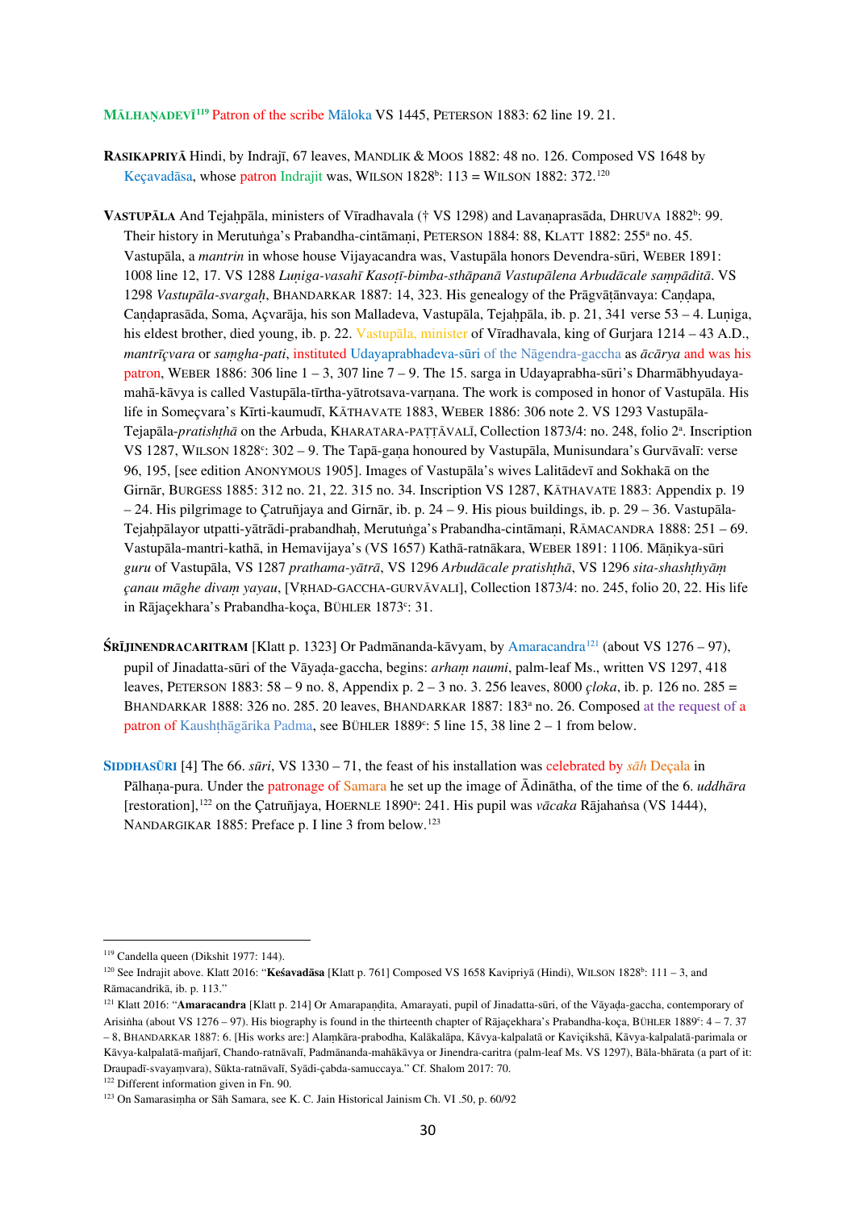**MĀLHAṆADEVĪ**[119] Patron of the scribe Māloka VS 1445, PETERSON 1883: 62 line 19. 21.

**RASIKAPRIYĀ** Hindi, by Indrajī, 67 leaves, MANDLIK & MOOS 1882: 48 no. 126. Composed VS 1648 by Keçavadāsa, whose patron Indrajit was, WILSON 1828[b]: 113 = WILSON 1882: 372.[120]

**VASTUPĀLA** And Tejaḥpāla, ministers of Vīradhavala († VS 1298) and Lavaṇaprasāda, DHRUVA 1882[b]: 99. Their history in Merutuṅga's Prabandha-cintāmaṇi, PETERSON 1884: 88, KLATT 1882: 255[a] no. 45. Vastupāla, a *mantrin* in whose house Vijayacandra was, Vastupāla honors Devendra-sūri, WEBER 1891: 1008 line 12, 17. VS 1288 *Luṇiga-vasahī Kasoṭī-bimba-sthāpanā Vastupālena Arbudācale saṃpāditā*. VS 1298 *Vastupāla-svargaḥ*, BHANDARKAR 1887: 14, 323. His genealogy of the Prāgvāṭānvaya: Caṇḍapa, Caṇḍaprasāda, Soma, Açvarāja, his son Malladeva, Vastupāla, Tejaḥpāla, ib. p. 21, 341 verse 53 – 4. Luṇiga, his eldest brother, died young, ib. p. 22. Vastupāla, minister of Vīradhavala, king of Gurjara 1214 – 43 A.D., *mantrīçvara* or *saṃgha-pati*, instituted Udayaprabhadeva-sūri of the Nāgendra-gaccha as *ācārya* and was his patron, WEBER 1886: 306 line 1 – 3, 307 line 7 – 9. The 15. sarga in Udayaprabha-sūri's Dharmābhyudaya-mahā-kāvya is called Vastupāla-tīrtha-yātrotsava-varṇana. The work is composed in honor of Vastupāla. His life in Someçvara's Kīrti-kaumudī, KĀTHAVATE 1883, WEBER 1886: 306 note 2. VS 1293 Vastupāla-Tejapāla-*pratishṭhā* on the Arbuda, KHARATARA-PAṬṬĀVALĪ, Collection 1873/4: no. 248, folio 2[a]. Inscription VS 1287, WILSON 1828[c]: 302 – 9. The Tapā-gaṇa honoured by Vastupāla, Munisundara's Gurvāvalī: verse 96, 195, [see edition ANONYMOUS 1905]. Images of Vastupāla's wives Lalitādevī and Sokhakā on the Girnār, BURGESS 1885: 312 no. 21, 22. 315 no. 34. Inscription VS 1287, KĀTHAVATE 1883: Appendix p. 19 – 24. His pilgrimage to Çatruñjaya and Girnār, ib. p. 24 – 9. His pious buildings, ib. p. 29 – 36. Vastupāla-Tejaḥpālayor utpatti-yātrādi-prabandhaḥ, Merutuṅga's Prabandha-cintāmaṇi, RĀMACANDRA 1888: 251 – 69. Vastupāla-mantri-kathā, in Hemavijaya's (VS 1657) Kathā-ratnākara, WEBER 1891: 1106. Māṇikya-sūri *guru* of Vastupāla, VS 1287 *prathama-yātrā*, VS 1296 *Arbudācale pratishṭhā*, VS 1296 *sita-shashṭhyāṃ çanau māghe divaṃ yayau*, [VṚHAD-GACCHA-GURVĀVALI], Collection 1873/4: no. 245, folio 20, 22. His life in Rājaçekhara's Prabandha-koça, BÜHLER 1873[c]: 31.

**ŚRĪJINENDRACARITRAM** [Klatt p. 1323] Or Padmānanda-kāvyam, by Amaracandra[121] (about VS 1276 – 97), pupil of Jinadatta-sūri of the Vāyaḍa-gaccha, begins: *arhaṃ naumi*, palm-leaf Ms., written VS 1297, 418 leaves, PETERSON 1883: 58 – 9 no. 8, Appendix p. 2 – 3 no. 3. 256 leaves, 8000 *çloka*, ib. p. 126 no. 285 = BHANDARKAR 1888: 326 no. 285. 20 leaves, BHANDARKAR 1887: 183[a] no. 26. Composed at the request of a patron of Kaushṭhāgārika Padma, see BÜHLER 1889[c]: 5 line 15, 38 line 2 – 1 from below.

**SIDDHASŪRI** [4] The 66. *sūri*, VS 1330 – 71, the feast of his installation was celebrated by *sāh* Deçala in Pālhaṇa-pura. Under the patronage of Samara he set up the image of Ādinātha, of the time of the 6. *uddhāra* [restoration],[122] on the Çatruñjaya, HOERNLE 1890[a]: 241. His pupil was *vācaka* Rājahaṅsa (VS 1444), NANDARGIKAR 1885: Preface p. I line 3 from below.[123]

---

[119] Candella queen (Dikshit 1977: 144).

[120] See Indrajit above. Klatt 2016: "**Keśavadāsa** [Klatt p. 761] Composed VS 1658 Kavipriyā (Hindi), WILSON 1828[b]: 111 – 3, and Rāmacandrikā, ib. p. 113."

[121] Klatt 2016: "**Amaracandra** [Klatt p. 214] Or Amarapaṇḍita, Amarayati, pupil of Jinadatta-sūri, of the Vāyaḍa-gaccha, contemporary of Arisiṅha (about VS 1276 – 97). His biography is found in the thirteenth chapter of Rājaçekhara's Prabandha-koça, BÜHLER 1889[c]: 4 – 7. 37 – 8, BHANDARKAR 1887: 6. [His works are:] Alaṃkāra-prabodha, Kalākalāpa, Kāvya-kalpalatā or Kaviçikshā, Kāvya-kalpalatā-parimala or Kāvya-kalpalatā-mañjarī, Chando-ratnāvalī, Padmānanda-mahākāvya or Jinendra-caritra (palm-leaf Ms. VS 1297), Bāla-bhārata (a part of it: Draupadī-svayaṃvara), Sūkta-ratnāvalī, Syādi-çabda-samuccaya." Cf. Shalom 2017: 70.

[122] Different information given in Fn. 90.

[123] On Samarasiṃha or Sāh Samara, see K. C. Jain Historical Jainism Ch. VI .50, p. 60/92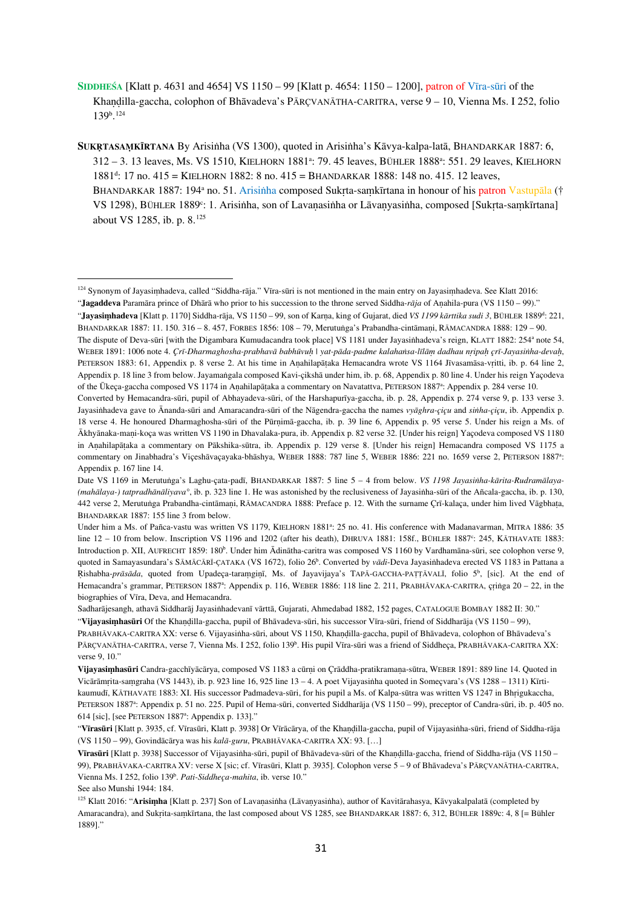**SIDDHEŚA** [Klatt p. 4631 and 4654] VS 1150 – 99 [Klatt p. 4654: 1150 – 1200], patron of Vīra-sūri of the Khaṇḍilla-gaccha, colophon of Bhāvadeva's PĀRÇVANĀTHA-CARITRA, verse 9 – 10, Vienna Ms. I 252, folio 139[b].[124]

**SUKṚTASAṂKĪRTANA** By Arisiṅha (VS 1300), quoted in Arisiṅha's Kāvya-kalpa-latā, BHANDARKAR 1887: 6, 312 – 3. 13 leaves, Ms. VS 1510, KIELHORN 1881[a]: 79. 45 leaves, BÜHLER 1888[a]: 551. 29 leaves, KIELHORN 1881[d]: 17 no. 415 = KIELHORN 1882: 8 no. 415 = BHANDARKAR 1888: 148 no. 415. 12 leaves, BHANDARKAR 1887: 194[a] no. 51. Arisiṅha composed Sukṛta-saṃkīrtana in honour of his patron Vastupāla († VS 1298), BÜHLER 1889[c]: 1. Arisiṅha, son of Lavaṇasiṅha or Lāvaṇyasiṅha, composed [Sukṛta-saṃkīrtana] about VS 1285, ib. p. 8.[125]

---

[124] Synonym of Jayasiṃhadeva, called "Siddha-rāja." Vīra-sūri is not mentioned in the main entry on Jayasiṃhadeva. See Klatt 2016:

"**Jagaddeva** Paramāra prince of Dhārā who prior to his succession to the throne served Siddha-*rāja* of Aṇahila-pura (VS 1150 – 99)."

"**Jayasiṃhadeva** [Klatt p. 1170] Siddha-rāja, VS 1150 – 99, son of Karṇa, king of Gujarat, died *VS 1199 kārttika sudi 3*, BÜHLER 1889[d]: 221, BHANDARKAR 1887: 11. 150. 316 – 8. 457, FORBES 1856: 108 – 79, Merutuṅga's Prabandha-cintāmaṇi, RĀMACANDRA 1888: 129 – 90.

The dispute of Deva-sūri [with the Digambara Kumudacandra took place] VS 1181 under Jayasiṅhadeva's reign, KLATT 1882: 254[a] note 54, WEBER 1891: 1006 note 4. *Çrī-Dharmaghosha-prabhavā babhūvuḥ | yat-pāda-padme kalahaṅsa-līlāṃ dadhau nṛipaḥ çrī-Jayasiṅha-devaḥ*, PETERSON 1883: 61, Appendix p. 8 verse 2. At his time in Aṇahilapāṭaka Hemacandra wrote VS 1164 Jīvasamāsa-vṛitti, ib. p. 64 line 2, Appendix p. 18 line 3 from below. Jayamaṅgala composed Kavi-çikshā under him, ib. p. 68, Appendix p. 80 line 4. Under his reign Yaçodeva of the Ūkeça-gaccha composed VS 1174 in Aṇahilapāṭaka a commentary on Navatattva, PETERSON 1887[a]: Appendix p. 284 verse 10.

Converted by Hemacandra-sūri, pupil of Abhayadeva-sūri, of the Harshapurīya-gaccha, ib. p. 28, Appendix p. 274 verse 9, p. 133 verse 3. Jayasiṅhadeva gave to Ānanda-sūri and Amaracandra-sūri of the Nāgendra-gaccha the names *vyāghra-çiçu* and *siṅha-çiçu*, ib. Appendix p. 18 verse 4. He honoured Dharmaghosha-sūri of the Pūrṇimā-gaccha, ib. p. 39 line 6, Appendix p. 95 verse 5. Under his reign a Ms. of Ākhyānaka-maṇi-koça was written VS 1190 in Dhavalaka-pura, ib. Appendix p. 82 verse 32. [Under his reign] Yaçodeva composed VS 1180 in Aṇahilapāṭaka a commentary on Pākshika-sūtra, ib. Appendix p. 129 verse 8. [Under his reign] Hemacandra composed VS 1175 a commentary on Jinabhadra's Viçeshāvaçayaka-bhāshya, WEBER 1888: 787 line 5, WEBER 1886: 221 no. 1659 verse 2, PETERSON 1887[a]: Appendix p. 167 line 14.

Date VS 1169 in Merutuṅga's Laghu-çata-padī, BHANDARKAR 1887: 5 line 5 – 4 from below. *VS 1198 Jayasiṅha-kārita-Rudramālaya-(mahālaya-) tatpradhānāliyava°*, ib. p. 323 line 1. He was astonished by the reclusiveness of Jayasiṅha-sūri of the Añcala-gaccha, ib. p. 130, 442 verse 2, Merutuṅga Prabandha-cintāmaṇi, RĀMACANDRA 1888: Preface p. 12. With the surname Çrī-kalaça, under him lived Vāgbhaṭa, BHANDARKAR 1887: 155 line 3 from below.

Under him a Ms. of Pañca-vastu was written VS 1179, KIELHORN 1881[a]: 25 no. 41. His conference with Madanavarman, MITRA 1886: 35 line 12 – 10 from below. Inscription VS 1196 and 1202 (after his death), DHRUVA 1881: 158f., BÜHLER 1887[c]: 245, KĀTHAVATE 1883: Introduction p. XII, AUFRECHT 1859: 180[b]. Under him Ādinātha-caritra was composed VS 1160 by Vardhamāna-sūri, see colophon verse 9, quoted in Samayasundara's SĀMĀCĀRĪ-ÇATAKA (VS 1672), folio 26[b]. Converted by *vādi*-Deva Jayasiṅhadeva erected VS 1183 in Pattana a Ṛishabha-*prāsāda*, quoted from Upadeça-taraṃgiṇī, Ms. of Jayavijaya's TAPĀ-GACCHA-PAṬṬĀVALĪ, folio 5[b], [sic]. At the end of Hemacandra's grammar, PETERSON 1887[a]: Appendix p. 116, WEBER 1886: 118 line 2. 211, PRABHĀVAKA-CARITRA, çṛiṅga 20 – 22, in the biographies of Vīra, Deva, and Hemacandra.

Sadharājesangh, athavā Siddharāj Jayasiṅhadevanī vārttā, Gujarati, Ahmedabad 1882, 152 pages, CATALOGUE BOMBAY 1882 II: 30."

"**Vijayasiṃhasūri** Of the Khaṇḍilla-gaccha, pupil of Bhāvadeva-sūri, his successor Vīra-sūri, friend of Siddharāja (VS 1150 – 99), PRABHĀVAKA-CARITRA XX: verse 6. Vijayasiṅha-sūri, about VS 1150, Khaṇḍilla-gaccha, pupil of Bhāvadeva, colophon of Bhāvadeva's PĀRÇVANĀTHA-CARITRA, verse 7, Vienna Ms. I 252, folio 139[b]. His pupil Vīra-sūri was a friend of Siddheça, PRABHĀVAKA-CARITRA XX: verse 9, 10."

**Vijayasiṃhasūri** Candra-gacchīyācārya, composed VS 1183 a cūrṇi on Çrāddha-pratikramaṇa-sūtra, WEBER 1891: 889 line 14. Quoted in Vicārāmṛita-saṃgraha (VS 1443), ib. p. 923 line 16, 925 line 13 – 4. A poet Vijayasiṅha quoted in Someçvara's (VS 1288 – 1311) Kīrti-kaumudī, KĀTHAVATE 1883: XI. His successor Padmadeva-sūri, for his pupil a Ms. of Kalpa-sūtra was written VS 1247 in Bhṛigukaccha, PETERSON 1887[a]: Appendix p. 51 no. 225. Pupil of Hema-sūri, converted Siddharāja (VS 1150 – 99), preceptor of Candra-sūri, ib. p. 405 no. 614 [sic], [see PETERSON 1887[a]: Appendix p. 133]."

"**Vīrasūri** [Klatt p. 3935, cf. Vīrasūri, Klatt p. 3938] Or Vīrācārya, of the Khaṇḍilla-gaccha, pupil of Vijayasiṅha-sūri, friend of Siddha-rāja (VS 1150 – 99), Govindācārya was his *kalā-guru*, PRABHĀVAKA-CARITRA XX: 93. […]

**Vīrasūri** [Klatt p. 3938] Successor of Vijayasiṅha-sūri, pupil of Bhāvadeva-sūri of the Khaṇḍilla-gaccha, friend of Siddha-rāja (VS 1150 – 99), PRABHĀVAKA-CARITRA XV: verse X [sic, cf. Vīrasūri, Klatt p. 3935]. Colophon verse 5 – 9 of Bhāvadeva's PĀRÇVANĀTHA-CARITRA, Vienna Ms. I 252, folio 139[b]. *Pati-Siddheça-mahita*, ib. verse 10."

See also Munshi 1944: 184.

[125] Klatt 2016: "**Arisiṃha** [Klatt p. 237] Son of Lavaṇasiṅha (Lāvaṇyasiṅha), author of Kavitārahasya, Kāvyakalpalatā (completed by Amaracandra), and Sukṛita-saṃkīrtana, the last composed about VS 1285, see BHANDARKAR 1887: 6, 312, BÜHLER 1889c: 4, 8 [= Bühler 1889]."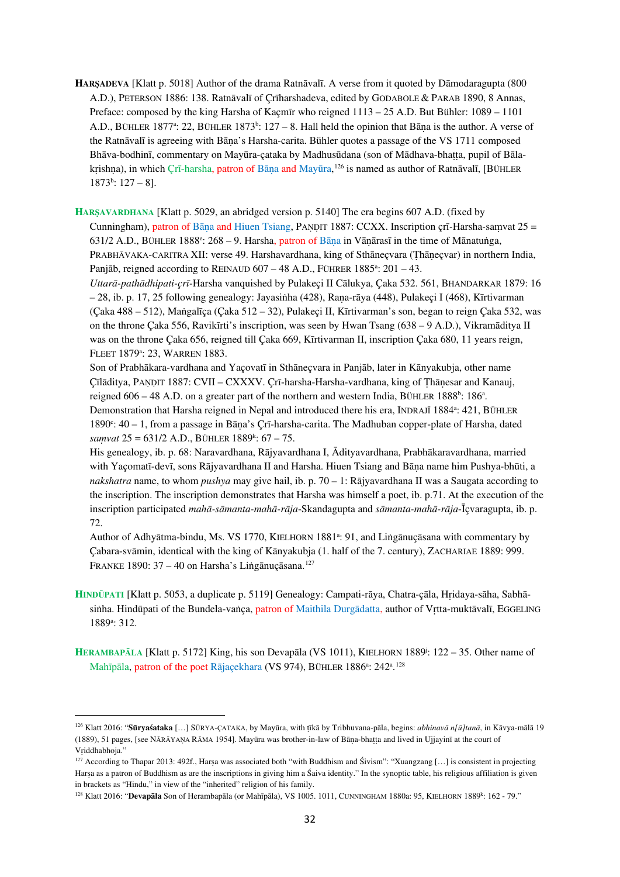**Harṣadeva** [Klatt p. 5018] Author of the drama Ratnāvalī. A verse from it quoted by Dāmodaragupta (800 A.D.), Peterson 1886: 138. Ratnāvalī of Çrīharshadeva, edited by Godabole & Parab 1890, 8 Annas, Preface: composed by the king Harsha of Kaçmīr who reigned 1113 – 25 A.D. But Bühler: 1089 – 1101 A.D., Bühler 1877[a]: 22, Bühler 1873[b]: 127 – 8. Hall held the opinion that Bāṇa is the author. A verse of the Ratnāvalī is agreeing with Bāṇa's Harsha-carita. Bühler quotes a passage of the VS 1711 composed Bhāva-bodhinī, commentary on Mayūra-çataka by Madhusūdana (son of Mādhava-bhaṭṭa, pupil of Bāla-kṛishṇa), in which Çrī-harsha, patron of Bāṇa and Mayūra,[126] is named as author of Ratnāvalī, [Bühler 1873[b]: 127 – 8].

**Harṣavardhana** [Klatt p. 5029, an abridged version p. 5140] The era begins 607 A.D. (fixed by Cunningham), patron of Bāṇa and Hiuen Tsiang, Paṇḍit 1887: CCXX. Inscription çrī-Harsha-saṃvat 25 = 631/2 A.D., Bühler 1888[c]: 268 – 9. Harsha, patron of Bāṇa in Vāṇārasī in the time of Mānatuṅga, Prabhāvaka-caritra XII: verse 49. Harshavardhana, king of Sthāneçvara (Ṭhāṇeçvar) in northern India, Panjāb, reigned according to Reinaud 607 – 48 A.D., Führer 1885[a]: 201 – 43.
*Uttarā-pathādhipati-çrī*-Harsha vanquished by Pulakeçi II Cālukya, Çaka 532. 561, Bhandarkar 1879: 16 – 28, ib. p. 17, 25 following genealogy: Jayasiṅha (428), Raṇa-rāya (448), Pulakeçi I (468), Kīrtivarman (Çaka 488 – 512), Maṅgalīça (Çaka 512 – 32), Pulakeçi II, Kīrtivarman's son, began to reign Çaka 532, was on the throne Çaka 556, Ravikīrti's inscription, was seen by Hwan Tsang (638 – 9 A.D.), Vikramāditya II was on the throne Çaka 656, reigned till Çaka 669, Kīrtivarman II, inscription Çaka 680, 11 years reign, Fleet 1879[a]: 23, Warren 1883.
Son of Prabhākara-vardhana and Yaçovatī in Sthāneçvara in Panjāb, later in Kānyakubja, other name Çīlāditya, Paṇḍit 1887: CVII – CXXXV. Çrī-harsha-Harsha-vardhana, king of Ṭhāṇesar and Kanauj, reigned 606 – 48 A.D. on a greater part of the northern and western India, Bühler 1888[b]: 186[a].
Demonstration that Harsha reigned in Nepal and introduced there his era, Indrajī 1884[a]: 421, Bühler 1890[c]: 40 – 1, from a passage in Bāṇa's Çrī-harsha-carita. The Madhuban copper-plate of Harsha, dated *saṃvat* 25 = 631/2 A.D., Bühler 1889[k]: 67 – 75.
His genealogy, ib. p. 68: Naravardhana, Rājyavardhana I, Ādityavardhana, Prabhākaravardhana, married with Yaçomatī-devī, sons Rājyavardhana II and Harsha. Hiuen Tsiang and Bāṇa name him Pushya-bhūti, a *nakshatra* name, to whom *pushya* may give hail, ib. p. 70 – 1: Rājyavardhana II was a Saugata according to the inscription. The inscription demonstrates that Harsha was himself a poet, ib. p.71. At the execution of the inscription participated *mahā-sāmanta-mahā-rāja*-Skandagupta and *sāmanta-mahā-rāja*-Īçvaragupta, ib. p. 72.
Author of Adhyātma-bindu, Ms. VS 1770, Kielhorn 1881[a]: 91, and Liṅgānuçāsana with commentary by Çabara-svāmin, identical with the king of Kānyakubja (1. half of the 7. century), Zachariae 1889: 999. Franke 1890: 37 – 40 on Harsha's Liṅgānuçāsana.[127]

**Hindūpati** [Klatt p. 5053, a duplicate p. 5119] Genealogy: Campati-rāya, Chatra-çāla, Hṛidaya-sāha, Sabhā-siṅha. Hindūpati of the Bundela-vaṅça, patron of Maithila Durgādatta, author of Vṛtta-muktāvalī, Eggeling 1889[a]: 312.

**Herambapāla** [Klatt p. 5172] King, his son Devapāla (VS 1011), Kielhorn 1889[j]: 122 – 35. Other name of Mahīpāla, patron of the poet Rājaçekhara (VS 974), Bühler 1886[a]: 242[a].[128]

---

[126] Klatt 2016: "**Sūryaśataka** […] Sūrya-çataka, by Mayūra, with ṭīkā by Tribhuvana-pāla, begins: *abhinavā n[ū]tanā*, in Kāvya-mālā 19 (1889), 51 pages, [see Nārāyaṇa Rāma 1954]. Mayūra was brother-in-law of Bāṇa-bhaṭṭa and lived in Ujjayinī at the court of Vṛiddhabhoja."

[127] According to Thapar 2013: 492f., Harṣa was associated both "with Buddhism and Śivism": "Xuangzang […] is consistent in projecting Harṣa as a patron of Buddhism as are the inscriptions in giving him a Śaiva identity." In the synoptic table, his religious affiliation is given in brackets as "Hindu," in view of the "inherited" religion of his family.

[128] Klatt 2016: "**Devapāla** Son of Herambapāla (or Mahīpāla), VS 1005. 1011, Cunningham 1880a: 95, Kielhorn 1889[k]: 162 - 79."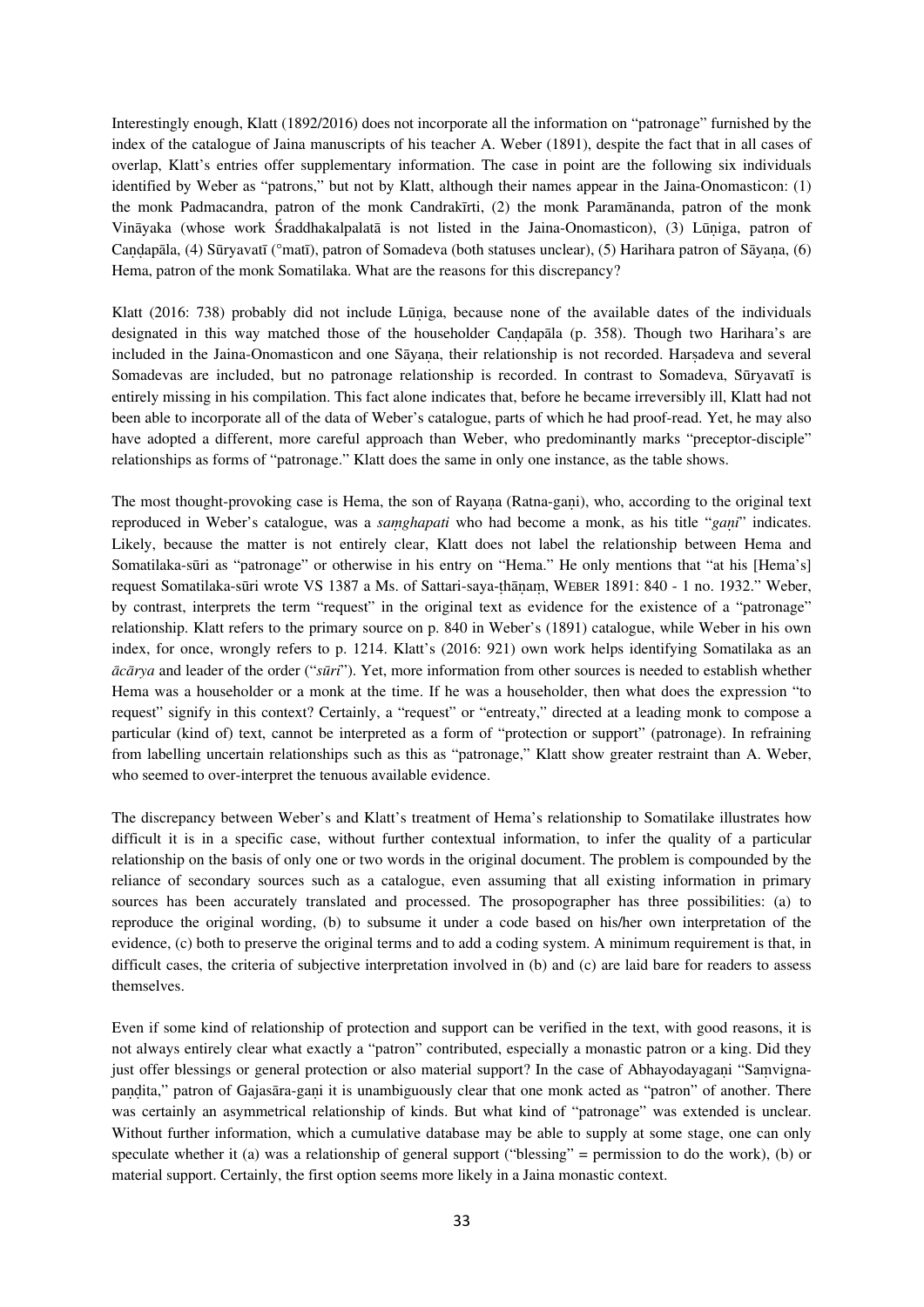Interestingly enough, Klatt (1892/2016) does not incorporate all the information on "patronage" furnished by the index of the catalogue of Jaina manuscripts of his teacher A. Weber (1891), despite the fact that in all cases of overlap, Klatt's entries offer supplementary information. The case in point are the following six individuals identified by Weber as "patrons," but not by Klatt, although their names appear in the Jaina-Onomasticon: (1) the monk Padmacandra, patron of the monk Candrakīrti, (2) the monk Paramānanda, patron of the monk Vināyaka (whose work Śraddhakalpalatā is not listed in the Jaina-Onomasticon), (3) Lūṇiga, patron of Caṇḍapāla, (4) Sūryavatī (°matī), patron of Somadeva (both statuses unclear), (5) Harihara patron of Sāyaṇa, (6) Hema, patron of the monk Somatilaka. What are the reasons for this discrepancy?

Klatt (2016: 738) probably did not include Lūṇiga, because none of the available dates of the individuals designated in this way matched those of the householder Caṇḍapāla (p. 358). Though two Harihara's are included in the Jaina-Onomasticon and one Sāyaṇa, their relationship is not recorded. Harṣadeva and several Somadevas are included, but no patronage relationship is recorded. In contrast to Somadeva, Sūryavatī is entirely missing in his compilation. This fact alone indicates that, before he became irreversibly ill, Klatt had not been able to incorporate all of the data of Weber's catalogue, parts of which he had proof-read. Yet, he may also have adopted a different, more careful approach than Weber, who predominantly marks "preceptor-disciple" relationships as forms of "patronage." Klatt does the same in only one instance, as the table shows.

The most thought-provoking case is Hema, the son of Rayaṇa (Ratna-gaṇi), who, according to the original text reproduced in Weber's catalogue, was a *saṃghapati* who had become a monk, as his title "*gaṇi*" indicates. Likely, because the matter is not entirely clear, Klatt does not label the relationship between Hema and Somatilaka-sūri as "patronage" or otherwise in his entry on "Hema." He only mentions that "at his [Hema's] request Somatilaka-sūri wrote VS 1387 a Ms. of Sattari-saya-ṭhāṇaṃ, WEBER 1891: 840 - 1 no. 1932." Weber, by contrast, interprets the term "request" in the original text as evidence for the existence of a "patronage" relationship. Klatt refers to the primary source on p. 840 in Weber's (1891) catalogue, while Weber in his own index, for once, wrongly refers to p. 1214. Klatt's (2016: 921) own work helps identifying Somatilaka as an *ācārya* and leader of the order ("*sūri*"). Yet, more information from other sources is needed to establish whether Hema was a householder or a monk at the time. If he was a householder, then what does the expression "to request" signify in this context? Certainly, a "request" or "entreaty," directed at a leading monk to compose a particular (kind of) text, cannot be interpreted as a form of "protection or support" (patronage). In refraining from labelling uncertain relationships such as this as "patronage," Klatt show greater restraint than A. Weber, who seemed to over-interpret the tenuous available evidence.

The discrepancy between Weber's and Klatt's treatment of Hema's relationship to Somatilake illustrates how difficult it is in a specific case, without further contextual information, to infer the quality of a particular relationship on the basis of only one or two words in the original document. The problem is compounded by the reliance of secondary sources such as a catalogue, even assuming that all existing information in primary sources has been accurately translated and processed. The prosopographer has three possibilities: (a) to reproduce the original wording, (b) to subsume it under a code based on his/her own interpretation of the evidence, (c) both to preserve the original terms and to add a coding system. A minimum requirement is that, in difficult cases, the criteria of subjective interpretation involved in (b) and (c) are laid bare for readers to assess themselves.

Even if some kind of relationship of protection and support can be verified in the text, with good reasons, it is not always entirely clear what exactly a "patron" contributed, especially a monastic patron or a king. Did they just offer blessings or general protection or also material support? In the case of Abhayodayagaṇi "Saṃvigna-paṇḍita," patron of Gajasāra-gaṇi it is unambiguously clear that one monk acted as "patron" of another. There was certainly an asymmetrical relationship of kinds. But what kind of "patronage" was extended is unclear. Without further information, which a cumulative database may be able to supply at some stage, one can only speculate whether it (a) was a relationship of general support ("blessing" = permission to do the work), (b) or material support. Certainly, the first option seems more likely in a Jaina monastic context.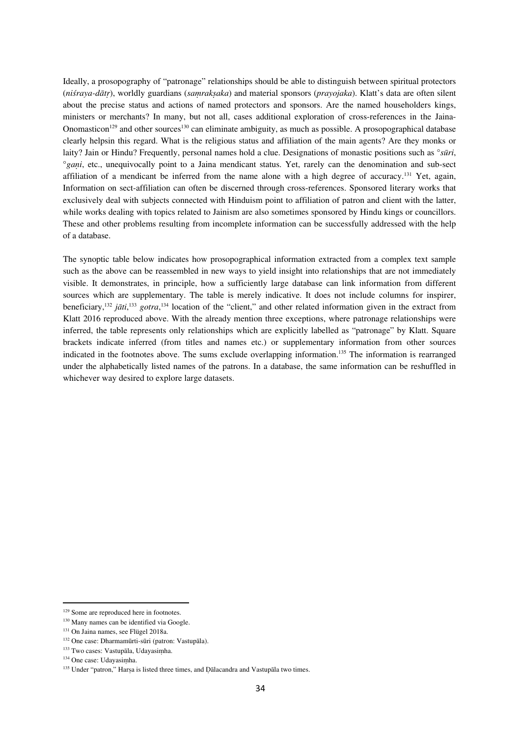Ideally, a prosopography of "patronage" relationships should be able to distinguish between spiritual protectors (*niśraya-dātṛ*), worldly guardians (*saṃrakṣaka*) and material sponsors (*prayojaka*). Klatt's data are often silent about the precise status and actions of named protectors and sponsors. Are the named householders kings, ministers or merchants? In many, but not all, cases additional exploration of cross-references in the Jaina-Onomasticon[129] and other sources[130] can eliminate ambiguity, as much as possible. A prosopographical database clearly helpsin this regard. What is the religious status and affiliation of the main agents? Are they monks or laity? Jain or Hindu? Frequently, personal names hold a clue. Designations of monastic positions such as °*sūri*, °*gaṇi*, etc., unequivocally point to a Jaina mendicant status. Yet, rarely can the denomination and sub-sect affiliation of a mendicant be inferred from the name alone with a high degree of accuracy.[131] Yet, again, Information on sect-affiliation can often be discerned through cross-references. Sponsored literary works that exclusively deal with subjects connected with Hinduism point to affiliation of patron and client with the latter, while works dealing with topics related to Jainism are also sometimes sponsored by Hindu kings or councillors. These and other problems resulting from incomplete information can be successfully addressed with the help of a database.

The synoptic table below indicates how prosopographical information extracted from a complex text sample such as the above can be reassembled in new ways to yield insight into relationships that are not immediately visible. It demonstrates, in principle, how a sufficiently large database can link information from different sources which are supplementary. The table is merely indicative. It does not include columns for inspirer, beneficiary,[132] *jāti*,[133] *gotra*,[134] location of the "client," and other related information given in the extract from Klatt 2016 reproduced above. With the already mention three exceptions, where patronage relationships were inferred, the table represents only relationships which are explicitly labelled as "patronage" by Klatt. Square brackets indicate inferred (from titles and names etc.) or supplementary information from other sources indicated in the footnotes above. The sums exclude overlapping information.[135] The information is rearranged under the alphabetically listed names of the patrons. In a database, the same information can be reshuffled in whichever way desired to explore large datasets.

---

[129] Some are reproduced here in footnotes.

[130] Many names can be identified via Google.

[131] On Jaina names, see Flügel 2018a.

[132] One case: Dharmamūrti-sūri (patron: Vastupāla).

[133] Two cases: Vastupāla, Udayasiṃha.

[134] One case: Udayasiṃha.

[135] Under "patron," Harṣa is listed three times, and Ḍālacandra and Vastupāla two times.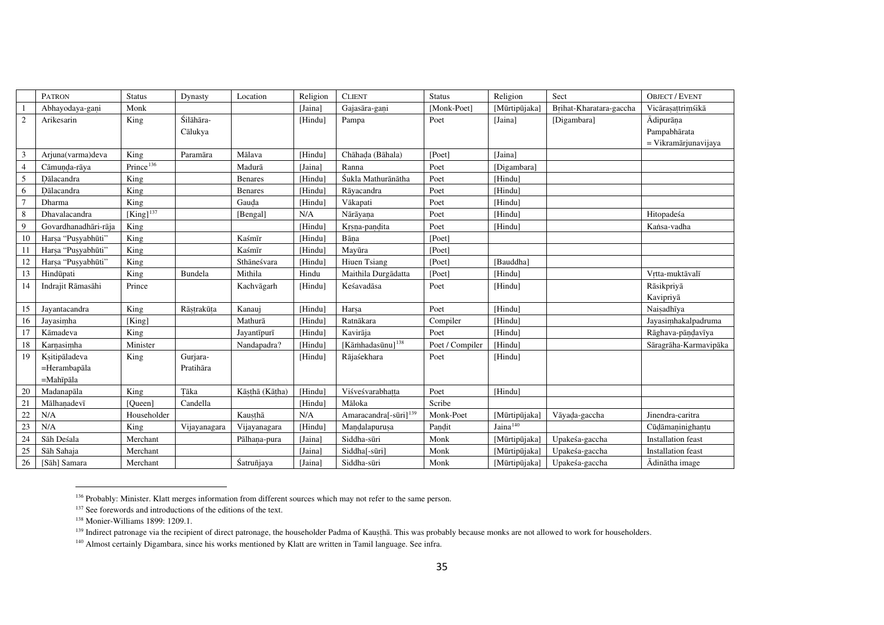| | PATRON | Status | Dynasty | Location | Religion | CLIENT | Status | Religion | Sect | OBJECT / EVENT |
|---|---|---|---|---|---|---|---|---|---|---|
| 1 | Abhayodaya-gaṇi | Monk | | | [Jaina] | Gajasāra-gaṇi | [Monk-Poet] | [Mūrtipūjaka] | Bṛihat-Kharatara-gaccha | Vicāraṣaṭtriṃśikā |
| 2 | Arikesarin | King | Śilāhāra-Cālukya | | [Hindu] | Pampa | Poet | [Jaina] | [Digambara] | Ādipurāṇa Pampabhārata = Vikramārjunavijaya |
| 3 | Arjuna(varma)deva | King | Paramāra | Mālava | [Hindu] | Chāhaḍa (Bāhala) | [Poet] | [Jaina] | | |
| 4 | Cāmuṇḍa-rāya | Prince[136] | | Madurā | [Jaina] | Ranna | Poet | [Digambara] | | |
| 5 | Ḍālacandra | King | | Benares | [Hindu] | Śukla Mathurānātha | Poet | [Hindu] | | |
| 6 | Ḍālacandra | King | | Benares | [Hindu] | Rāyacandra | Poet | [Hindu] | | |
| 7 | Dharma | King | | Gauḍa | [Hindu] | Vākapati | Poet | [Hindu] | | |
| 8 | Dhavalacandra | [King][137] | | [Bengal] | N/A | Nārāyaṇa | Poet | [Hindu] | | Hitopadeśa |
| 9 | Govardhanadhāri-rāja | King | | | [Hindu] | Kṛṣṇa-paṇḍita | Poet | [Hindu] | | Kaṅsa-vadha |
| 10 | Harṣa "Puṣyabhūti" | King | | Kaśmīr | [Hindu] | Bāṇa | [Poet] | | | |
| 11 | Harṣa "Puṣyabhūti" | King | | Kaśmīr | [Hindu] | Mayūra | [Poet] | | | |
| 12 | Harṣa "Puṣyabhūti" | King | | Sthāneśvara | [Hindu] | Hiuen Tsiang | [Poet] | [Bauddha] | | |
| 13 | Hindūpati | King | Bundela | Mithila | Hindu | Maithila Durgādatta | [Poet] | [Hindu] | | Vṛtta-muktāvalī |
| 14 | Indrajit Rāmasāhi | Prince | | Kachvāgarh | [Hindu] | Keśavadāsa | Poet | [Hindu] | | Rāsikpriyā Kavipriyā |
| 15 | Jayantacandra | King | Rāṣṭrakūṭa | Kanauj | [Hindu] | Harṣa | Poet | [Hindu] | | Naiṣadhīya |
| 16 | Jayasiṃha | [King] | | Mathurā | [Hindu] | Ratnākara | Compiler | [Hindu] | | Jayasiṃhakalpadruma |
| 17 | Kāmadeva | King | | Jayantīpurī | [Hindu] | Kavirāja | Poet | [Hindu] | | Rāghava-pāṇḍavīya |
| 18 | Karṇasiṃha | Minister | | Nandapadra? | [Hindu] | [Kāṁhadasūnu][138] | Poet / Compiler | [Hindu] | | Sāragrāha-Karmavipāka |
| 19 | Kṣitipāladeva =Herambapāla =Mahīpāla | King | Gurjara-Pratihāra | | [Hindu] | Rājaśekhara | Poet | [Hindu] | | |
| 20 | Madanapāla | King | Ṭāka | Kāṣṭhā (Kāṭha) | [Hindu] | Viśveśvarabhaṭṭa | Poet | [Hindu] | | |
| 21 | Mālhaṇadevī | [Queen] | Candella | | [Hindu] | Māloka | Scribe | | | |
| 22 | N/A | Householder | | Kauṣṭhā | N/A | Amaracandra[-sūri][139] | Monk-Poet | [Mūrtipūjaka] | Vāyaḍa-gaccha | Jinendra-caritra |
| 23 | N/A | King | Vijayanagara | Vijayanagara | [Hindu] | Maṇḍalapuruṣa | Paṇḍit | Jaina[140] | | Cūḍāmaṇinighaṇṭu |
| 24 | Sāh Deśala | Merchant | | Pālhaṇa-pura | [Jaina] | Siddha-sūri | Monk | [Mūrtipūjaka] | Upakeśa-gaccha | Installation feast |
| 25 | Sāh Sahaja | Merchant | | | [Jaina] | Siddha[-sūri] | Monk | [Mūrtipūjaka] | Upakeśa-gaccha | Installation feast |
| 26 | [Sāh] Samara | Merchant | | Śatruñjaya | [Jaina] | Siddha-sūri | Monk | [Mūrtipūjaka] | Upakeśa-gaccha | Ādinātha image |

[136] Probably: Minister. Klatt merges information from different sources which may not refer to the same person.

[137] See forewords and introductions of the editions of the text.

[138] Monier-Williams 1899: 1209.1.

[139] Indirect patronage via the recipient of direct patronage, the householder Padma of Kauṣṭhā. This was probably because monks are not allowed to work for householders.

[140] Almost certainly Digambara, since his works mentioned by Klatt are written in Tamil language. See infra.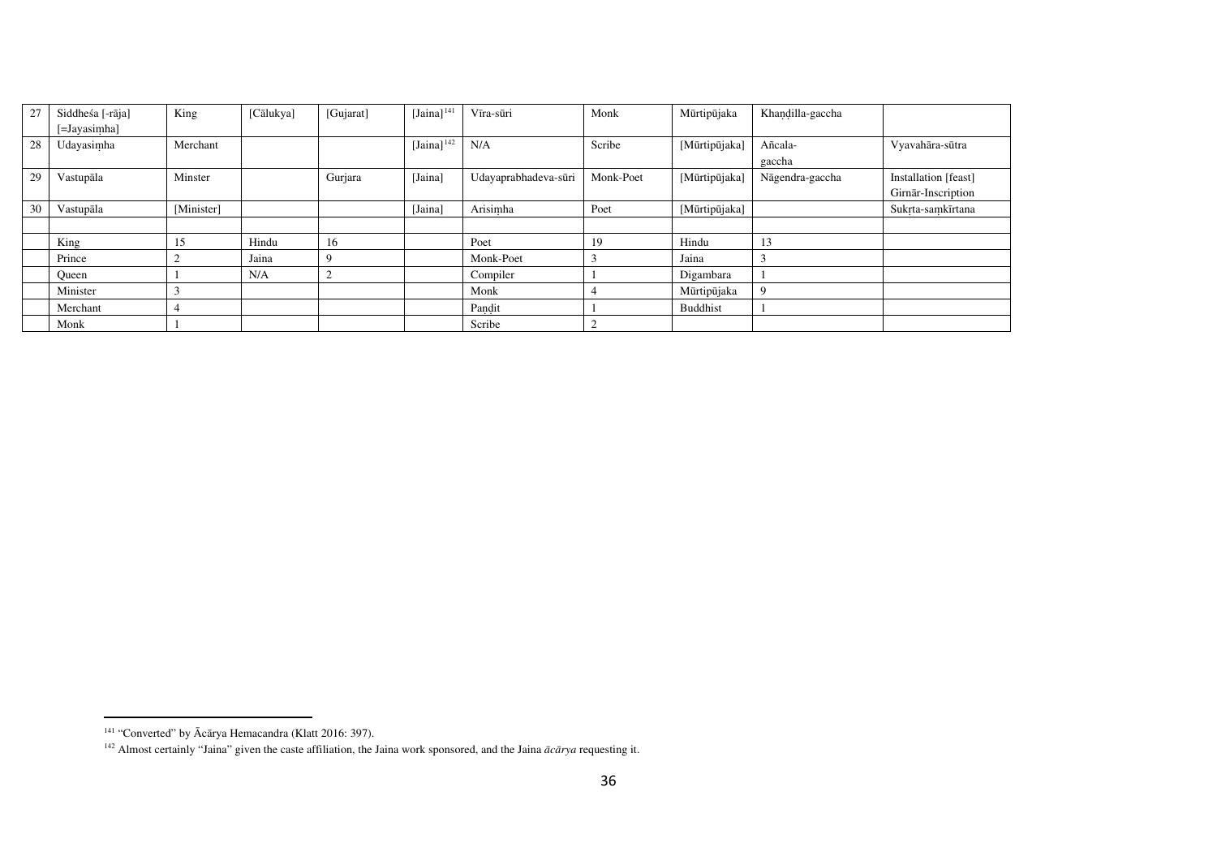| | | | | | | | | | | |
|---|---|---|---|---|---|---|---|---|---|---|
| 27 | Siddheśa [-rāja] [=Jayasiṃha] | King | [Cālukya] | [Gujarat] | [Jaina][141] | Vīra-sūri | Monk | Mūrtipūjaka | Khaṇḍilla-gaccha | |
| 28 | Udayasiṃha | Merchant | | | [Jaina][142] | N/A | Scribe | [Mūrtipūjaka] | Añcala-gaccha | Vyavahāra-sūtra |
| 29 | Vastupāla | Minster | | Gurjara | [Jaina] | Udayaprabhadeva-sūri | Monk-Poet | [Mūrtipūjaka] | Nāgendra-gaccha | Installation [feast] Girnār-Inscription |
| 30 | Vastupāla | [Minister] | | | [Jaina] | Arisiṃha | Poet | [Mūrtipūjaka] | | Sukṛta-saṃkīrtana |
| | | | | | | | | | | |
| | King | 15 | Hindu | 16 | | Poet | 19 | Hindu | 13 | |
| | Prince | 2 | Jaina | 9 | | Monk-Poet | 3 | Jaina | 3 | |
| | Queen | 1 | N/A | 2 | | Compiler | 1 | Digambara | 1 | |
| | Minister | 3 | | | | Monk | 4 | Mūrtipūjaka | 9 | |
| | Merchant | 4 | | | | Paṇḍit | 1 | Buddhist | 1 | |
| | Monk | 1 | | | | Scribe | 2 | | | |

[141] "Converted" by Ācārya Hemacandra (Klatt 2016: 397).

[142] Almost certainly "Jaina" given the caste affiliation, the Jaina work sponsored, and the Jaina *ācārya* requesting it.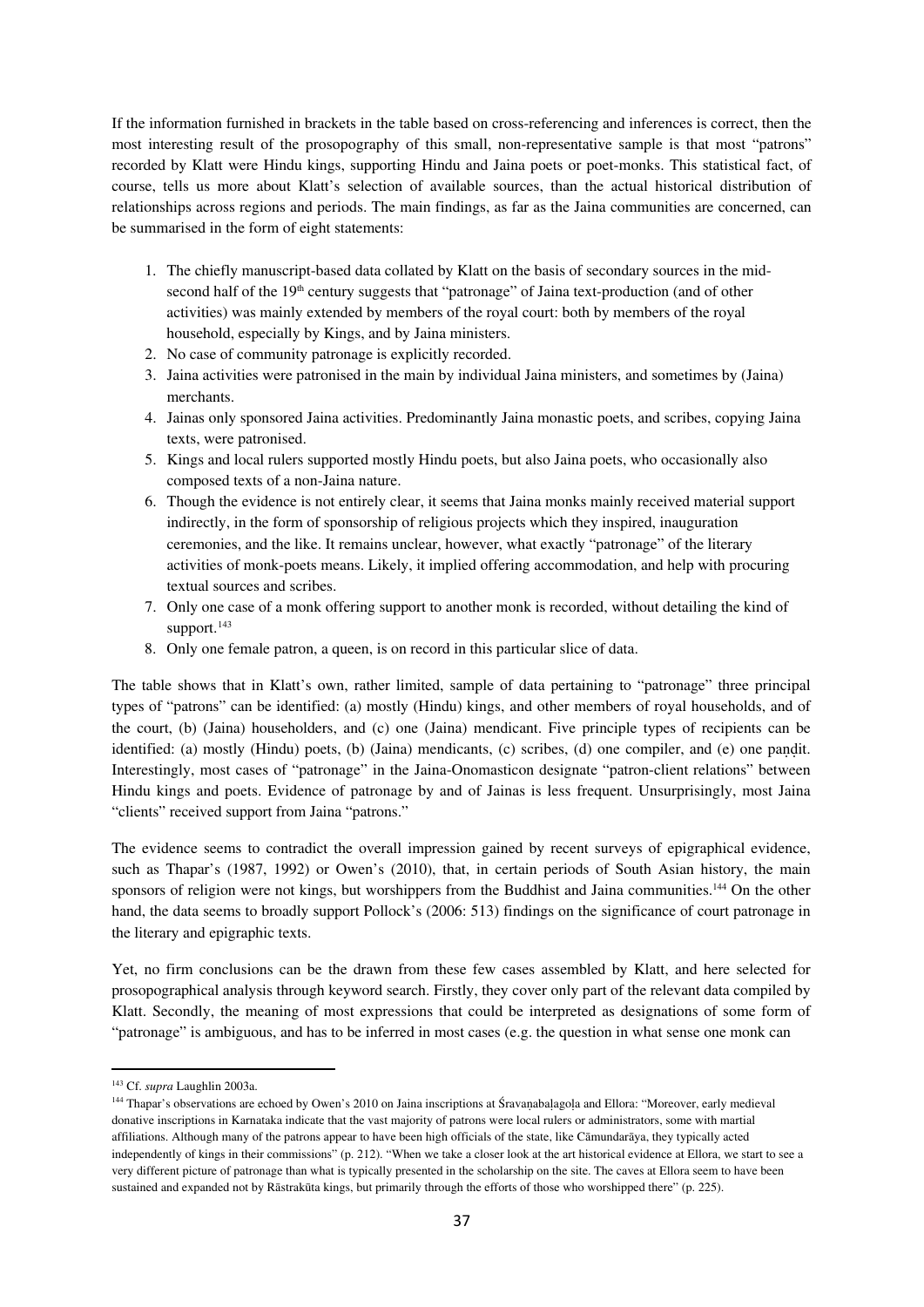If the information furnished in brackets in the table based on cross-referencing and inferences is correct, then the most interesting result of the prosopography of this small, non-representative sample is that most "patrons" recorded by Klatt were Hindu kings, supporting Hindu and Jaina poets or poet-monks. This statistical fact, of course, tells us more about Klatt's selection of available sources, than the actual historical distribution of relationships across regions and periods. The main findings, as far as the Jaina communities are concerned, can be summarised in the form of eight statements:

1. The chiefly manuscript-based data collated by Klatt on the basis of secondary sources in the mid-second half of the 19th century suggests that "patronage" of Jaina text-production (and of other activities) was mainly extended by members of the royal court: both by members of the royal household, especially by Kings, and by Jaina ministers.
2. No case of community patronage is explicitly recorded.
3. Jaina activities were patronised in the main by individual Jaina ministers, and sometimes by (Jaina) merchants.
4. Jainas only sponsored Jaina activities. Predominantly Jaina monastic poets, and scribes, copying Jaina texts, were patronised.
5. Kings and local rulers supported mostly Hindu poets, but also Jaina poets, who occasionally also composed texts of a non-Jaina nature.
6. Though the evidence is not entirely clear, it seems that Jaina monks mainly received material support indirectly, in the form of sponsorship of religious projects which they inspired, inauguration ceremonies, and the like. It remains unclear, however, what exactly "patronage" of the literary activities of monk-poets means. Likely, it implied offering accommodation, and help with procuring textual sources and scribes.
7. Only one case of a monk offering support to another monk is recorded, without detailing the kind of support.[143]
8. Only one female patron, a queen, is on record in this particular slice of data.

The table shows that in Klatt's own, rather limited, sample of data pertaining to "patronage" three principal types of "patrons" can be identified: (a) mostly (Hindu) kings, and other members of royal households, and of the court, (b) (Jaina) householders, and (c) one (Jaina) mendicant. Five principle types of recipients can be identified: (a) mostly (Hindu) poets, (b) (Jaina) mendicants, (c) scribes, (d) one compiler, and (e) one paṇḍit. Interestingly, most cases of "patronage" in the Jaina-Onomasticon designate "patron-client relations" between Hindu kings and poets. Evidence of patronage by and of Jainas is less frequent. Unsurprisingly, most Jaina "clients" received support from Jaina "patrons."

The evidence seems to contradict the overall impression gained by recent surveys of epigraphical evidence, such as Thapar's (1987, 1992) or Owen's (2010), that, in certain periods of South Asian history, the main sponsors of religion were not kings, but worshippers from the Buddhist and Jaina communities.[144] On the other hand, the data seems to broadly support Pollock's (2006: 513) findings on the significance of court patronage in the literary and epigraphic texts.

Yet, no firm conclusions can be the drawn from these few cases assembled by Klatt, and here selected for prosopographical analysis through keyword search. Firstly, they cover only part of the relevant data compiled by Klatt. Secondly, the meaning of most expressions that could be interpreted as designations of some form of "patronage" is ambiguous, and has to be inferred in most cases (e.g. the question in what sense one monk can

---

[143] Cf. *supra* Laughlin 2003a.

[144] Thapar's observations are echoed by Owen's 2010 on Jaina inscriptions at Śravaṇabaḷagoḷa and Ellora: "Moreover, early medieval donative inscriptions in Karnataka indicate that the vast majority of patrons were local rulers or administrators, some with martial affiliations. Although many of the patrons appear to have been high officials of the state, like Cāmundarāya, they typically acted independently of kings in their commissions" (p. 212). "When we take a closer look at the art historical evidence at Ellora, we start to see a very different picture of patronage than what is typically presented in the scholarship on the site. The caves at Ellora seem to have been sustained and expanded not by Rāstrakūta kings, but primarily through the efforts of those who worshipped there" (p. 225).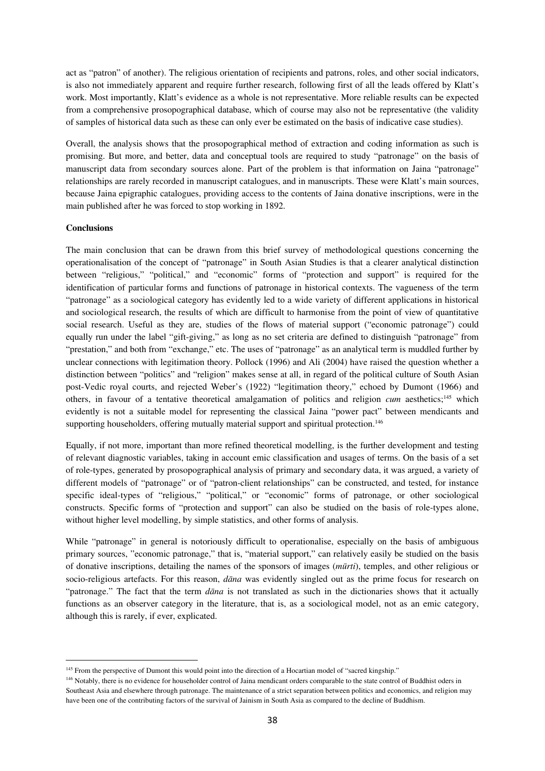act as "patron" of another). The religious orientation of recipients and patrons, roles, and other social indicators, is also not immediately apparent and require further research, following first of all the leads offered by Klatt's work. Most importantly, Klatt's evidence as a whole is not representative. More reliable results can be expected from a comprehensive prosopographical database, which of course may also not be representative (the validity of samples of historical data such as these can only ever be estimated on the basis of indicative case studies).

Overall, the analysis shows that the prosopographical method of extraction and coding information as such is promising. But more, and better, data and conceptual tools are required to study "patronage" on the basis of manuscript data from secondary sources alone. Part of the problem is that information on Jaina "patronage" relationships are rarely recorded in manuscript catalogues, and in manuscripts. These were Klatt's main sources, because Jaina epigraphic catalogues, providing access to the contents of Jaina donative inscriptions, were in the main published after he was forced to stop working in 1892.

**Conclusions**

The main conclusion that can be drawn from this brief survey of methodological questions concerning the operationalisation of the concept of "patronage" in South Asian Studies is that a clearer analytical distinction between "religious," "political," and "economic" forms of "protection and support" is required for the identification of particular forms and functions of patronage in historical contexts. The vagueness of the term "patronage" as a sociological category has evidently led to a wide variety of different applications in historical and sociological research, the results of which are difficult to harmonise from the point of view of quantitative social research. Useful as they are, studies of the flows of material support ("economic patronage") could equally run under the label "gift-giving," as long as no set criteria are defined to distinguish "patronage" from "prestation," and both from "exchange," etc. The uses of "patronage" as an analytical term is muddled further by unclear connections with legitimation theory. Pollock (1996) and Ali (2004) have raised the question whether a distinction between "politics" and "religion" makes sense at all, in regard of the political culture of South Asian post-Vedic royal courts, and rejected Weber's (1922) "legitimation theory," echoed by Dumont (1966) and others, in favour of a tentative theoretical amalgamation of politics and religion *cum* aesthetics;[145] which evidently is not a suitable model for representing the classical Jaina "power pact" between mendicants and supporting householders, offering mutually material support and spiritual protection.[146]

Equally, if not more, important than more refined theoretical modelling, is the further development and testing of relevant diagnostic variables, taking in account emic classification and usages of terms. On the basis of a set of role-types, generated by prosopographical analysis of primary and secondary data, it was argued, a variety of different models of "patronage" or of "patron-client relationships" can be constructed, and tested, for instance specific ideal-types of "religious," "political," or "economic" forms of patronage, or other sociological constructs. Specific forms of "protection and support" can also be studied on the basis of role-types alone, without higher level modelling, by simple statistics, and other forms of analysis.

While "patronage" in general is notoriously difficult to operationalise, especially on the basis of ambiguous primary sources, "economic patronage," that is, "material support," can relatively easily be studied on the basis of donative inscriptions, detailing the names of the sponsors of images (*mūrti*), temples, and other religious or socio-religious artefacts. For this reason, *dāna* was evidently singled out as the prime focus for research on "patronage." The fact that the term *dāna* is not translated as such in the dictionaries shows that it actually functions as an observer category in the literature, that is, as a sociological model, not as an emic category, although this is rarely, if ever, explicated.

[145] From the perspective of Dumont this would point into the direction of a Hocartian model of "sacred kingship."

[146] Notably, there is no evidence for householder control of Jaina mendicant orders comparable to the state control of Buddhist oders in Southeast Asia and elsewhere through patronage. The maintenance of a strict separation between politics and economics, and religion may have been one of the contributing factors of the survival of Jainism in South Asia as compared to the decline of Buddhism.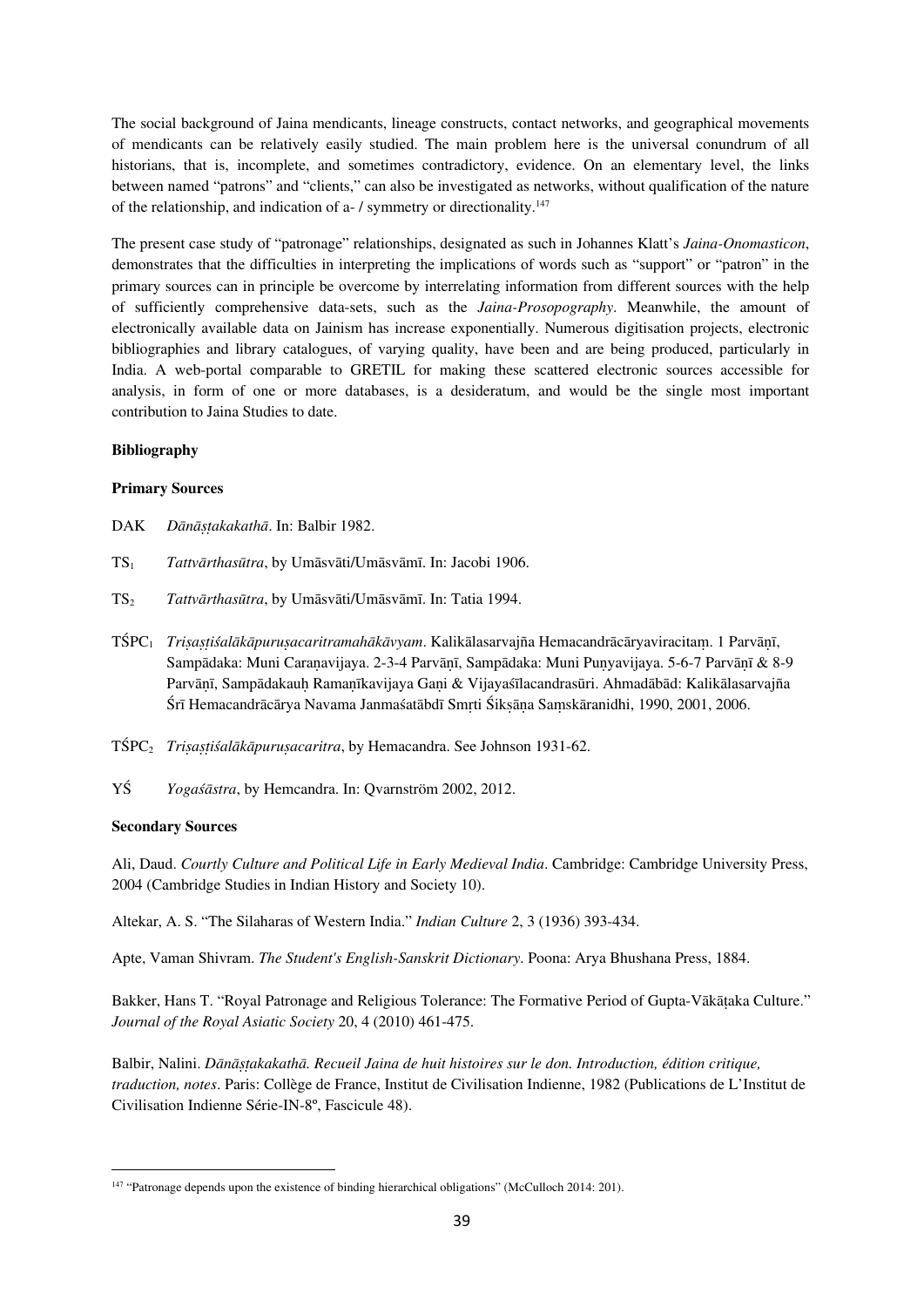The social background of Jaina mendicants, lineage constructs, contact networks, and geographical movements of mendicants can be relatively easily studied. The main problem here is the universal conundrum of all historians, that is, incomplete, and sometimes contradictory, evidence. On an elementary level, the links between named "patrons" and "clients," can also be investigated as networks, without qualification of the nature of the relationship, and indication of a- / symmetry or directionality.[147]

The present case study of "patronage" relationships, designated as such in Johannes Klatt's *Jaina-Onomasticon*, demonstrates that the difficulties in interpreting the implications of words such as "support" or "patron" in the primary sources can in principle be overcome by interrelating information from different sources with the help of sufficiently comprehensive data-sets, such as the *Jaina-Prosopography*. Meanwhile, the amount of electronically available data on Jainism has increase exponentially. Numerous digitisation projects, electronic bibliographies and library catalogues, of varying quality, have been and are being produced, particularly in India. A web-portal comparable to GRETIL for making these scattered electronic sources accessible for analysis, in form of one or more databases, is a desideratum, and would be the single most important contribution to Jaina Studies to date.

**Bibliography**

**Primary Sources**

DAK *Dānāṣṭakakathā*. In: Balbir 1982.

$TS_1$ *Tattvārthasūtra*, by Umāsvāti/Umāsvāmī. In: Jacobi 1906.

$TS_2$ *Tattvārthasūtra*, by Umāsvāti/Umāsvāmī. In: Tatia 1994.

$TŚPC_1$ *Triṣaṣṭiśalākāpuruṣacaritramahākāvyam*. Kalikālasarvajña Hemacandrācāryaviracitaṃ. 1 Parvāṇī, Sampādaka: Muni Caraṇavijaya. 2-3-4 Parvāṇī, Sampādaka: Muni Puṇyavijaya. 5-6-7 Parvāṇī & 8-9 Parvāṇī, Sampādakauḥ Ramaṇīkavijaya Gaṇi & Vijayaśīlacandrasūri. Ahmadābād: Kalikālasarvajña Śrī Hemacandrācārya Navama Janmaśatābdī Smṛti Śikṣāṇa Saṃskāranidhi, 1990, 2001, 2006.

$TŚPC_2$ *Triṣaṣṭiśalākāpuruṣacaritra*, by Hemacandra. See Johnson 1931-62.

YŚ *Yogaśāstra*, by Hemcandra. In: Qvarnström 2002, 2012.

**Secondary Sources**

Ali, Daud. *Courtly Culture and Political Life in Early Medieval India*. Cambridge: Cambridge University Press, 2004 (Cambridge Studies in Indian History and Society 10).

Altekar, A. S. "The Silaharas of Western India." *Indian Culture* 2, 3 (1936) 393-434.

Apte, Vaman Shivram. *The Student's English-Sanskrit Dictionary*. Poona: Arya Bhushana Press, 1884.

Bakker, Hans T. "Royal Patronage and Religious Tolerance: The Formative Period of Gupta-Vākāṭaka Culture." *Journal of the Royal Asiatic Society* 20, 4 (2010) 461-475.

Balbir, Nalini. *Dānāṣṭakakathā. Recueil Jaina de huit histoires sur le don. Introduction, édition critique, traduction, notes*. Paris: Collège de France, Institut de Civilisation Indienne, 1982 (Publications de L'Institut de Civilisation Indienne Série-IN-8º, Fascicule 48).

---

[147] "Patronage depends upon the existence of binding hierarchical obligations" (McCulloch 2014: 201).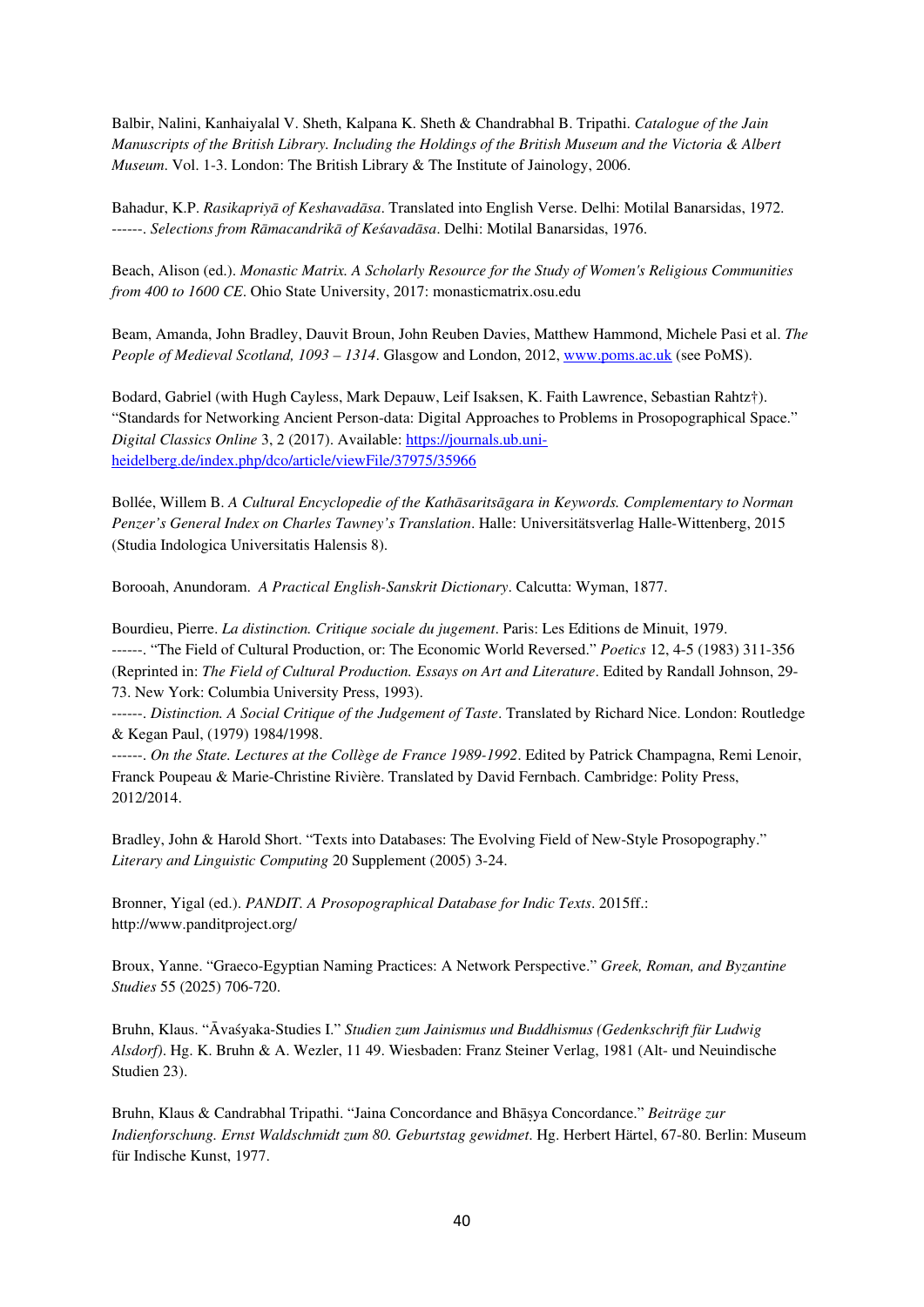Balbir, Nalini, Kanhaiyalal V. Sheth, Kalpana K. Sheth & Chandrabhal B. Tripathi. *Catalogue of the Jain Manuscripts of the British Library. Including the Holdings of the British Museum and the Victoria & Albert Museum*. Vol. 1-3. London: The British Library & The Institute of Jainology, 2006.

Bahadur, K.P. *Rasikapriyā of Keshavadāsa*. Translated into English Verse. Delhi: Motilal Banarsidas, 1972.
------. *Selections from Rāmacandrikā of Keśavadāsa*. Delhi: Motilal Banarsidas, 1976.

Beach, Alison (ed.). *Monastic Matrix. A Scholarly Resource for the Study of Women's Religious Communities from 400 to 1600 CE*. Ohio State University, 2017: monasticmatrix.osu.edu

Beam, Amanda, John Bradley, Dauvit Broun, John Reuben Davies, Matthew Hammond, Michele Pasi et al. *The People of Medieval Scotland, 1093 – 1314*. Glasgow and London, 2012, [www.poms.ac.uk](www.poms.ac.uk) (see PoMS).

Bodard, Gabriel (with Hugh Cayless, Mark Depauw, Leif Isaksen, K. Faith Lawrence, Sebastian Rahtz†). "Standards for Networking Ancient Person-data: Digital Approaches to Problems in Prosopographical Space." *Digital Classics Online* 3, 2 (2017). Available: [https://journals.ub.uni-heidelberg.de/index.php/dco/article/viewFile/37975/35966](https://journals.ub.uni-heidelberg.de/index.php/dco/article/viewFile/37975/35966)

Bollée, Willem B. *A Cultural Encyclopedie of the Kathāsaritsāgara in Keywords. Complementary to Norman Penzer's General Index on Charles Tawney's Translation*. Halle: Universitätsverlag Halle-Wittenberg, 2015 (Studia Indologica Universitatis Halensis 8).

Borooah, Anundoram. *A Practical English-Sanskrit Dictionary*. Calcutta: Wyman, 1877.

Bourdieu, Pierre. *La distinction. Critique sociale du jugement*. Paris: Les Editions de Minuit, 1979.
------. "The Field of Cultural Production, or: The Economic World Reversed." *Poetics* 12, 4-5 (1983) 311-356 (Reprinted in: *The Field of Cultural Production. Essays on Art and Literature*. Edited by Randall Johnson, 29-73. New York: Columbia University Press, 1993).
------. *Distinction. A Social Critique of the Judgement of Taste*. Translated by Richard Nice. London: Routledge & Kegan Paul, (1979) 1984/1998.
------. *On the State. Lectures at the Collège de France 1989-1992*. Edited by Patrick Champagna, Remi Lenoir, Franck Poupeau & Marie-Christine Rivière. Translated by David Fernbach. Cambridge: Polity Press, 2012/2014.

Bradley, John & Harold Short. "Texts into Databases: The Evolving Field of New-Style Prosopography." *Literary and Linguistic Computing* 20 Supplement (2005) 3-24.

Bronner, Yigal (ed.). *PANDIT. A Prosopographical Database for Indic Texts*. 2015ff.: http://www.panditproject.org/

Broux, Yanne. "Graeco-Egyptian Naming Practices: A Network Perspective." *Greek, Roman, and Byzantine Studies* 55 (2025) 706-720.

Bruhn, Klaus. "Āvaśyaka-Studies I." *Studien zum Jainismus und Buddhismus (Gedenkschrift für Ludwig Alsdorf)*. Hg. K. Bruhn & A. Wezler, 11 49. Wiesbaden: Franz Steiner Verlag, 1981 (Alt- und Neuindische Studien 23).

Bruhn, Klaus & Candrabhal Tripathi. "Jaina Concordance and Bhāṣya Concordance." *Beiträge zur Indienforschung. Ernst Waldschmidt zum 80. Geburtstag gewidmet*. Hg. Herbert Härtel, 67-80. Berlin: Museum für Indische Kunst, 1977.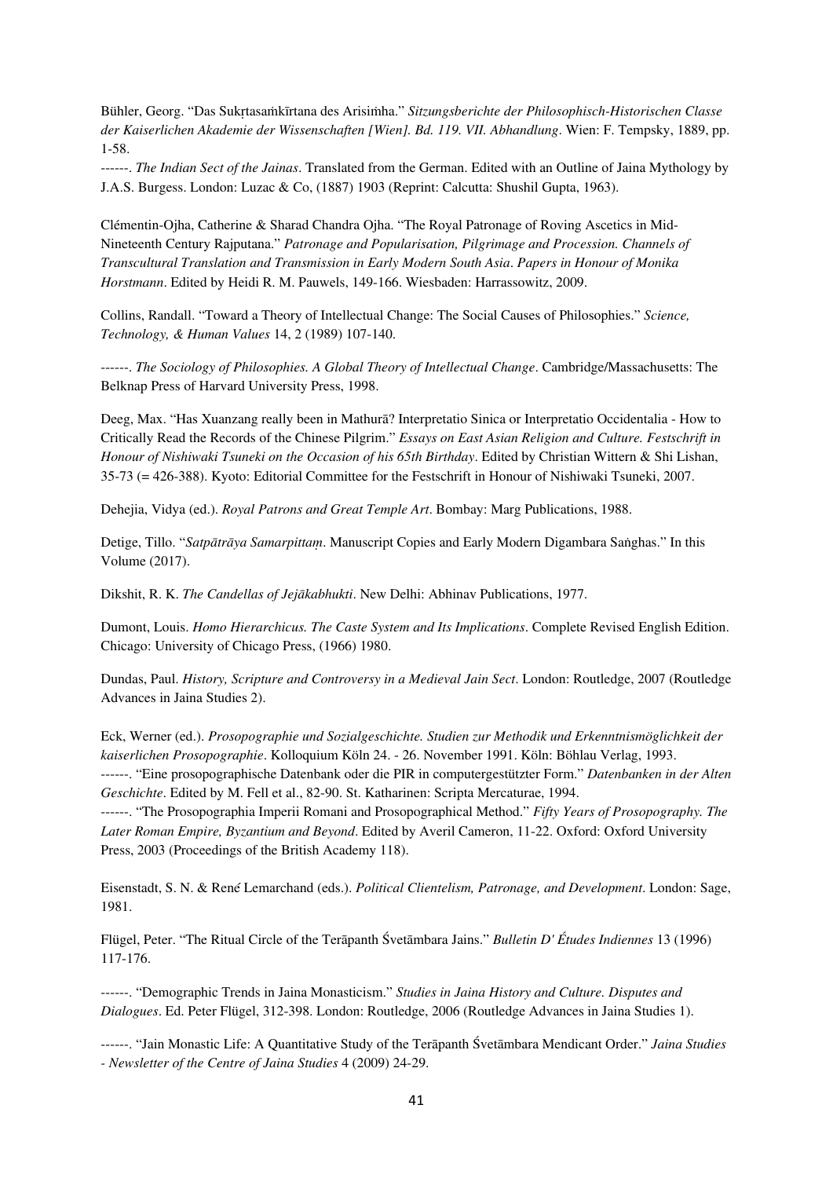Bühler, Georg. "Das Sukṛtasaṁkīrtana des Arisiṁha." *Sitzungsberichte der Philosophisch-Historischen Classe der Kaiserlichen Akademie der Wissenschaften [Wien]. Bd. 119. VII. Abhandlung*. Wien: F. Tempsky, 1889, pp. 1-58.

------. *The Indian Sect of the Jainas*. Translated from the German. Edited with an Outline of Jaina Mythology by J.A.S. Burgess. London: Luzac & Co, (1887) 1903 (Reprint: Calcutta: Shushil Gupta, 1963).

Clémentin-Ojha, Catherine & Sharad Chandra Ojha. "The Royal Patronage of Roving Ascetics in Mid-Nineteenth Century Rajputana." *Patronage and Popularisation, Pilgrimage and Procession. Channels of Transcultural Translation and Transmission in Early Modern South Asia. Papers in Honour of Monika Horstmann*. Edited by Heidi R. M. Pauwels, 149-166. Wiesbaden: Harrassowitz, 2009.

Collins, Randall. "Toward a Theory of Intellectual Change: The Social Causes of Philosophies." *Science, Technology, & Human Values* 14, 2 (1989) 107-140.

------. *The Sociology of Philosophies. A Global Theory of Intellectual Change*. Cambridge/Massachusetts: The Belknap Press of Harvard University Press, 1998.

Deeg, Max. "Has Xuanzang really been in Mathurā? Interpretatio Sinica or Interpretatio Occidentalia - How to Critically Read the Records of the Chinese Pilgrim." *Essays on East Asian Religion and Culture. Festschrift in Honour of Nishiwaki Tsuneki on the Occasion of his 65th Birthday*. Edited by Christian Wittern & Shi Lishan, 35-73 (= 426-388). Kyoto: Editorial Committee for the Festschrift in Honour of Nishiwaki Tsuneki, 2007.

Dehejia, Vidya (ed.). *Royal Patrons and Great Temple Art*. Bombay: Marg Publications, 1988.

Detige, Tillo. "*Satpātrāya Samarpittaṃ*. Manuscript Copies and Early Modern Digambara Saṅghas." In this Volume (2017).

Dikshit, R. K. *The Candellas of Jejākabhukti*. New Delhi: Abhinav Publications, 1977.

Dumont, Louis. *Homo Hierarchicus. The Caste System and Its Implications*. Complete Revised English Edition. Chicago: University of Chicago Press, (1966) 1980.

Dundas, Paul. *History, Scripture and Controversy in a Medieval Jain Sect*. London: Routledge, 2007 (Routledge Advances in Jaina Studies 2).

Eck, Werner (ed.). *Prosopographie und Sozialgeschichte. Studien zur Methodik und Erkenntnismöglichkeit der kaiserlichen Prosopographie*. Kolloquium Köln 24. - 26. November 1991. Köln: Böhlau Verlag, 1993.

------. "Eine prosopographische Datenbank oder die PIR in computergestützter Form." *Datenbanken in der Alten Geschichte*. Edited by M. Fell et al., 82-90. St. Katharinen: Scripta Mercaturae, 1994.

------. "The Prosopographia Imperii Romani and Prosopographical Method." *Fifty Years of Prosopography. The Later Roman Empire, Byzantium and Beyond*. Edited by Averil Cameron, 11-22. Oxford: Oxford University Press, 2003 (Proceedings of the British Academy 118).

Eisenstadt, S. N. & René Lemarchand (eds.). *Political Clientelism, Patronage, and Development*. London: Sage, 1981.

Flügel, Peter. "The Ritual Circle of the Terāpanth Śvetāmbara Jains." *Bulletin D' Études Indiennes* 13 (1996) 117-176.

------. "Demographic Trends in Jaina Monasticism." *Studies in Jaina History and Culture. Disputes and Dialogues*. Ed. Peter Flügel, 312-398. London: Routledge, 2006 (Routledge Advances in Jaina Studies 1).

------. "Jain Monastic Life: A Quantitative Study of the Terāpanth Śvetāmbara Mendicant Order." *Jaina Studies - Newsletter of the Centre of Jaina Studies* 4 (2009) 24-29.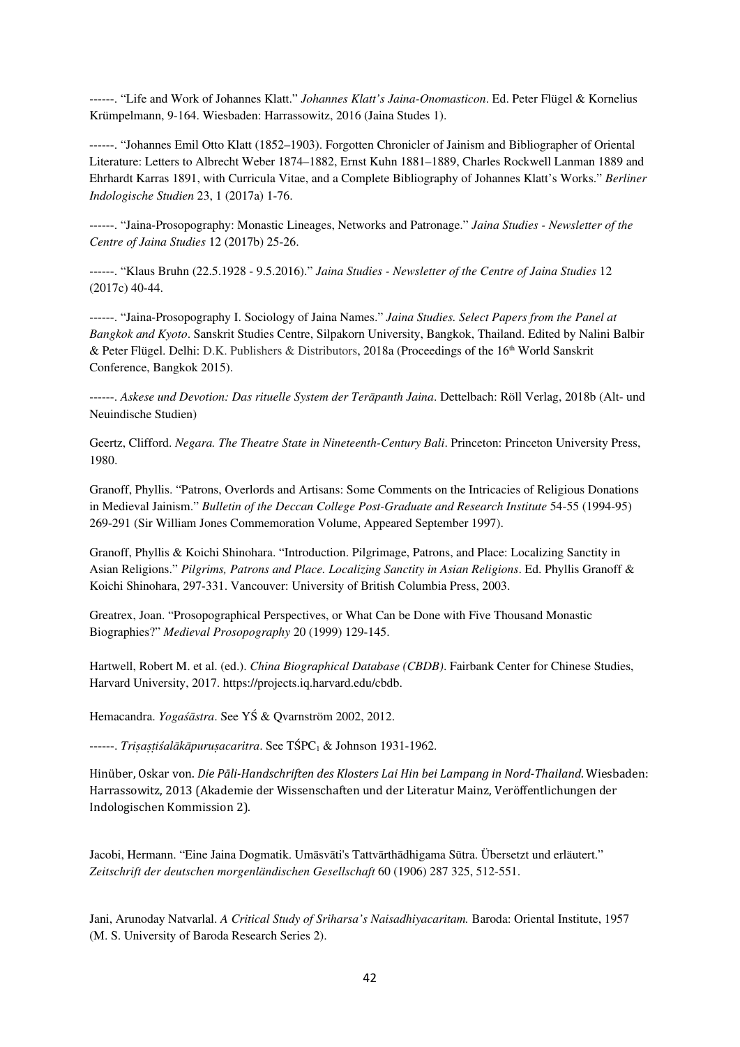------. "Life and Work of Johannes Klatt." *Johannes Klatt's Jaina-Onomasticon*. Ed. Peter Flügel & Kornelius Krümpelmann, 9-164. Wiesbaden: Harrassowitz, 2016 (Jaina Studes 1).

------. "Johannes Emil Otto Klatt (1852–1903). Forgotten Chronicler of Jainism and Bibliographer of Oriental Literature: Letters to Albrecht Weber 1874–1882, Ernst Kuhn 1881–1889, Charles Rockwell Lanman 1889 and Ehrhardt Karras 1891, with Curricula Vitae, and a Complete Bibliography of Johannes Klatt's Works." *Berliner Indologische Studien* 23, 1 (2017a) 1-76.

------. "Jaina-Prosopography: Monastic Lineages, Networks and Patronage." *Jaina Studies - Newsletter of the Centre of Jaina Studies* 12 (2017b) 25-26.

------. "Klaus Bruhn (22.5.1928 - 9.5.2016)." *Jaina Studies - Newsletter of the Centre of Jaina Studies* 12 (2017c) 40-44.

------. "Jaina-Prosopography I. Sociology of Jaina Names." *Jaina Studies. Select Papers from the Panel at Bangkok and Kyoto*. Sanskrit Studies Centre, Silpakorn University, Bangkok, Thailand. Edited by Nalini Balbir & Peter Flügel. Delhi: D.K. Publishers & Distributors, 2018a (Proceedings of the 16th World Sanskrit Conference, Bangkok 2015).

------. *Askese und Devotion: Das rituelle System der Terāpanth Jaina*. Dettelbach: Röll Verlag, 2018b (Alt- und Neuindische Studien)

Geertz, Clifford. *Negara. The Theatre State in Nineteenth-Century Bali*. Princeton: Princeton University Press, 1980.

Granoff, Phyllis. "Patrons, Overlords and Artisans: Some Comments on the Intricacies of Religious Donations in Medieval Jainism." *Bulletin of the Deccan College Post-Graduate and Research Institute* 54-55 (1994-95) 269-291 (Sir William Jones Commemoration Volume, Appeared September 1997).

Granoff, Phyllis & Koichi Shinohara. "Introduction. Pilgrimage, Patrons, and Place: Localizing Sanctity in Asian Religions." *Pilgrims, Patrons and Place. Localizing Sanctity in Asian Religions*. Ed. Phyllis Granoff & Koichi Shinohara, 297-331. Vancouver: University of British Columbia Press, 2003.

Greatrex, Joan. "Prosopographical Perspectives, or What Can be Done with Five Thousand Monastic Biographies?" *Medieval Prosopography* 20 (1999) 129-145.

Hartwell, Robert M. et al. (ed.). *China Biographical Database (CBDB)*. Fairbank Center for Chinese Studies, Harvard University, 2017. https://projects.iq.harvard.edu/cbdb.

Hemacandra. *Yogaśāstra*. See YŚ & Qvarnström 2002, 2012.

------. *Triṣaṣṭiśalākāpuruṣacaritra*. See TŚPC$_1$ & Johnson 1931-1962.

Hinüber, Oskar von. *Die Pāli-Handschriften des Klosters Lai Hin bei Lampang in Nord-Thailand*. Wiesbaden: Harrassowitz, 2013 (Akademie der Wissenschaften und der Literatur Mainz, Veröffentlichungen der Indologischen Kommission 2).

Jacobi, Hermann. "Eine Jaina Dogmatik. Umāsvāti's Tattvārthādhigama Sūtra. Übersetzt und erläutert." *Zeitschrift der deutschen morgenländischen Gesellschaft* 60 (1906) 287 325, 512-551.

Jani, Arunoday Natvarlal. *A Critical Study of Sriharsa's Naisadhiyacaritam.* Baroda: Oriental Institute, 1957 (M. S. University of Baroda Research Series 2).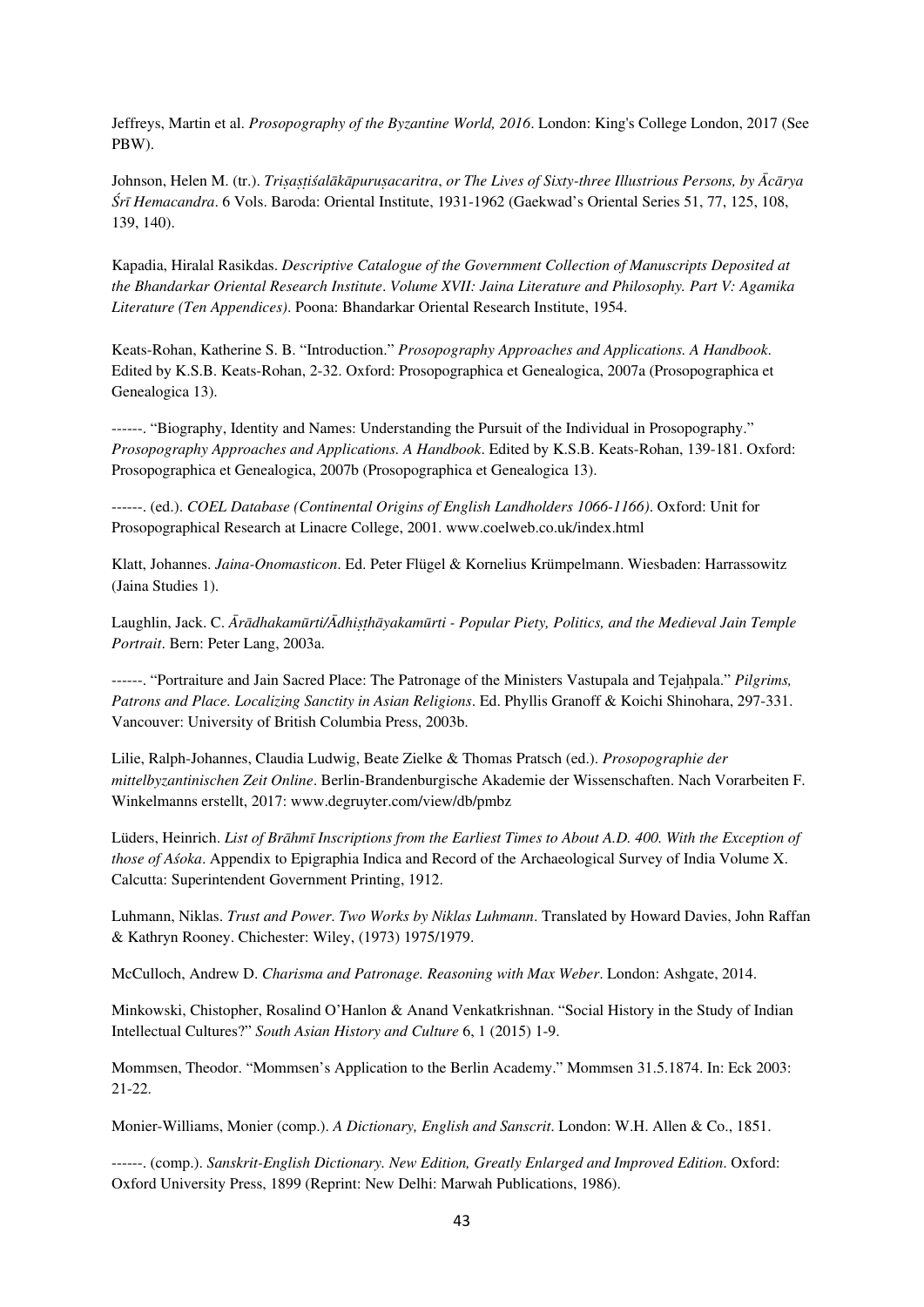Jeffreys, Martin et al. *Prosopography of the Byzantine World, 2016*. London: King's College London, 2017 (See PBW).

Johnson, Helen M. (tr.). *Triṣaṣṭiśalākāpuruṣacaritra, or The Lives of Sixty-three Illustrious Persons, by Ācārya Śrī Hemacandra*. 6 Vols. Baroda: Oriental Institute, 1931-1962 (Gaekwad's Oriental Series 51, 77, 125, 108, 139, 140).

Kapadia, Hiralal Rasikdas. *Descriptive Catalogue of the Government Collection of Manuscripts Deposited at the Bhandarkar Oriental Research Institute. Volume XVII: Jaina Literature and Philosophy. Part V: Agamika Literature (Ten Appendices)*. Poona: Bhandarkar Oriental Research Institute, 1954.

Keats-Rohan, Katherine S. B. "Introduction." *Prosopography Approaches and Applications. A Handbook*. Edited by K.S.B. Keats-Rohan, 2-32. Oxford: Prosopographica et Genealogica, 2007a (Prosopographica et Genealogica 13).

------. "Biography, Identity and Names: Understanding the Pursuit of the Individual in Prosopography." *Prosopography Approaches and Applications. A Handbook*. Edited by K.S.B. Keats-Rohan, 139-181. Oxford: Prosopographica et Genealogica, 2007b (Prosopographica et Genealogica 13).

------. (ed.). *COEL Database (Continental Origins of English Landholders 1066-1166)*. Oxford: Unit for Prosopographical Research at Linacre College, 2001. www.coelweb.co.uk/index.html

Klatt, Johannes. *Jaina-Onomasticon*. Ed. Peter Flügel & Kornelius Krümpelmann. Wiesbaden: Harrassowitz (Jaina Studies 1).

Laughlin, Jack. C. *Ārādhakamūrti/Ādhiṣṭhāyakamūrti - Popular Piety, Politics, and the Medieval Jain Temple Portrait*. Bern: Peter Lang, 2003a.

------. "Portraiture and Jain Sacred Place: The Patronage of the Ministers Vastupala and Tejaḥpala." *Pilgrims, Patrons and Place. Localizing Sanctity in Asian Religions*. Ed. Phyllis Granoff & Koichi Shinohara, 297-331. Vancouver: University of British Columbia Press, 2003b.

Lilie, Ralph-Johannes, Claudia Ludwig, Beate Zielke & Thomas Pratsch (ed.). *Prosopographie der mittelbyzantinischen Zeit Online*. Berlin-Brandenburgische Akademie der Wissenschaften. Nach Vorarbeiten F. Winkelmanns erstellt, 2017: www.degruyter.com/view/db/pmbz

Lüders, Heinrich. *List of Brāhmī Inscriptions from the Earliest Times to About A.D. 400. With the Exception of those of Aśoka*. Appendix to Epigraphia Indica and Record of the Archaeological Survey of India Volume X. Calcutta: Superintendent Government Printing, 1912.

Luhmann, Niklas. *Trust and Power. Two Works by Niklas Luhmann*. Translated by Howard Davies, John Raffan & Kathryn Rooney. Chichester: Wiley, (1973) 1975/1979.

McCulloch, Andrew D. *Charisma and Patronage. Reasoning with Max Weber*. London: Ashgate, 2014.

Minkowski, Chistopher, Rosalind O'Hanlon & Anand Venkatkrishnan. "Social History in the Study of Indian Intellectual Cultures?" *South Asian History and Culture* 6, 1 (2015) 1-9.

Mommsen, Theodor. "Mommsen's Application to the Berlin Academy." Mommsen 31.5.1874. In: Eck 2003: 21-22.

Monier-Williams, Monier (comp.). *A Dictionary, English and Sanscrit*. London: W.H. Allen & Co., 1851.

------. (comp.). *Sanskrit-English Dictionary. New Edition, Greatly Enlarged and Improved Edition*. Oxford: Oxford University Press, 1899 (Reprint: New Delhi: Marwah Publications, 1986).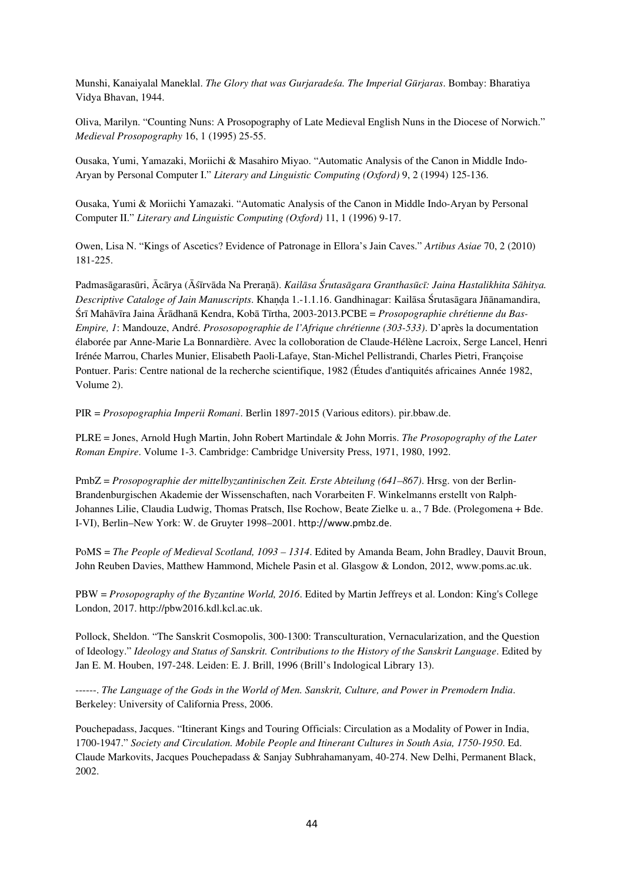Munshi, Kanaiyalal Maneklal. *The Glory that was Gurjaradeśa. The Imperial Gūrjaras*. Bombay: Bharatiya Vidya Bhavan, 1944.

Oliva, Marilyn. "Counting Nuns: A Prosopography of Late Medieval English Nuns in the Diocese of Norwich." *Medieval Prosopography* 16, 1 (1995) 25-55.

Ousaka, Yumi, Yamazaki, Moriichi & Masahiro Miyao. "Automatic Analysis of the Canon in Middle Indo-Aryan by Personal Computer I." *Literary and Linguistic Computing (Oxford)* 9, 2 (1994) 125-136.

Ousaka, Yumi & Moriichi Yamazaki. "Automatic Analysis of the Canon in Middle Indo-Aryan by Personal Computer II." *Literary and Linguistic Computing (Oxford)* 11, 1 (1996) 9-17.

Owen, Lisa N. "Kings of Ascetics? Evidence of Patronage in Ellora's Jain Caves." *Artibus Asiae* 70, 2 (2010) 181-225.

Padmasāgarasūri, Ācārya (Āśīrvāda Na Preraṇā). *Kailāsa Śrutasāgara Granthasūcī: Jaina Hastalikhita Sāhitya. Descriptive Cataloge of Jain Manuscripts*. Khaṇḍa 1.-1.1.16. Gandhinagar: Kailāsa Śrutasāgara Jñānamandira, Śrī Mahāvīra Jaina Ārādhanā Kendra, Kobā Tīrtha, 2003-2013.PCBE = *Prosopographie chrétienne du Bas-Empire, 1*: Mandouze, André. *Prososopographie de l'Afrique chrétienne (303-533)*. D'après la documentation élaborée par Anne-Marie La Bonnardière. Avec la colloboration de Claude-Hélène Lacroix, Serge Lancel, Henri Irénée Marrou, Charles Munier, Elisabeth Paoli-Lafaye, Stan-Michel Pellistrandi, Charles Pietri, Françoise Pontuer. Paris: Centre national de la recherche scientifique, 1982 (Études d'antiquités africaines Année 1982, Volume 2).

PIR = *Prosopographia Imperii Romani*. Berlin 1897-2015 (Various editors). pir.bbaw.de.

PLRE = Jones, Arnold Hugh Martin, John Robert Martindale & John Morris. *The Prosopography of the Later Roman Empire*. Volume 1-3. Cambridge: Cambridge University Press, 1971, 1980, 1992.

PmbZ = *Prosopographie der mittelbyzantinischen Zeit. Erste Abteilung (641–867)*. Hrsg. von der Berlin-Brandenburgischen Akademie der Wissenschaften, nach Vorarbeiten F. Winkelmanns erstellt von Ralph-Johannes Lilie, Claudia Ludwig, Thomas Pratsch, Ilse Rochow, Beate Zielke u. a., 7 Bde. (Prolegomena + Bde. I-VI), Berlin–New York: W. de Gruyter 1998–2001. http://www.pmbz.de.

PoMS = *The People of Medieval Scotland, 1093 – 1314*. Edited by Amanda Beam, John Bradley, Dauvit Broun, John Reuben Davies, Matthew Hammond, Michele Pasin et al. Glasgow & London, 2012, www.poms.ac.uk.

PBW = *Prosopography of the Byzantine World, 2016*. Edited by Martin Jeffreys et al. London: King's College London, 2017. http://pbw2016.kdl.kcl.ac.uk.

Pollock, Sheldon. "The Sanskrit Cosmopolis, 300-1300: Transculturation, Vernacularization, and the Question of Ideology." *Ideology and Status of Sanskrit. Contributions to the History of the Sanskrit Language*. Edited by Jan E. M. Houben, 197-248. Leiden: E. J. Brill, 1996 (Brill's Indological Library 13).

------. *The Language of the Gods in the World of Men. Sanskrit, Culture, and Power in Premodern India*. Berkeley: University of California Press, 2006.

Pouchepadass, Jacques. "Itinerant Kings and Touring Officials: Circulation as a Modality of Power in India, 1700-1947." *Society and Circulation. Mobile People and Itinerant Cultures in South Asia, 1750-1950*. Ed. Claude Markovits, Jacques Pouchepadass & Sanjay Subhrahamanyam, 40-274. New Delhi, Permanent Black, 2002.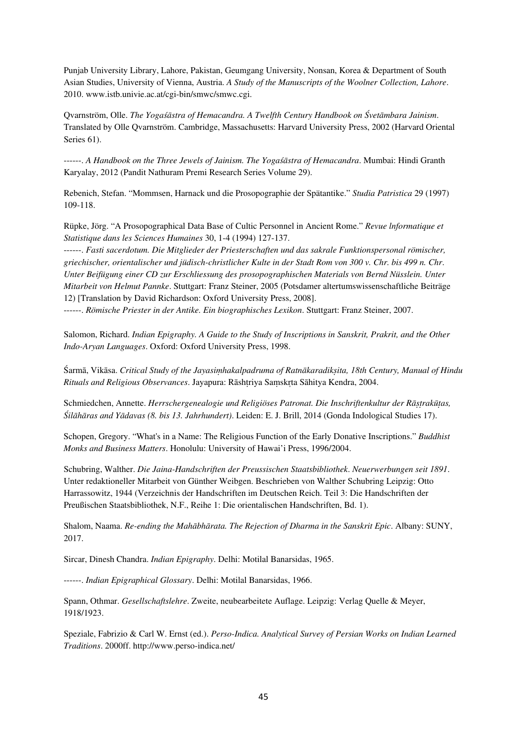Punjab University Library, Lahore, Pakistan, Geumgang University, Nonsan, Korea & Department of South Asian Studies, University of Vienna, Austria. *A Study of the Manuscripts of the Woolner Collection, Lahore*. 2010. www.istb.univie.ac.at/cgi-bin/smwc/smwc.cgi.

Qvarnström, Olle. *The Yogaśāstra of Hemacandra. A Twelfth Century Handbook on Śvetāmbara Jainism*. Translated by Olle Qvarnström. Cambridge, Massachusetts: Harvard University Press, 2002 (Harvard Oriental Series 61).

------. *A Handbook on the Three Jewels of Jainism. The Yogaśāstra of Hemacandra*. Mumbai: Hindi Granth Karyalay, 2012 (Pandit Nathuram Premi Research Series Volume 29).

Rebenich, Stefan. "Mommsen, Harnack und die Prosopographie der Spätantike." *Studia Patristica* 29 (1997) 109-118.

Rüpke, Jörg. "A Prosopographical Data Base of Cultic Personnel in Ancient Rome." *Revue lnformatique et Statistique dans les Sciences Humaines* 30, 1-4 (1994) 127-137.
------. *Fasti sacerdotum. Die Mitglieder der Priesterschaften und das sakrale Funktionspersonal römischer, griechischer, orientalischer und jüdisch-christlicher Kulte in der Stadt Rom von 300 v. Chr. bis 499 n. Chr. Unter Beifügung einer CD zur Erschliessung des prosopographischen Materials von Bernd Nüsslein. Unter Mitarbeit von Helmut Pannke*. Stuttgart: Franz Steiner, 2005 (Potsdamer altertumswissenschaftliche Beiträge 12) [Translation by David Richardson: Oxford University Press, 2008].
------. *Römische Priester in der Antike. Ein biographisches Lexikon*. Stuttgart: Franz Steiner, 2007.

Salomon, Richard. *Indian Epigraphy. A Guide to the Study of Inscriptions in Sanskrit, Prakrit, and the Other Indo-Aryan Languages*. Oxford: Oxford University Press, 1998.

Śarmā, Vikāsa. *Critical Study of the Jayasiṃhakalpadruma of Ratnākaradikṣita, 18th Century, Manual of Hindu Rituals and Religious Observances*. Jayapura: Rāshṭriya Saṃskṛta Sāhitya Kendra, 2004.

Schmiedchen, Annette. *Herrschergenealogie und Religiöses Patronat. Die Inschriftenkultur der Rāṣṭrakūṭas, Śilāhāras and Yādavas (8. bis 13. Jahrhundert)*. Leiden: E. J. Brill, 2014 (Gonda Indological Studies 17).

Schopen, Gregory. "What's in a Name: The Religious Function of the Early Donative Inscriptions." *Buddhist Monks and Business Matters*. Honolulu: University of Hawai'i Press, 1996/2004.

Schubring, Walther. *Die Jaina-Handschriften der Preussischen Staatsbibliothek. Neuerwerbungen seit 1891*. Unter redaktioneller Mitarbeit von Günther Weibgen. Beschrieben von Walther Schubring Leipzig: Otto Harrassowitz, 1944 (Verzeichnis der Handschriften im Deutschen Reich. Teil 3: Die Handschriften der Preußischen Staatsbibliothek, N.F., Reihe 1: Die orientalischen Handschriften, Bd. 1).

Shalom, Naama. *Re-ending the Mahābhārata. The Rejection of Dharma in the Sanskrit Epic*. Albany: SUNY, 2017.

Sircar, Dinesh Chandra. *Indian Epigraphy*. Delhi: Motilal Banarsidas, 1965.

------. *Indian Epigraphical Glossary*. Delhi: Motilal Banarsidas, 1966.

Spann, Othmar. *Gesellschaftslehre*. Zweite, neubearbeitete Auflage. Leipzig: Verlag Quelle & Meyer, 1918/1923.

Speziale, Fabrizio & Carl W. Ernst (ed.). *Perso-Indica. Analytical Survey of Persian Works on Indian Learned Traditions*. 2000ff. http://www.perso-indica.net/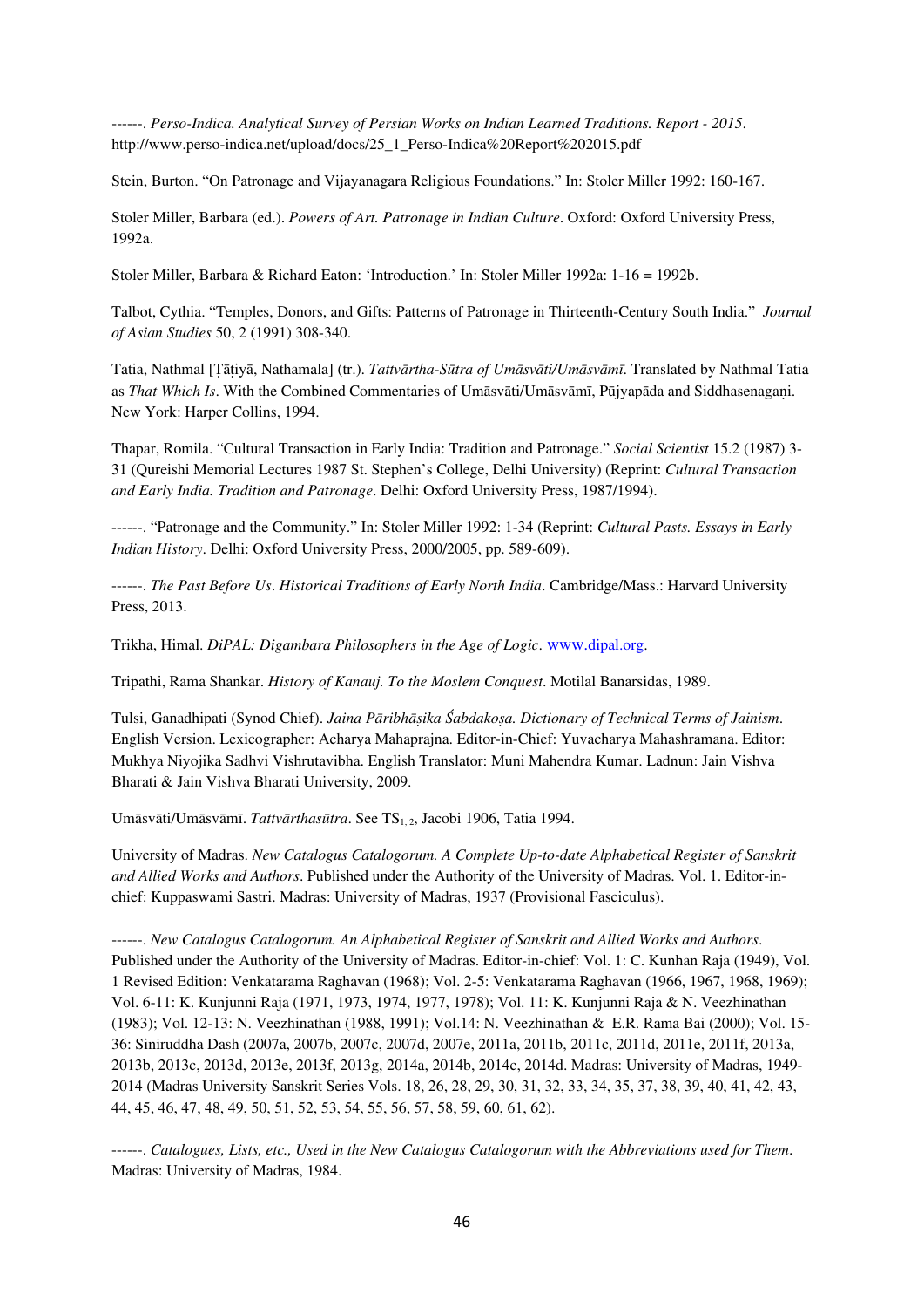------. *Perso-Indica. Analytical Survey of Persian Works on Indian Learned Traditions. Report - 2015*. http://www.perso-indica.net/upload/docs/25_1_Perso-Indica%20Report%202015.pdf

Stein, Burton. "On Patronage and Vijayanagara Religious Foundations." In: Stoler Miller 1992: 160-167.

Stoler Miller, Barbara (ed.). *Powers of Art. Patronage in Indian Culture*. Oxford: Oxford University Press, 1992a.

Stoler Miller, Barbara & Richard Eaton: 'Introduction.' In: Stoler Miller 1992a: 1-16 = 1992b.

Talbot, Cythia. "Temples, Donors, and Gifts: Patterns of Patronage in Thirteenth-Century South India." *Journal of Asian Studies* 50, 2 (1991) 308-340.

Tatia, Nathmal [Ṭāṭiyā, Nathamala] (tr.). *Tattvārtha-Sūtra of Umāsvāti/Umāsvāmī.* Translated by Nathmal Tatia as *That Which Is*. With the Combined Commentaries of Umāsvāti/Umāsvāmī, Pūjyapāda and Siddhasenagaṇi. New York: Harper Collins, 1994.

Thapar, Romila. "Cultural Transaction in Early India: Tradition and Patronage." *Social Scientist* 15.2 (1987) 3-31 (Qureishi Memorial Lectures 1987 St. Stephen's College, Delhi University) (Reprint: *Cultural Transaction and Early India. Tradition and Patronage*. Delhi: Oxford University Press, 1987/1994).

------. "Patronage and the Community." In: Stoler Miller 1992: 1-34 (Reprint: *Cultural Pasts. Essays in Early Indian History*. Delhi: Oxford University Press, 2000/2005, pp. 589-609).

------. *The Past Before Us*. *Historical Traditions of Early North India*. Cambridge/Mass.: Harvard University Press, 2013.

Trikha, Himal. *DiPAL: Digambara Philosophers in the Age of Logic*. www.dipal.org.

Tripathi, Rama Shankar. *History of Kanauj. To the Moslem Conquest*. Motilal Banarsidas, 1989.

Tulsi, Ganadhipati (Synod Chief). *Jaina Pāribhāṣika Śabdakoṣa. Dictionary of Technical Terms of Jainism*. English Version. Lexicographer: Acharya Mahaprajna. Editor-in-Chief: Yuvacharya Mahashramana. Editor: Mukhya Niyojika Sadhvi Vishrutavibha. English Translator: Muni Mahendra Kumar. Ladnun: Jain Vishva Bharati & Jain Vishva Bharati University, 2009.

Umāsvāti/Umāsvāmī. *Tattvārthasūtra*. See $TS_{1,2}$, Jacobi 1906, Tatia 1994.

University of Madras. *New Catalogus Catalogorum. A Complete Up-to-date Alphabetical Register of Sanskrit and Allied Works and Authors*. Published under the Authority of the University of Madras. Vol. 1. Editor-in-chief: Kuppaswami Sastri. Madras: University of Madras, 1937 (Provisional Fasciculus).

------. *New Catalogus Catalogorum. An Alphabetical Register of Sanskrit and Allied Works and Authors*. Published under the Authority of the University of Madras. Editor-in-chief: Vol. 1: C. Kunhan Raja (1949), Vol. 1 Revised Edition: Venkatarama Raghavan (1968); Vol. 2-5: Venkatarama Raghavan (1966, 1967, 1968, 1969); Vol. 6-11: K. Kunjunni Raja (1971, 1973, 1974, 1977, 1978); Vol. 11: K. Kunjunni Raja & N. Veezhinathan (1983); Vol. 12-13: N. Veezhinathan (1988, 1991); Vol.14: N. Veezhinathan & E.R. Rama Bai (2000); Vol. 15-36: Siniruddha Dash (2007a, 2007b, 2007c, 2007d, 2007e, 2011a, 2011b, 2011c, 2011d, 2011e, 2011f, 2013a, 2013b, 2013c, 2013d, 2013e, 2013f, 2013g, 2014a, 2014b, 2014c, 2014d. Madras: University of Madras, 1949-2014 (Madras University Sanskrit Series Vols. 18, 26, 28, 29, 30, 31, 32, 33, 34, 35, 37, 38, 39, 40, 41, 42, 43, 44, 45, 46, 47, 48, 49, 50, 51, 52, 53, 54, 55, 56, 57, 58, 59, 60, 61, 62).

------. *Catalogues, Lists, etc., Used in the New Catalogus Catalogorum with the Abbreviations used for Them*. Madras: University of Madras, 1984.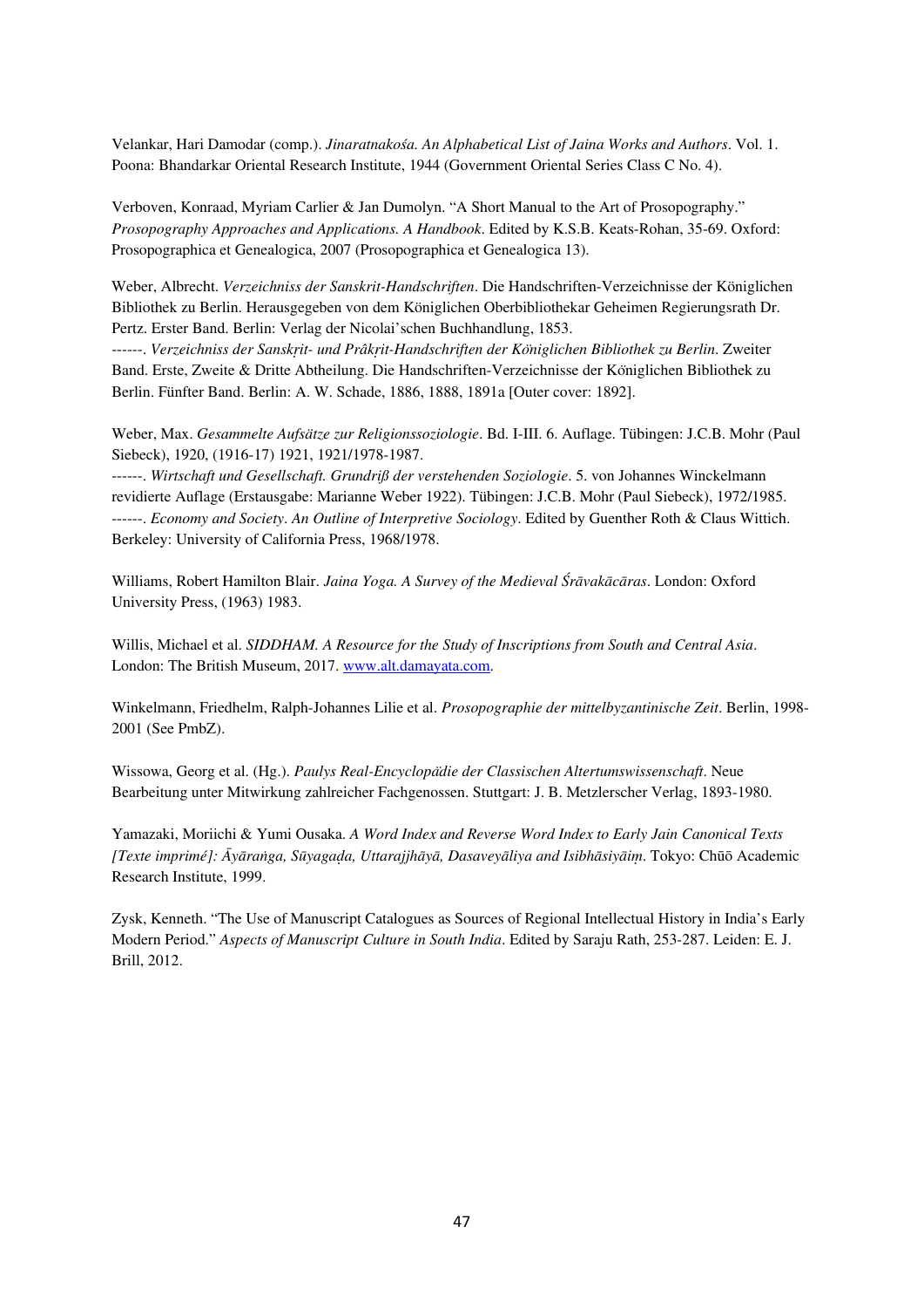Velankar, Hari Damodar (comp.). *Jinaratnakośa. An Alphabetical List of Jaina Works and Authors*. Vol. 1. Poona: Bhandarkar Oriental Research Institute, 1944 (Government Oriental Series Class C No. 4).

Verboven, Konraad, Myriam Carlier & Jan Dumolyn. "A Short Manual to the Art of Prosopography." *Prosopography Approaches and Applications. A Handbook*. Edited by K.S.B. Keats-Rohan, 35-69. Oxford: Prosopographica et Genealogica, 2007 (Prosopographica et Genealogica 13).

Weber, Albrecht. *Verzeichniss der Sanskrit-Handschriften*. Die Handschriften-Verzeichnisse der Königlichen Bibliothek zu Berlin. Herausgegeben von dem Königlichen Oberbibliothekar Geheimen Regierungsrath Dr. Pertz. Erster Band. Berlin: Verlag der Nicolai'schen Buchhandlung, 1853.
------. *Verzeichniss der Sanskṛit- und Prâkṛit-Handschriften der Königlichen Bibliothek zu Berlin*. Zweiter Band. Erste, Zweite & Dritte Abtheilung. Die Handschriften-Verzeichnisse der Königlichen Bibliothek zu Berlin. Fünfter Band. Berlin: A. W. Schade, 1886, 1888, 1891a [Outer cover: 1892].

Weber, Max. *Gesammelte Aufsätze zur Religionssoziologie*. Bd. I-III. 6. Auflage. Tübingen: J.C.B. Mohr (Paul Siebeck), 1920, (1916-17) 1921, 1921/1978-1987.
------. *Wirtschaft und Gesellschaft. Grundriß der verstehenden Soziologie*. 5. von Johannes Winckelmann revidierte Auflage (Erstausgabe: Marianne Weber 1922). Tübingen: J.C.B. Mohr (Paul Siebeck), 1972/1985.
------. *Economy and Society. An Outline of Interpretive Sociology*. Edited by Guenther Roth & Claus Wittich. Berkeley: University of California Press, 1968/1978.

Williams, Robert Hamilton Blair. *Jaina Yoga. A Survey of the Medieval Śrāvakācāras*. London: Oxford University Press, (1963) 1983.

Willis, Michael et al. *SIDDHAM. A Resource for the Study of Inscriptions from South and Central Asia*. London: The British Museum, 2017. www.alt.damayata.com.

Winkelmann, Friedhelm, Ralph-Johannes Lilie et al. *Prosopographie der mittelbyzantinische Zeit*. Berlin, 1998-2001 (See PmbZ).

Wissowa, Georg et al. (Hg.). *Paulys Real-Encyclopädie der Classischen Altertumswissenschaft*. Neue Bearbeitung unter Mitwirkung zahlreicher Fachgenossen. Stuttgart: J. B. Metzlerscher Verlag, 1893-1980.

Yamazaki, Moriichi & Yumi Ousaka. *A Word Index and Reverse Word Index to Early Jain Canonical Texts [Texte imprimé]: Āyāraṅga, Sūyagaḍa, Uttarajjhāyā, Dasaveyāliya and Isibhāsiyāiṃ*. Tokyo: Chūō Academic Research Institute, 1999.

Zysk, Kenneth. "The Use of Manuscript Catalogues as Sources of Regional Intellectual History in India's Early Modern Period." *Aspects of Manuscript Culture in South India*. Edited by Saraju Rath, 253-287. Leiden: E. J. Brill, 2012.